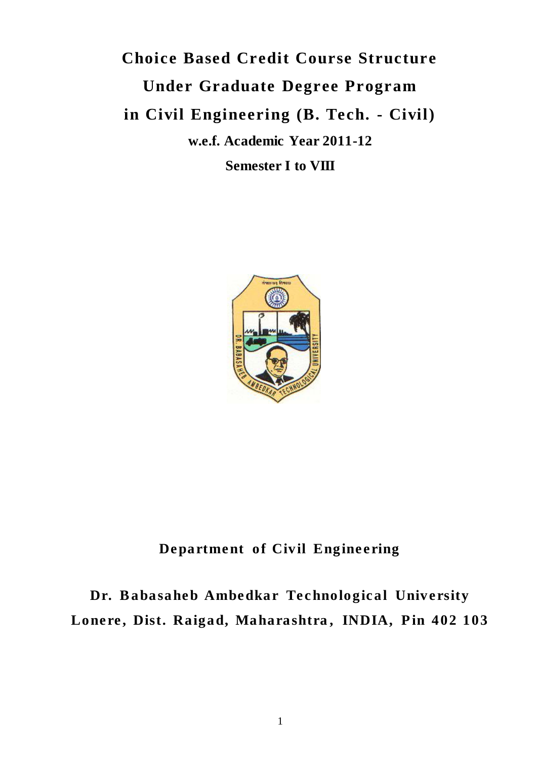# Choice Based Credit Course Structure

# Under Graduate Degree Program

# in Civil Engineering (B. Tech. - Civil)

**w.e.f. Academic Year 2011-12**

**Semester I to VIII**

## Department of Civil Engineering

## Dr. Babasaheb Ambedkar Technological University

## Lonere, Dist. Raigad, Maharashtra, INDIA, Pin 402 103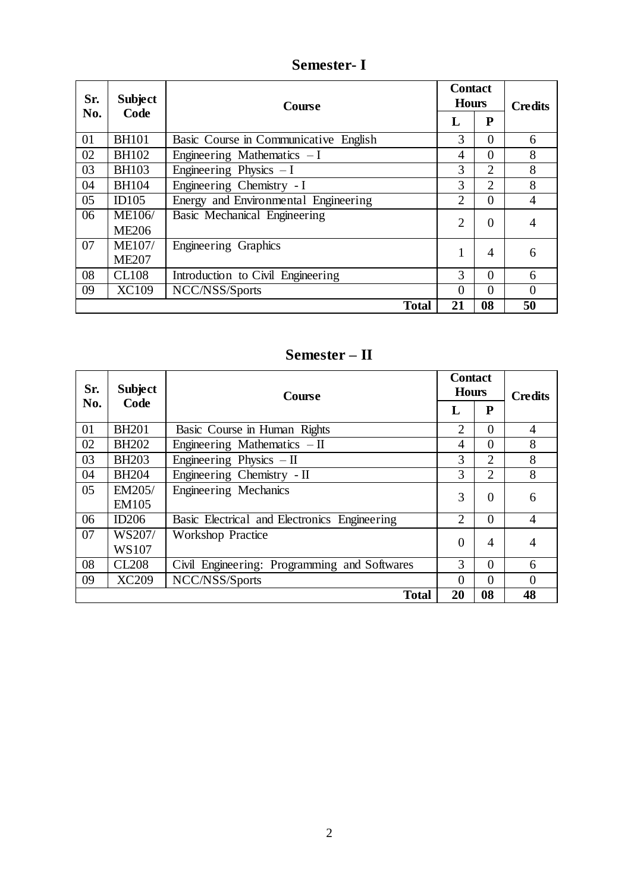## Semester- I

| Sr. No. | Subject Code | Course | Contact Hours | | Credits |
|---|---|---|---|---|---|
| | | | L | P | |
| 01 | BH101 | Basic Course in Communicative English | 3 | 0 | 6 |
| 02 | BH102 | Engineering Mathematics – I | 4 | 0 | 8 |
| 03 | BH103 | Engineering Physics – I | 3 | 2 | 8 |
| 04 | BH104 | Engineering Chemistry - I | 3 | 2 | 8 |
| 05 | ID105 | Energy and Environmental Engineering | 2 | 0 | 4 |
| 06 | ME106/ ME206 | Basic Mechanical Engineering | 2 | 0 | 4 |
| 07 | ME107/ ME207 | Engineering Graphics | 1 | 4 | 6 |
| 08 | CL108 | Introduction to Civil Engineering | 3 | 0 | 6 |
| 09 | XC109 | NCC/NSS/Sports | 0 | 0 | 0 |
| | | **Total** | **21** | **08** | **50** |

## Semester – II

| Sr. No. | Subject Code | Course | Contact Hours | | Credits |
|---|---|---|---|---|---|
| | | | L | P | |
| 01 | BH201 | Basic Course in Human Rights | 2 | 0 | 4 |
| 02 | BH202 | Engineering Mathematics – II | 4 | 0 | 8 |
| 03 | BH203 | Engineering Physics – II | 3 | 2 | 8 |
| 04 | BH204 | Engineering Chemistry - II | 3 | 2 | 8 |
| 05 | EM205/ EM105 | Engineering Mechanics | 3 | 0 | 6 |
| 06 | ID206 | Basic Electrical and Electronics Engineering | 2 | 0 | 4 |
| 07 | WS207/ WS107 | Workshop Practice | 0 | 4 | 4 |
| 08 | CL208 | Civil Engineering: Programming and Softwares | 3 | 0 | 6 |
| 09 | XC209 | NCC/NSS/Sports | 0 | 0 | 0 |
| | | **Total** | **20** | **08** | **48** |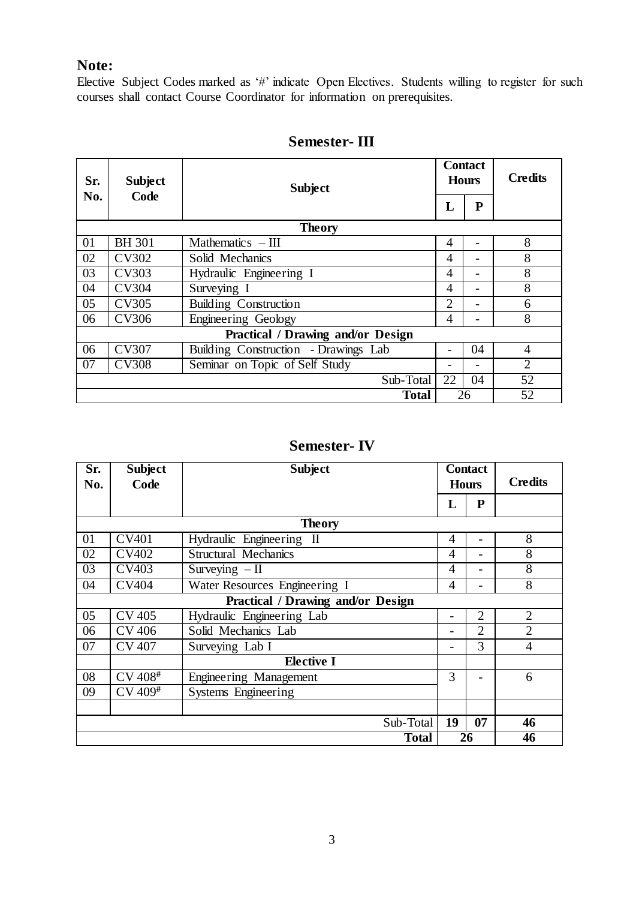**Note:**
Elective Subject Codes marked as '#' indicate Open Electives. Students willing to register for such courses shall contact Course Coordinator for information on prerequisites.

## Semester- III

| Sr. No. | Subject Code | Subject | Contact Hours | | Credits |
|---|---|---|---|---|---|
| | | | L | P | |
| | | **Theory** | | | |
| 01 | BH 301 | Mathematics – III | 4 | - | 8 |
| 02 | CV302 | Solid Mechanics | 4 | - | 8 |
| 03 | CV303 | Hydraulic Engineering I | 4 | - | 8 |
| 04 | CV304 | Surveying I | 4 | - | 8 |
| 05 | CV305 | Building Construction | 2 | - | 6 |
| 06 | CV306 | Engineering Geology | 4 | - | 8 |
| | | **Practical / Drawing and/or Design** | | | |
| 06 | CV307 | Building Construction - Drawings Lab | - | 04 | 4 |
| 07 | CV308 | Seminar on Topic of Self Study | - | - | 2 |
| | | Sub-Total | 22 | 04 | 52 |
| | | **Total** | 26 | | 52 |

## Semester- IV

| Sr. No. | Subject Code | Subject | Contact Hours | | Credits |
|---|---|---|---|---|---|
| | | | L | P | |
| | | **Theory** | | | |
| 01 | CV401 | Hydraulic Engineering II | 4 | - | 8 |
| 02 | CV402 | Structural Mechanics | 4 | - | 8 |
| 03 | CV403 | Surveying – II | 4 | - | 8 |
| 04 | CV404 | Water Resources Engineering I | 4 | - | 8 |
| | | **Practical / Drawing and/or Design** | | | |
| 05 | CV 405 | Hydraulic Engineering Lab | - | 2 | 2 |
| 06 | CV 406 | Solid Mechanics Lab | - | 2 | 2 |
| 07 | CV 407 | Surveying Lab I | - | 3 | 4 |
| | | **Elective I** | | | |
| 08 | CV 408# | Engineering Management | 3 | - | 6 |
| 09 | CV 409# | Systems Engineering | | | |
| | | | | | |
| | | Sub-Total | **19** | **07** | **46** |
| | | **Total** | **26** | | **46** |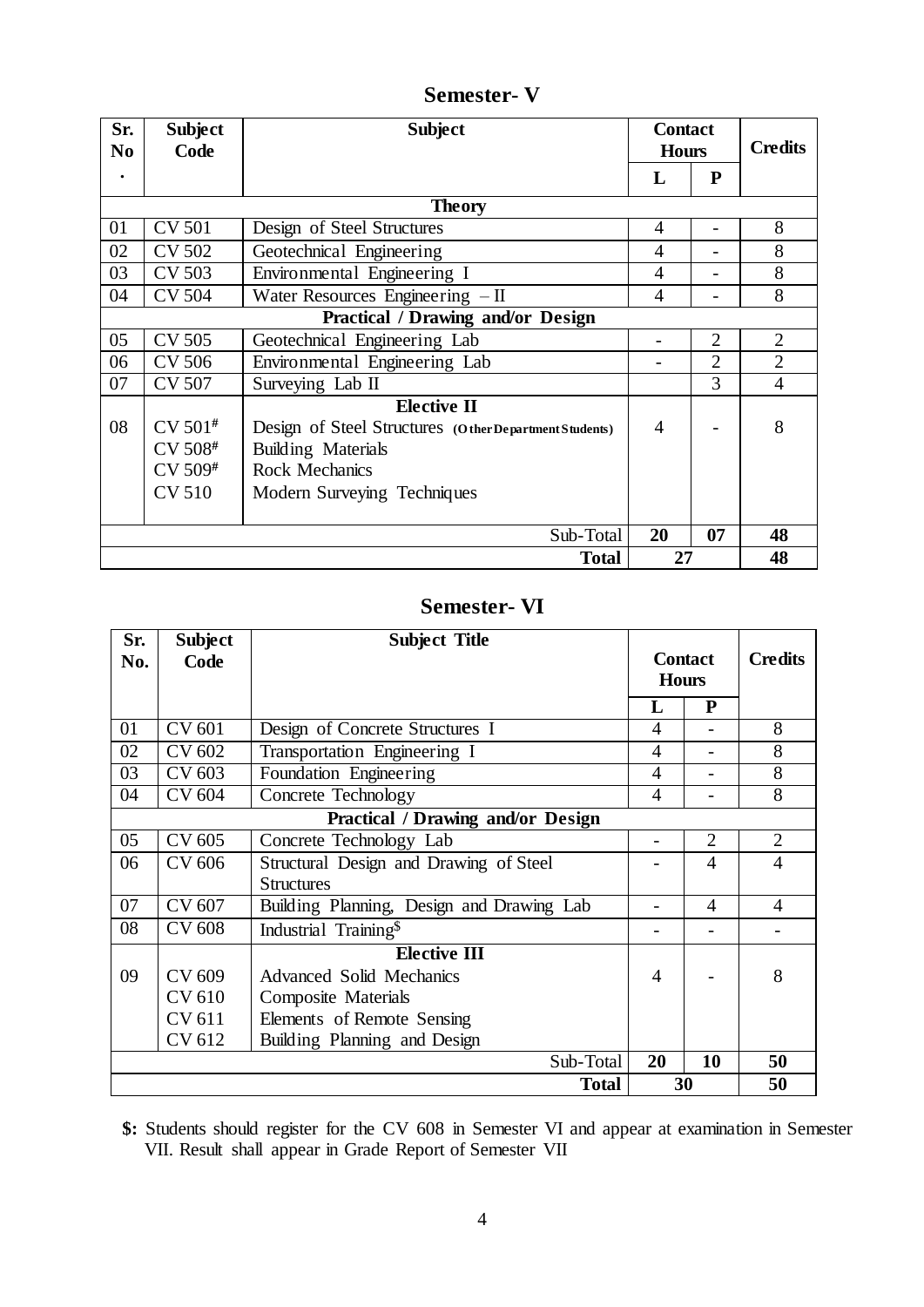## Semester- V

| Sr. No. | Subject Code | Subject | Contact Hours | | Credits |
|---|---|---|---|---|---|
| | | | L | P | |
| | | **Theory** | | | |
| 01 | CV 501 | Design of Steel Structures | 4 | - | 8 |
| 02 | CV 502 | Geotechnical Engineering | 4 | - | 8 |
| 03 | CV 503 | Environmental Engineering I | 4 | - | 8 |
| 04 | CV 504 | Water Resources Engineering – II | 4 | - | 8 |
| | | **Practical / Drawing and/or Design** | | | |
| 05 | CV 505 | Geotechnical Engineering Lab | - | 2 | 2 |
| 06 | CV 506 | Environmental Engineering Lab | - | 2 | 2 |
| 07 | CV 507 | Surveying Lab II | | 3 | 4 |
| 08 | CV 501#<br>CV 508#<br>CV 509#<br>CV 510 | **Elective II**<br>Design of Steel Structures (Other Department Students)<br>Building Materials<br>Rock Mechanics<br>Modern Surveying Techniques | 4 | - | 8 |
| | | Sub-Total | **20** | **07** | **48** |
| | | **Total** | **27** | | **48** |

## Semester- VI

| Sr. No. | Subject Code | Subject Title | Contact Hours | | Credits |
|---|---|---|---|---|---|
| | | | L | P | |
| 01 | CV 601 | Design of Concrete Structures I | 4 | - | 8 |
| 02 | CV 602 | Transportation Engineering I | 4 | - | 8 |
| 03 | CV 603 | Foundation Engineering | 4 | - | 8 |
| 04 | CV 604 | Concrete Technology | 4 | - | 8 |
| | | **Practical / Drawing and/or Design** | | | |
| 05 | CV 605 | Concrete Technology Lab | - | 2 | 2 |
| 06 | CV 606 | Structural Design and Drawing of Steel Structures | - | 4 | 4 |
| 07 | CV 607 | Building Planning, Design and Drawing Lab | - | 4 | 4 |
| 08 | CV 608 | Industrial Training$ | - | - | - |
| 09 | CV 609<br>CV 610<br>CV 611<br>CV 612 | **Elective III**<br>Advanced Solid Mechanics<br>Composite Materials<br>Elements of Remote Sensing<br>Building Planning and Design | 4 | - | 8 |
| | | Sub-Total | **20** | **10** | **50** |
| | | **Total** | **30** | | **50** |

**$:** Students should register for the CV 608 in Semester VI and appear at examination in Semester VII. Result shall appear in Grade Report of Semester VII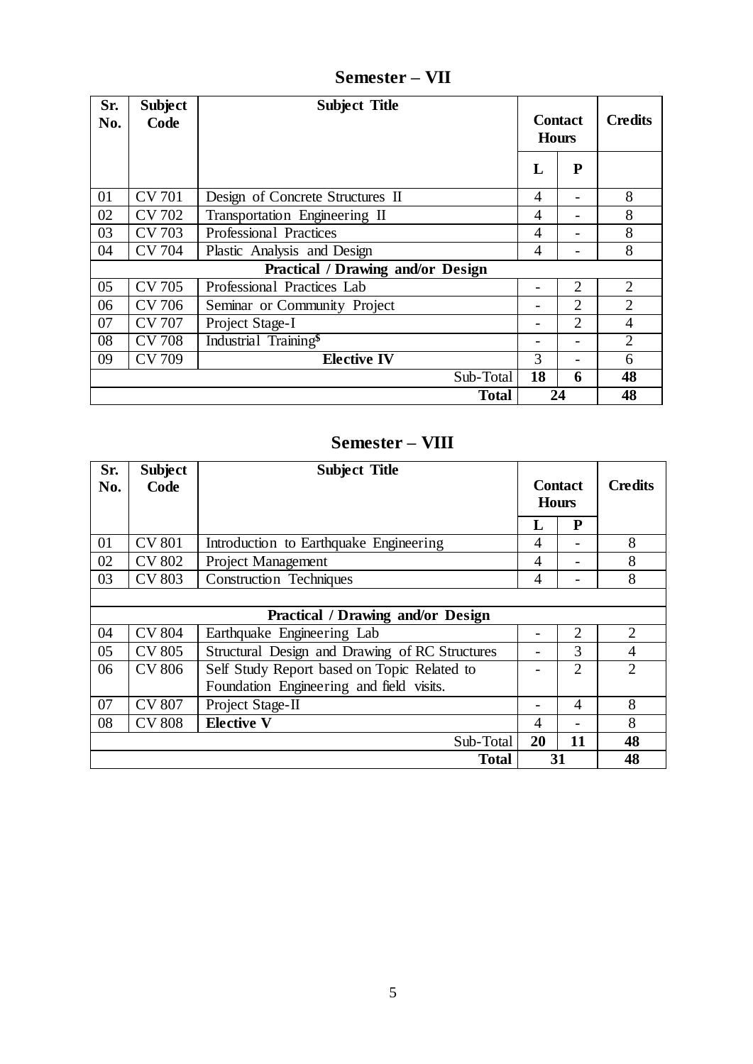## Semester – VII

| Sr. No. | Subject Code | Subject Title | Contact Hours | | Credits |
|---|---|---|---|---|---|
| | | | L | P | |
| 01 | CV 701 | Design of Concrete Structures II | 4 | - | 8 |
| 02 | CV 702 | Transportation Engineering II | 4 | - | 8 |
| 03 | CV 703 | Professional Practices | 4 | - | 8 |
| 04 | CV 704 | Plastic Analysis and Design | 4 | - | 8 |
| | | **Practical / Drawing and/or Design** | | | |
| 05 | CV 705 | Professional Practices Lab | - | 2 | 2 |
| 06 | CV 706 | Seminar or Community Project | - | 2 | 2 |
| 07 | CV 707 | Project Stage-I | - | 2 | 4 |
| 08 | CV 708 | Industrial Training$ | - | - | 2 |
| 09 | CV 709 | **Elective IV** | 3 | - | 6 |
| | | Sub-Total | **18** | **6** | **48** |
| | | **Total** | **24** | | **48** |

## Semester – VIII

| Sr. No. | Subject Code | Subject Title | Contact Hours | | Credits |
|---|---|---|---|---|---|
| | | | L | P | |
| 01 | CV 801 | Introduction to Earthquake Engineering | 4 | - | 8 |
| 02 | CV 802 | Project Management | 4 | - | 8 |
| 03 | CV 803 | Construction Techniques | 4 | - | 8 |
| | | **Practical / Drawing and/or Design** | | | |
| 04 | CV 804 | Earthquake Engineering Lab | - | 2 | 2 |
| 05 | CV 805 | Structural Design and Drawing of RC Structures | - | 3 | 4 |
| 06 | CV 806 | Self Study Report based on Topic Related to Foundation Engineering and field visits. | - | 2 | 2 |
| 07 | CV 807 | Project Stage-II | - | 4 | 8 |
| 08 | CV 808 | **Elective V** | 4 | - | 8 |
| | | Sub-Total | **20** | **11** | **48** |
| | | **Total** | **31** | | **48** |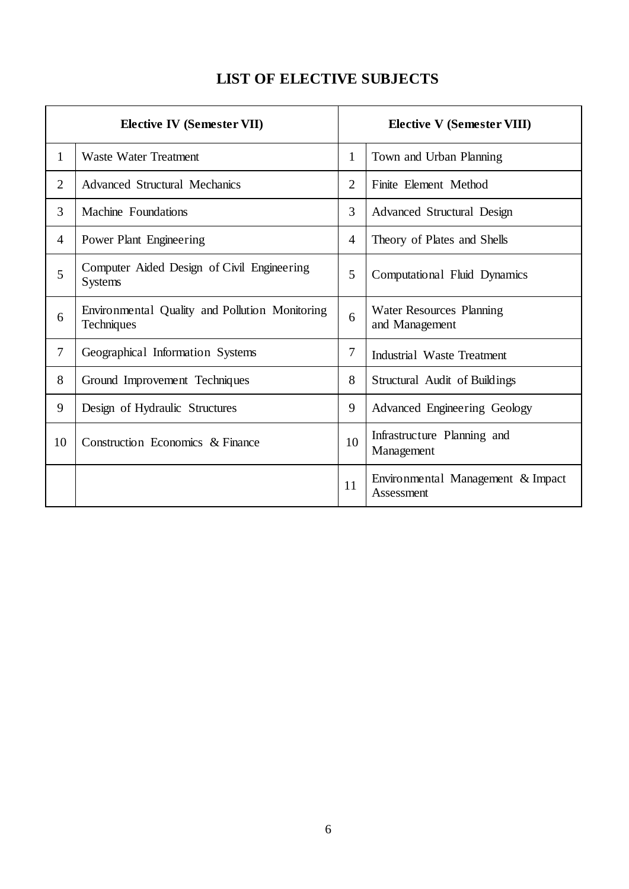# LIST OF ELECTIVE SUBJECTS

| Elective IV (Semester VII) | | Elective V (Semester VIII) | |
|---|---|---|---|
| 1 | Waste Water Treatment | 1 | Town and Urban Planning |
| 2 | Advanced Structural Mechanics | 2 | Finite Element Method |
| 3 | Machine Foundations | 3 | Advanced Structural Design |
| 4 | Power Plant Engineering | 4 | Theory of Plates and Shells |
| 5 | Computer Aided Design of Civil Engineering Systems | 5 | Computational Fluid Dynamics |
| 6 | Environmental Quality and Pollution Monitoring Techniques | 6 | Water Resources Planning and Management |
| 7 | Geographical Information Systems | 7 | Industrial Waste Treatment |
| 8 | Ground Improvement Techniques | 8 | Structural Audit of Buildings |
| 9 | Design of Hydraulic Structures | 9 | Advanced Engineering Geology |
| 10 | Construction Economics & Finance | 10 | Infrastructure Planning and Management |
| | | 11 | Environmental Management & Impact Assessment |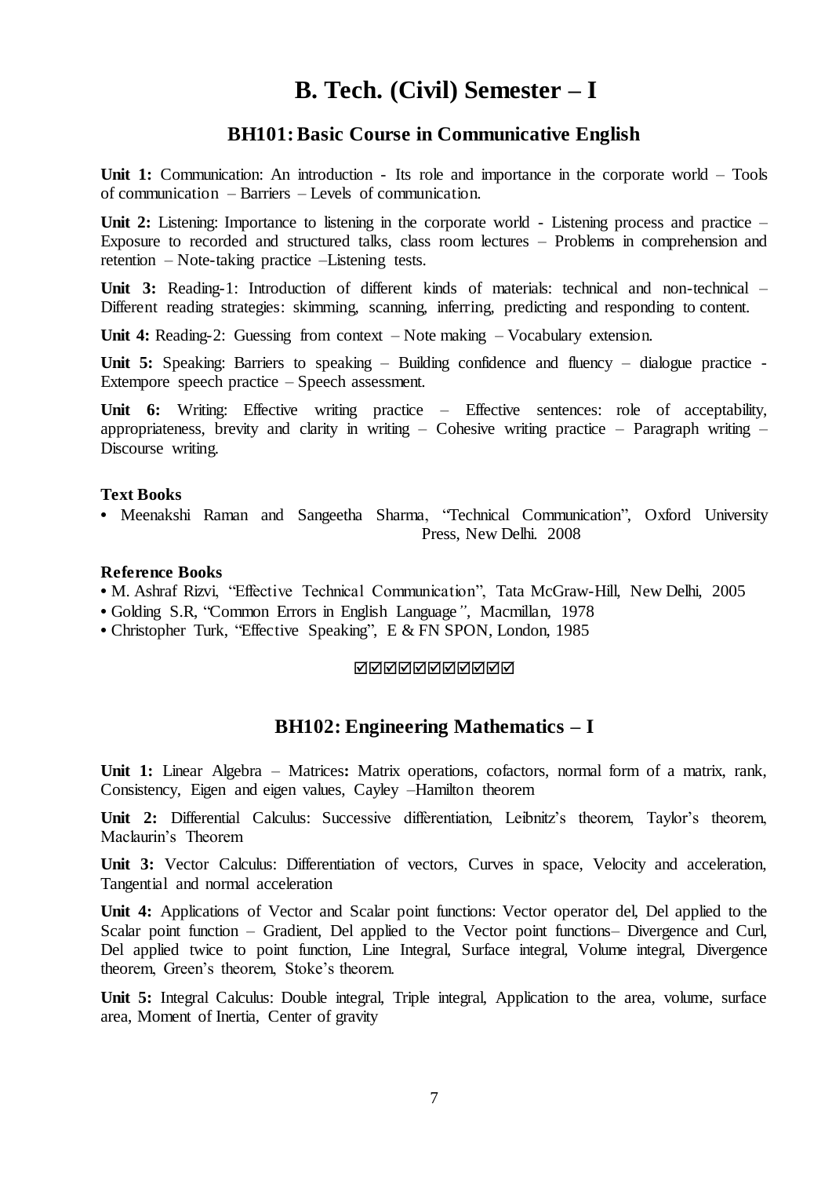# B. Tech. (Civil) Semester – I

## BH101: Basic Course in Communicative English

**Unit 1:** Communication: An introduction - Its role and importance in the corporate world – Tools of communication – Barriers – Levels of communication.

**Unit 2:** Listening: Importance to listening in the corporate world - Listening process and practice – Exposure to recorded and structured talks, class room lectures – Problems in comprehension and retention – Note-taking practice –Listening tests.

**Unit 3:** Reading-1: Introduction of different kinds of materials: technical and non-technical – Different reading strategies: skimming, scanning, inferring, predicting and responding to content.

**Unit 4:** Reading-2: Guessing from context – Note making – Vocabulary extension.

**Unit 5:** Speaking: Barriers to speaking – Building confidence and fluency – dialogue practice - Extempore speech practice – Speech assessment.

**Unit 6:** Writing: Effective writing practice – Effective sentences: role of acceptability, appropriateness, brevity and clarity in writing – Cohesive writing practice – Paragraph writing – Discourse writing.

**Text Books**

- Meenakshi Raman and Sangeetha Sharma, "Technical Communication", Oxford University Press, New Delhi. 2008

**Reference Books**

- M. Ashraf Rizvi, "Effective Technical Communication", Tata McGraw-Hill, New Delhi, 2005
- Golding S.R, "Common Errors in English Language", Macmillan, 1978
- Christopher Turk, "Effective Speaking", E & FN SPON, London, 1985

☑☑☑☑☑☑☑☑☑☑☑

## BH102: Engineering Mathematics – I

**Unit 1:** Linear Algebra – Matrices**:** Matrix operations, cofactors, normal form of a matrix, rank, Consistency, Eigen and eigen values, Cayley –Hamilton theorem

**Unit 2:** Differential Calculus: Successive differentiation, Leibnitz's theorem, Taylor's theorem, Maclaurin's Theorem

**Unit 3:** Vector Calculus: Differentiation of vectors, Curves in space, Velocity and acceleration, Tangential and normal acceleration

**Unit 4:** Applications of Vector and Scalar point functions: Vector operator del, Del applied to the Scalar point function – Gradient, Del applied to the Vector point functions– Divergence and Curl, Del applied twice to point function, Line Integral, Surface integral, Volume integral, Divergence theorem, Green's theorem, Stoke's theorem.

**Unit 5:** Integral Calculus: Double integral, Triple integral, Application to the area, volume, surface area, Moment of Inertia, Center of gravity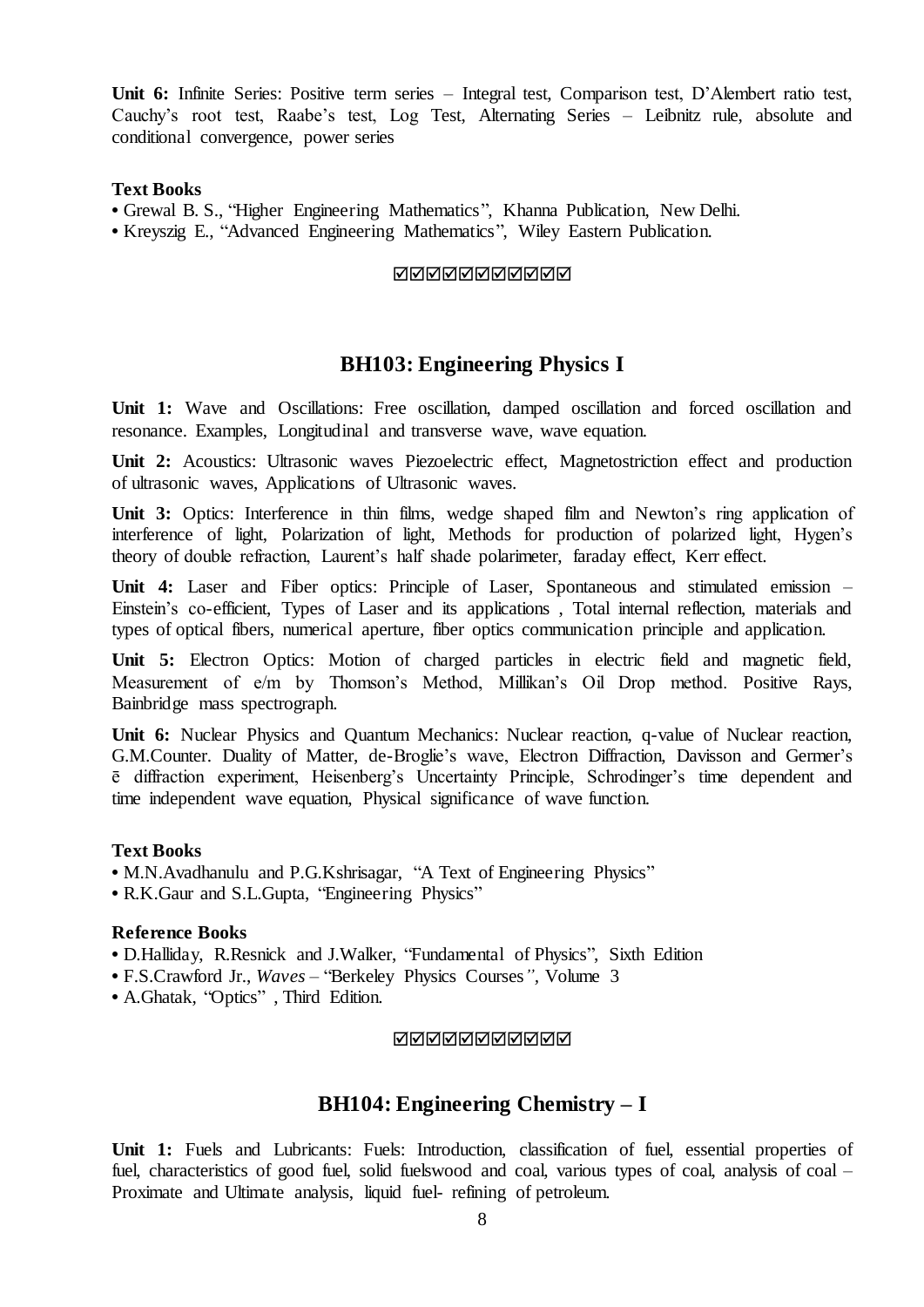**Unit 6:** Infinite Series: Positive term series – Integral test, Comparison test, D'Alembert ratio test, Cauchy's root test, Raabe's test, Log Test, Alternating Series – Leibnitz rule, absolute and conditional convergence, power series

**Text Books**

- Grewal B. S., "Higher Engineering Mathematics", Khanna Publication, New Delhi.
- Kreyszig E., "Advanced Engineering Mathematics", Wiley Eastern Publication.

☑☑☑☑☑☑☑☑☑☑☑

## BH103: Engineering Physics I

**Unit 1:** Wave and Oscillations: Free oscillation, damped oscillation and forced oscillation and resonance. Examples, Longitudinal and transverse wave, wave equation.

**Unit 2:** Acoustics: Ultrasonic waves Piezoelectric effect, Magnetostriction effect and production of ultrasonic waves, Applications of Ultrasonic waves.

**Unit 3:** Optics: Interference in thin films, wedge shaped film and Newton's ring application of interference of light, Polarization of light, Methods for production of polarized light, Hygen's theory of double refraction, Laurent's half shade polarimeter, faraday effect, Kerr effect.

**Unit 4:** Laser and Fiber optics: Principle of Laser, Spontaneous and stimulated emission – Einstein's co-efficient, Types of Laser and its applications , Total internal reflection, materials and types of optical fibers, numerical aperture, fiber optics communication principle and application.

**Unit 5:** Electron Optics: Motion of charged particles in electric field and magnetic field, Measurement of e/m by Thomson's Method, Millikan's Oil Drop method. Positive Rays, Bainbridge mass spectrograph.

**Unit 6:** Nuclear Physics and Quantum Mechanics: Nuclear reaction, q-value of Nuclear reaction, G.M.Counter. Duality of Matter, de-Broglie's wave, Electron Diffraction, Davisson and Germer's ē diffraction experiment, Heisenberg's Uncertainty Principle, Schrodinger's time dependent and time independent wave equation, Physical significance of wave function.

**Text Books**

- M.N.Avadhanulu and P.G.Kshrisagar, "A Text of Engineering Physics"
- R.K.Gaur and S.L.Gupta, "Engineering Physics"

**Reference Books**

- D.Halliday, R.Resnick and J.Walker, "Fundamental of Physics", Sixth Edition
- F.S.Crawford Jr., *Waves* – "Berkeley Physics Courses*",* Volume 3
- A.Ghatak, "Optics" , Third Edition.

☑☑☑☑☑☑☑☑☑☑☑

## BH104: Engineering Chemistry – I

**Unit 1:** Fuels and Lubricants: Fuels: Introduction, classification of fuel, essential properties of fuel, characteristics of good fuel, solid fuelswood and coal, various types of coal, analysis of coal – Proximate and Ultimate analysis, liquid fuel- refining of petroleum.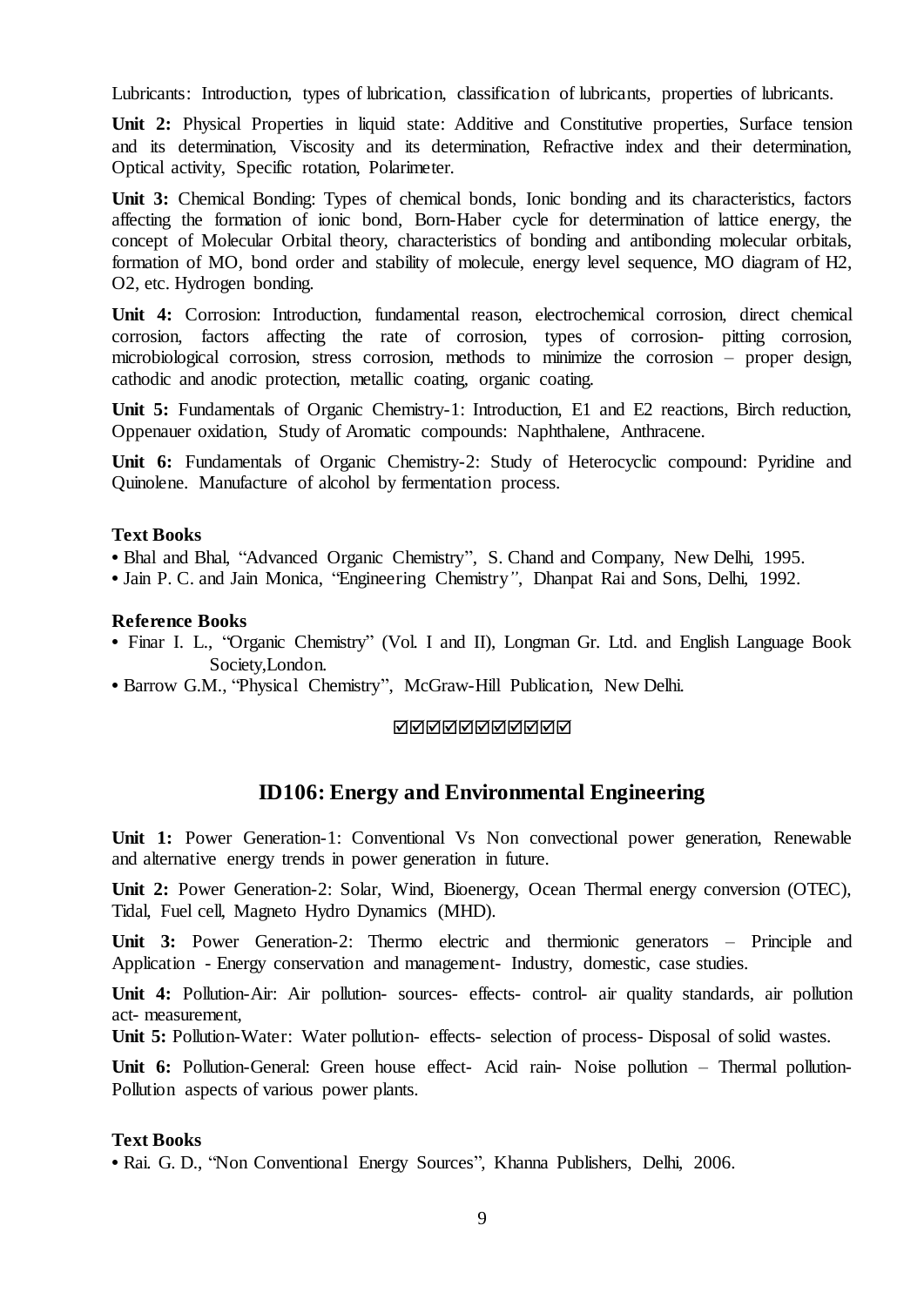Lubricants: Introduction, types of lubrication, classification of lubricants, properties of lubricants.

**Unit 2:** Physical Properties in liquid state: Additive and Constitutive properties, Surface tension and its determination, Viscosity and its determination, Refractive index and their determination, Optical activity, Specific rotation, Polarimeter.

**Unit 3:** Chemical Bonding: Types of chemical bonds, Ionic bonding and its characteristics, factors affecting the formation of ionic bond, Born-Haber cycle for determination of lattice energy, the concept of Molecular Orbital theory, characteristics of bonding and antibonding molecular orbitals, formation of MO, bond order and stability of molecule, energy level sequence, MO diagram of $H_2$, $O_2$, etc. Hydrogen bonding.

**Unit 4:** Corrosion: Introduction, fundamental reason, electrochemical corrosion, direct chemical corrosion, factors affecting the rate of corrosion, types of corrosion- pitting corrosion, microbiological corrosion, stress corrosion, methods to minimize the corrosion – proper design, cathodic and anodic protection, metallic coating, organic coating.

**Unit 5:** Fundamentals of Organic Chemistry-1: Introduction, E1 and E2 reactions, Birch reduction, Oppenauer oxidation, Study of Aromatic compounds: Naphthalene, Anthracene.

**Unit 6:** Fundamentals of Organic Chemistry-2: Study of Heterocyclic compound: Pyridine and Quinolene. Manufacture of alcohol by fermentation process.

**Text Books**

- Bhal and Bhal, "Advanced Organic Chemistry", S. Chand and Company, New Delhi, 1995.
- Jain P. C. and Jain Monica, "Engineering Chemistry", Dhanpat Rai and Sons, Delhi, 1992.

**Reference Books**

- Finar I. L., "Organic Chemistry" (Vol. I and II), Longman Gr. Ltd. and English Language Book Society,London.
- Barrow G.M., "Physical Chemistry", McGraw-Hill Publication, New Delhi.

☑☑☑☑☑☑☑☑☑☑☑

## ID106: Energy and Environmental Engineering

**Unit 1:** Power Generation-1: Conventional Vs Non convectional power generation, Renewable and alternative energy trends in power generation in future.

**Unit 2:** Power Generation-2: Solar, Wind, Bioenergy, Ocean Thermal energy conversion (OTEC), Tidal, Fuel cell, Magneto Hydro Dynamics (MHD).

**Unit 3:** Power Generation-2: Thermo electric and thermionic generators – Principle and Application - Energy conservation and management- Industry, domestic, case studies.

**Unit 4:** Pollution-Air: Air pollution- sources- effects- control- air quality standards, air pollution act- measurement,

**Unit 5:** Pollution-Water: Water pollution- effects- selection of process- Disposal of solid wastes.

**Unit 6:** Pollution-General: Green house effect- Acid rain- Noise pollution – Thermal pollution- Pollution aspects of various power plants.

**Text Books**

- Rai. G. D., "Non Conventional Energy Sources", Khanna Publishers, Delhi, 2006.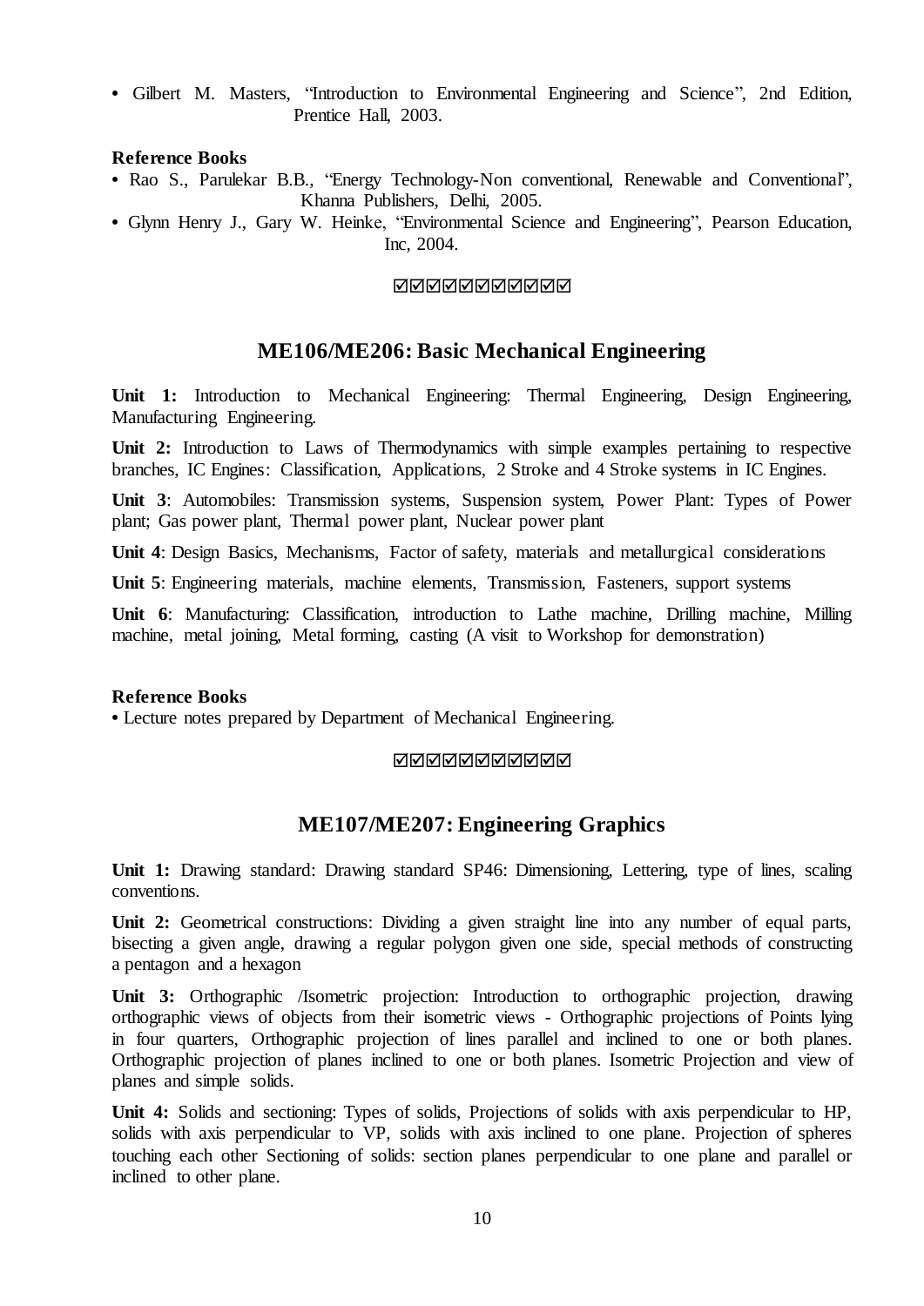- Gilbert M. Masters, "Introduction to Environmental Engineering and Science", 2nd Edition, Prentice Hall, 2003.

**Reference Books**

- Rao S., Parulekar B.B., "Energy Technology-Non conventional, Renewable and Conventional", Khanna Publishers, Delhi, 2005.
- Glynn Henry J., Gary W. Heinke, "Environmental Science and Engineering", Pearson Education, Inc, 2004.

☑☑☑☑☑☑☑☑☑☑☑

## ME106/ME206: Basic Mechanical Engineering

**Unit 1:** Introduction to Mechanical Engineering: Thermal Engineering, Design Engineering, Manufacturing Engineering.

**Unit 2:** Introduction to Laws of Thermodynamics with simple examples pertaining to respective branches, IC Engines: Classification, Applications, 2 Stroke and 4 Stroke systems in IC Engines.

**Unit 3**: Automobiles: Transmission systems, Suspension system, Power Plant: Types of Power plant; Gas power plant, Thermal power plant, Nuclear power plant

**Unit 4**: Design Basics, Mechanisms, Factor of safety, materials and metallurgical considerations

**Unit 5**: Engineering materials, machine elements, Transmission, Fasteners, support systems

**Unit 6**: Manufacturing: Classification, introduction to Lathe machine, Drilling machine, Milling machine, metal joining, Metal forming, casting (A visit to Workshop for demonstration)

**Reference Books**

- Lecture notes prepared by Department of Mechanical Engineering.

☑☑☑☑☑☑☑☑☑☑☑

## ME107/ME207: Engineering Graphics

**Unit 1:** Drawing standard: Drawing standard SP46: Dimensioning, Lettering, type of lines, scaling conventions.

**Unit 2:** Geometrical constructions: Dividing a given straight line into any number of equal parts, bisecting a given angle, drawing a regular polygon given one side, special methods of constructing a pentagon and a hexagon

**Unit 3:** Orthographic /Isometric projection: Introduction to orthographic projection, drawing orthographic views of objects from their isometric views - Orthographic projections of Points lying in four quarters, Orthographic projection of lines parallel and inclined to one or both planes. Orthographic projection of planes inclined to one or both planes. Isometric Projection and view of planes and simple solids.

**Unit 4:** Solids and sectioning: Types of solids, Projections of solids with axis perpendicular to HP, solids with axis perpendicular to VP, solids with axis inclined to one plane. Projection of spheres touching each other Sectioning of solids: section planes perpendicular to one plane and parallel or inclined to other plane.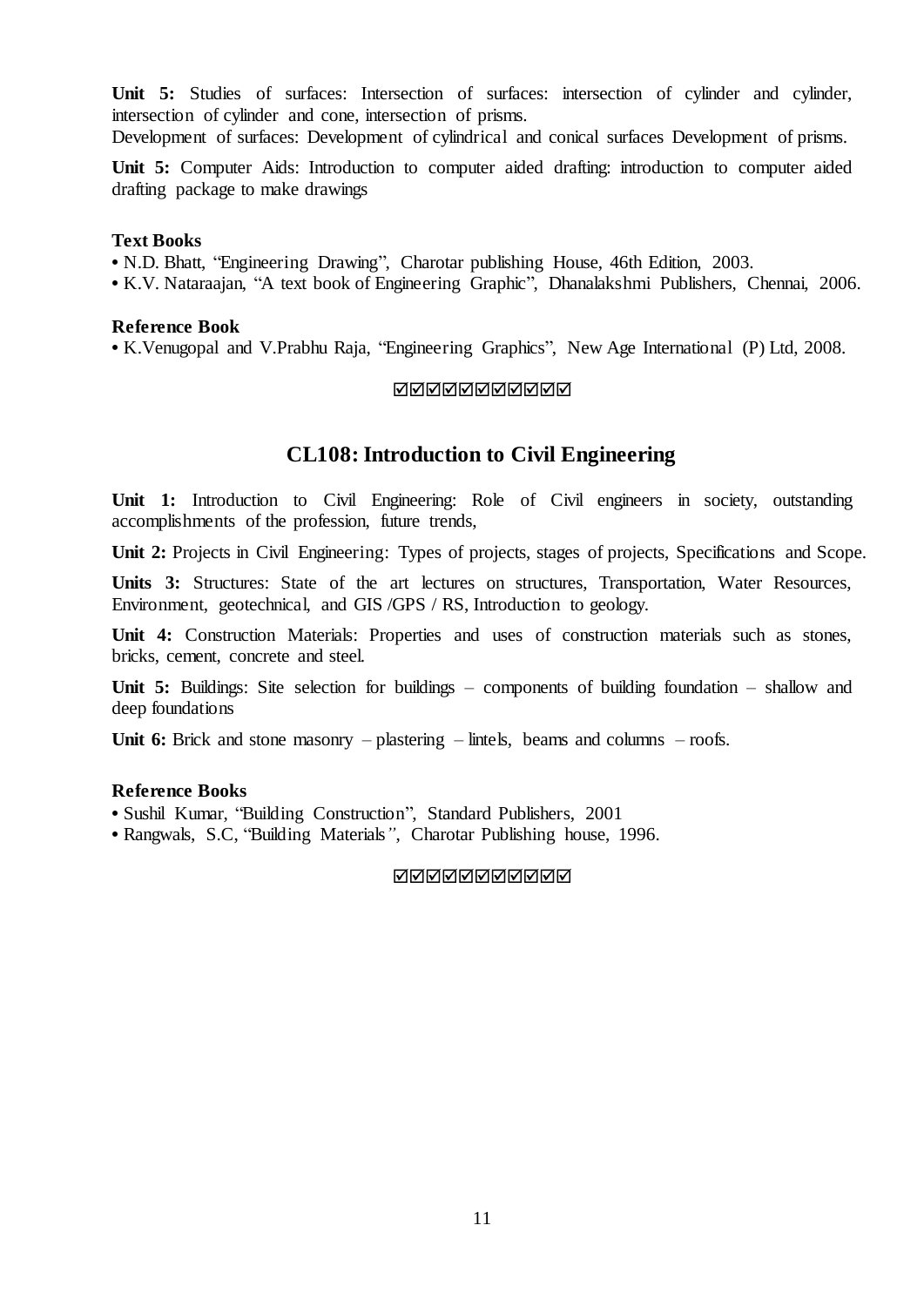**Unit 5:** Studies of surfaces: Intersection of surfaces: intersection of cylinder and cylinder, intersection of cylinder and cone, intersection of prisms.
Development of surfaces: Development of cylindrical and conical surfaces Development of prisms.

**Unit 5:** Computer Aids: Introduction to computer aided drafting: introduction to computer aided drafting package to make drawings

**Text Books**

- N.D. Bhatt, "Engineering Drawing", Charotar publishing House, 46th Edition, 2003.
- K.V. Nataraajan, "A text book of Engineering Graphic", Dhanalakshmi Publishers, Chennai, 2006.

**Reference Book**

- K.Venugopal and V.Prabhu Raja, "Engineering Graphics", New Age International (P) Ltd, 2008.

☑☑☑☑☑☑☑☑☑☑☑

## CL108: Introduction to Civil Engineering

**Unit 1:** Introduction to Civil Engineering: Role of Civil engineers in society, outstanding accomplishments of the profession, future trends,

**Unit 2:** Projects in Civil Engineering: Types of projects, stages of projects, Specifications and Scope.

**Units 3:** Structures: State of the art lectures on structures, Transportation, Water Resources, Environment, geotechnical, and GIS /GPS / RS, Introduction to geology.

**Unit 4:** Construction Materials: Properties and uses of construction materials such as stones, bricks, cement, concrete and steel.

**Unit 5:** Buildings: Site selection for buildings – components of building foundation – shallow and deep foundations

**Unit 6:** Brick and stone masonry – plastering – lintels, beams and columns – roofs.

**Reference Books**

- Sushil Kumar, "Building Construction", Standard Publishers, 2001
- Rangwals, S.C, "Building Materials", Charotar Publishing house, 1996.

☑☑☑☑☑☑☑☑☑☑☑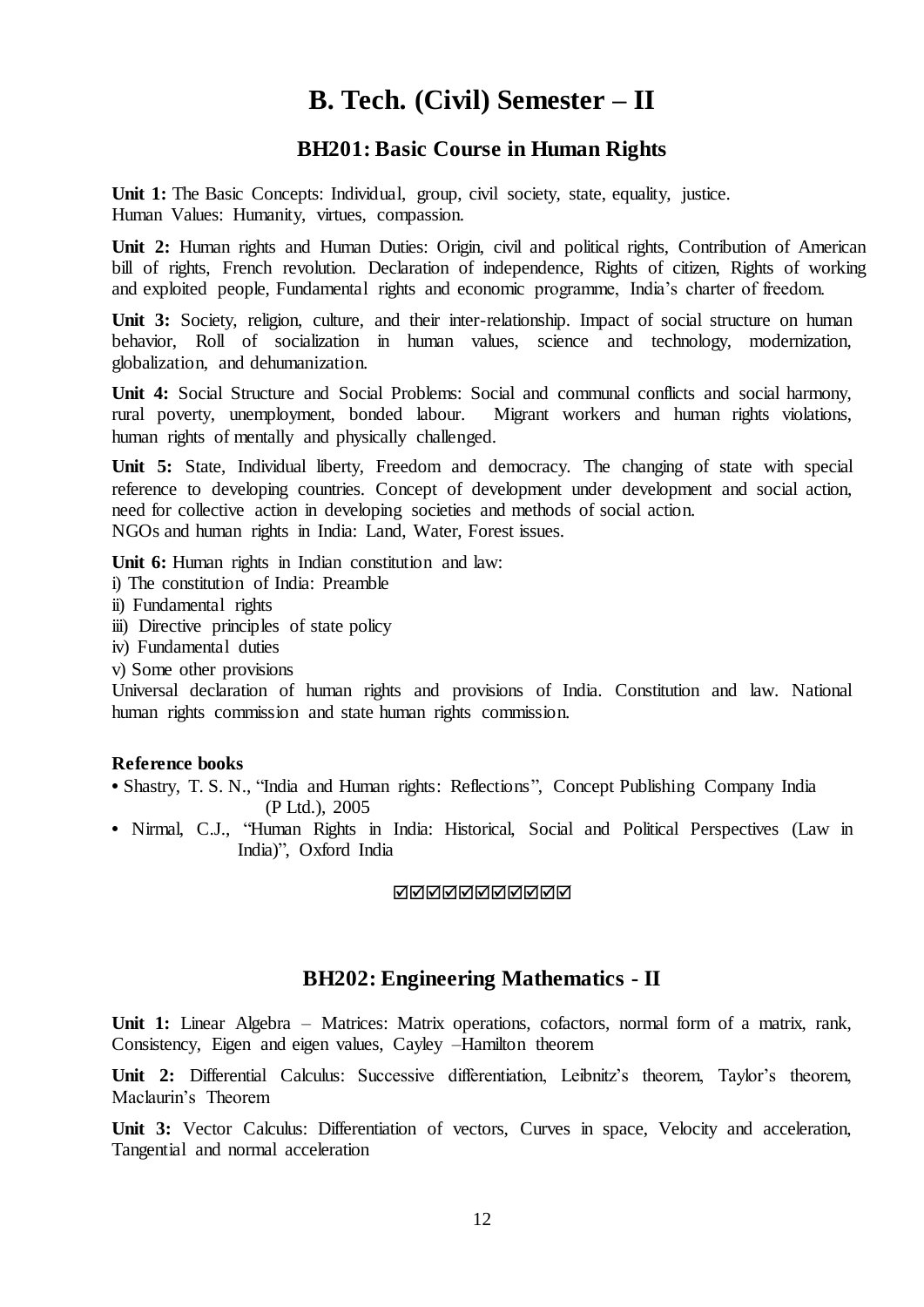# B. Tech. (Civil) Semester – II

## BH201: Basic Course in Human Rights

**Unit 1:** The Basic Concepts: Individual, group, civil society, state, equality, justice. Human Values: Humanity, virtues, compassion.

**Unit 2:** Human rights and Human Duties: Origin, civil and political rights, Contribution of American bill of rights, French revolution. Declaration of independence, Rights of citizen, Rights of working and exploited people, Fundamental rights and economic programme, India's charter of freedom.

**Unit 3:** Society, religion, culture, and their inter-relationship. Impact of social structure on human behavior, Roll of socialization in human values, science and technology, modernization, globalization, and dehumanization.

**Unit 4:** Social Structure and Social Problems: Social and communal conflicts and social harmony, rural poverty, unemployment, bonded labour. Migrant workers and human rights violations, human rights of mentally and physically challenged.

**Unit 5:** State, Individual liberty, Freedom and democracy. The changing of state with special reference to developing countries. Concept of development under development and social action, need for collective action in developing societies and methods of social action.
NGOs and human rights in India: Land, Water, Forest issues.

**Unit 6:** Human rights in Indian constitution and law:

i) The constitution of India: Preamble
ii) Fundamental rights
iii) Directive principles of state policy
iv) Fundamental duties
v) Some other provisions

Universal declaration of human rights and provisions of India. Constitution and law. National human rights commission and state human rights commission.

**Reference books**

- Shastry, T. S. N., "India and Human rights: Reflections", Concept Publishing Company India (P Ltd.), 2005
- Nirmal, C.J., "Human Rights in India: Historical, Social and Political Perspectives (Law in India)", Oxford India

☑☑☑☑☑☑☑☑☑☑☑

## BH202: Engineering Mathematics - II

**Unit 1:** Linear Algebra – Matrices: Matrix operations, cofactors, normal form of a matrix, rank, Consistency, Eigen and eigen values, Cayley –Hamilton theorem

**Unit 2:** Differential Calculus: Successive differentiation, Leibnitz's theorem, Taylor's theorem, Maclaurin's Theorem

**Unit 3:** Vector Calculus: Differentiation of vectors, Curves in space, Velocity and acceleration, Tangential and normal acceleration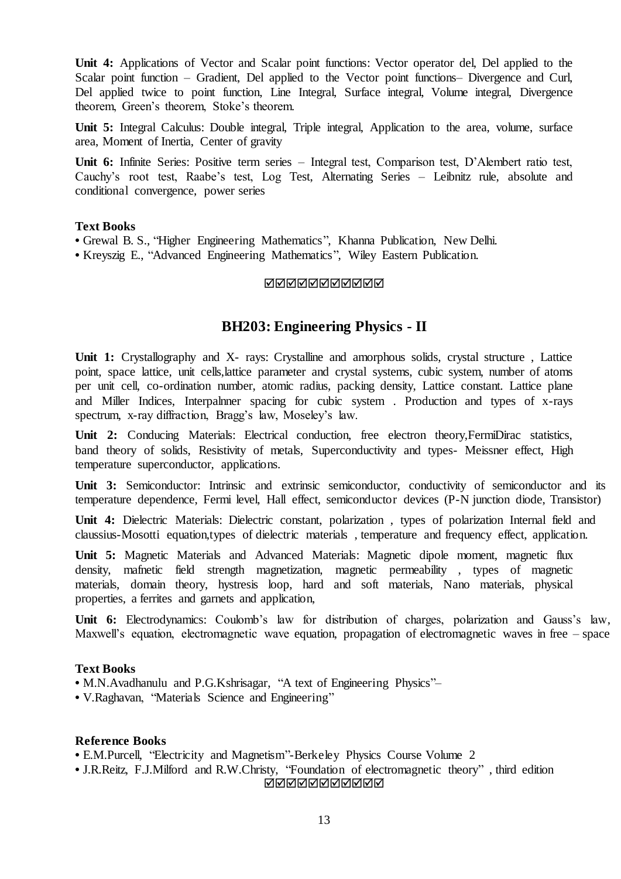**Unit 4:** Applications of Vector and Scalar point functions: Vector operator del, Del applied to the Scalar point function – Gradient, Del applied to the Vector point functions– Divergence and Curl, Del applied twice to point function, Line Integral, Surface integral, Volume integral, Divergence theorem, Green's theorem, Stoke's theorem.

**Unit 5:** Integral Calculus: Double integral, Triple integral, Application to the area, volume, surface area, Moment of Inertia, Center of gravity

**Unit 6:** Infinite Series: Positive term series – Integral test, Comparison test, D'Alembert ratio test, Cauchy's root test, Raabe's test, Log Test, Alternating Series – Leibnitz rule, absolute and conditional convergence, power series

**Text Books**

- Grewal B. S., "Higher Engineering Mathematics", Khanna Publication, New Delhi.
- Kreyszig E., "Advanced Engineering Mathematics", Wiley Eastern Publication.

☑☑☑☑☑☑☑☑☑☑☑

## BH203: Engineering Physics - II

**Unit 1:** Crystallography and X- rays: Crystalline and amorphous solids, crystal structure , Lattice point, space lattice, unit cells,lattice parameter and crystal systems, cubic system, number of atoms per unit cell, co-ordination number, atomic radius, packing density, Lattice constant. Lattice plane and Miller Indices, Interpalnner spacing for cubic system . Production and types of x-rays spectrum, x-ray diffraction, Bragg's law, Moseley's law.

**Unit 2:** Conducing Materials: Electrical conduction, free electron theory,FermiDirac statistics, band theory of solids, Resistivity of metals, Superconductivity and types- Meissner effect, High temperature superconductor, applications.

**Unit 3:** Semiconductor: Intrinsic and extrinsic semiconductor, conductivity of semiconductor and its temperature dependence, Fermi level, Hall effect, semiconductor devices (P-N junction diode, Transistor)

**Unit 4:** Dielectric Materials: Dielectric constant, polarization , types of polarization Internal field and claussius-Mosotti equation,types of dielectric materials , temperature and frequency effect, application.

**Unit 5:** Magnetic Materials and Advanced Materials: Magnetic dipole moment, magnetic flux density, mafnetic field strength magnetization, magnetic permeability , types of magnetic materials, domain theory, hystresis loop, hard and soft materials, Nano materials, physical properties, a ferrites and garnets and application,

**Unit 6:** Electrodynamics: Coulomb's law for distribution of charges, polarization and Gauss's law, Maxwell's equation, electromagnetic wave equation, propagation of electromagnetic waves in free – space

**Text Books**

- M.N.Avadhanulu and P.G.Kshrisagar, "A text of Engineering Physics"–
- V.Raghavan, "Materials Science and Engineering"

**Reference Books**

- E.M.Purcell, "Electricity and Magnetism"-Berkeley Physics Course Volume 2
- J.R.Reitz, F.J.Milford and R.W.Christy, "Foundation of electromagnetic theory" , third edition

☑☑☑☑☑☑☑☑☑☑☑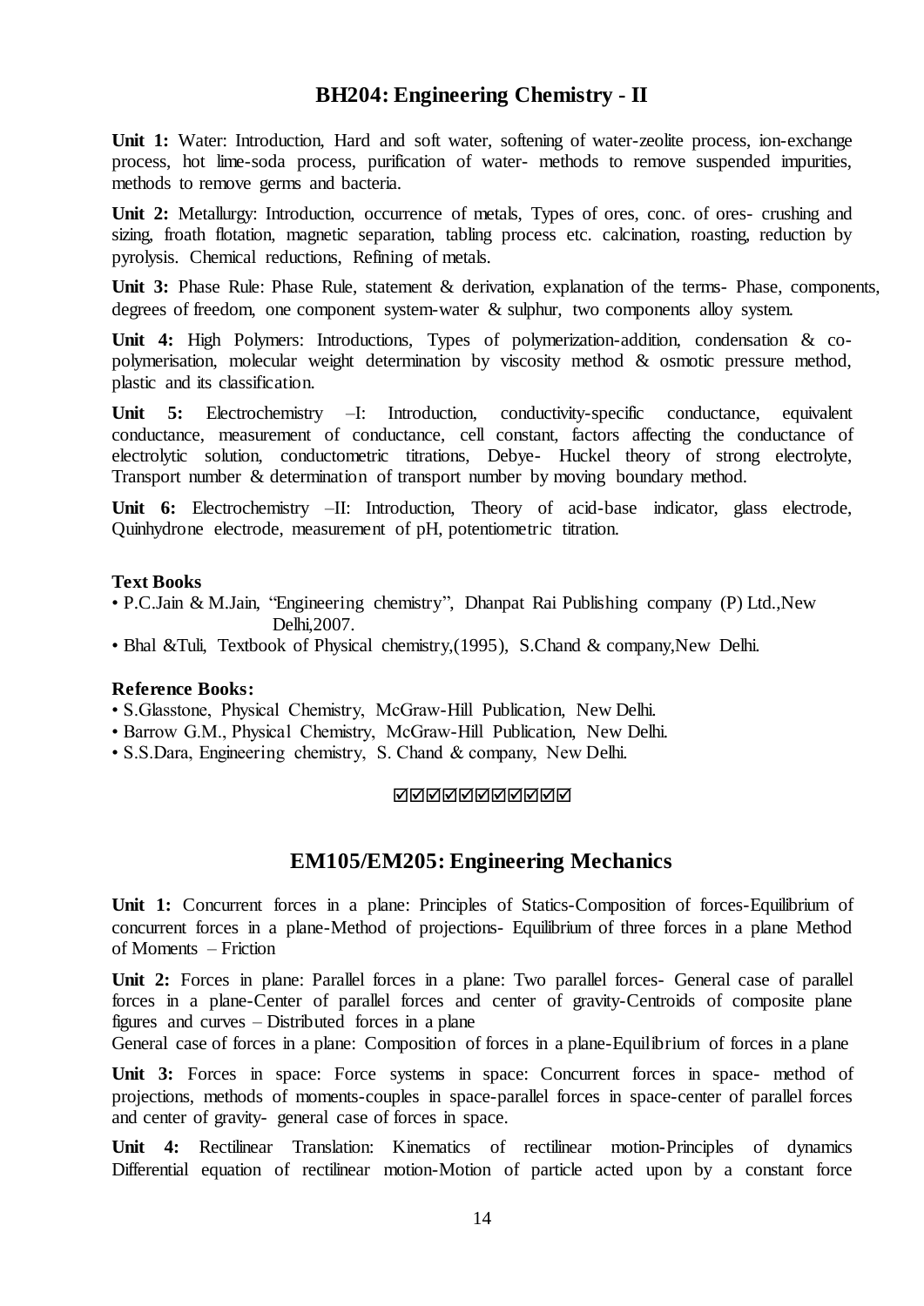## BH204: Engineering Chemistry - II

**Unit 1:** Water: Introduction, Hard and soft water, softening of water-zeolite process, ion-exchange process, hot lime-soda process, purification of water- methods to remove suspended impurities, methods to remove germs and bacteria.

**Unit 2:** Metallurgy: Introduction, occurrence of metals, Types of ores, conc. of ores- crushing and sizing, froath flotation, magnetic separation, tabling process etc. calcination, roasting, reduction by pyrolysis. Chemical reductions, Refining of metals.

**Unit 3:** Phase Rule: Phase Rule, statement & derivation, explanation of the terms- Phase, components, degrees of freedom, one component system-water & sulphur, two components alloy system.

**Unit 4:** High Polymers: Introductions, Types of polymerization-addition, condensation & co-polymerisation, molecular weight determination by viscosity method & osmotic pressure method, plastic and its classification.

**Unit 5:** Electrochemistry –I: Introduction, conductivity-specific conductance, equivalent conductance, measurement of conductance, cell constant, factors affecting the conductance of electrolytic solution, conductometric titrations, Debye- Huckel theory of strong electrolyte, Transport number & determination of transport number by moving boundary method.

**Unit 6:** Electrochemistry –II: Introduction, Theory of acid-base indicator, glass electrode, Quinhydrone electrode, measurement of pH, potentiometric titration.

**Text Books**

- P.C.Jain & M.Jain, "Engineering chemistry", Dhanpat Rai Publishing company (P) Ltd.,New Delhi,2007.
- Bhal &Tuli, Textbook of Physical chemistry,(1995), S.Chand & company,New Delhi.

**Reference Books:**

- S.Glasstone, Physical Chemistry, McGraw-Hill Publication, New Delhi.
- Barrow G.M., Physical Chemistry, McGraw-Hill Publication, New Delhi.
- S.S.Dara, Engineering chemistry, S. Chand & company, New Delhi.

☑☑☑☑☑☑☑☑☑☑☑

## EM105/EM205: Engineering Mechanics

**Unit 1:** Concurrent forces in a plane: Principles of Statics-Composition of forces-Equilibrium of concurrent forces in a plane-Method of projections- Equilibrium of three forces in a plane Method of Moments – Friction

**Unit 2:** Forces in plane: Parallel forces in a plane: Two parallel forces- General case of parallel forces in a plane-Center of parallel forces and center of gravity-Centroids of composite plane figures and curves – Distributed forces in a plane

General case of forces in a plane: Composition of forces in a plane-Equilibrium of forces in a plane

**Unit 3:** Forces in space: Force systems in space: Concurrent forces in space- method of projections, methods of moments-couples in space-parallel forces in space-center of parallel forces and center of gravity- general case of forces in space.

**Unit 4:** Rectilinear Translation: Kinematics of rectilinear motion-Principles of dynamics Differential equation of rectilinear motion-Motion of particle acted upon by a constant force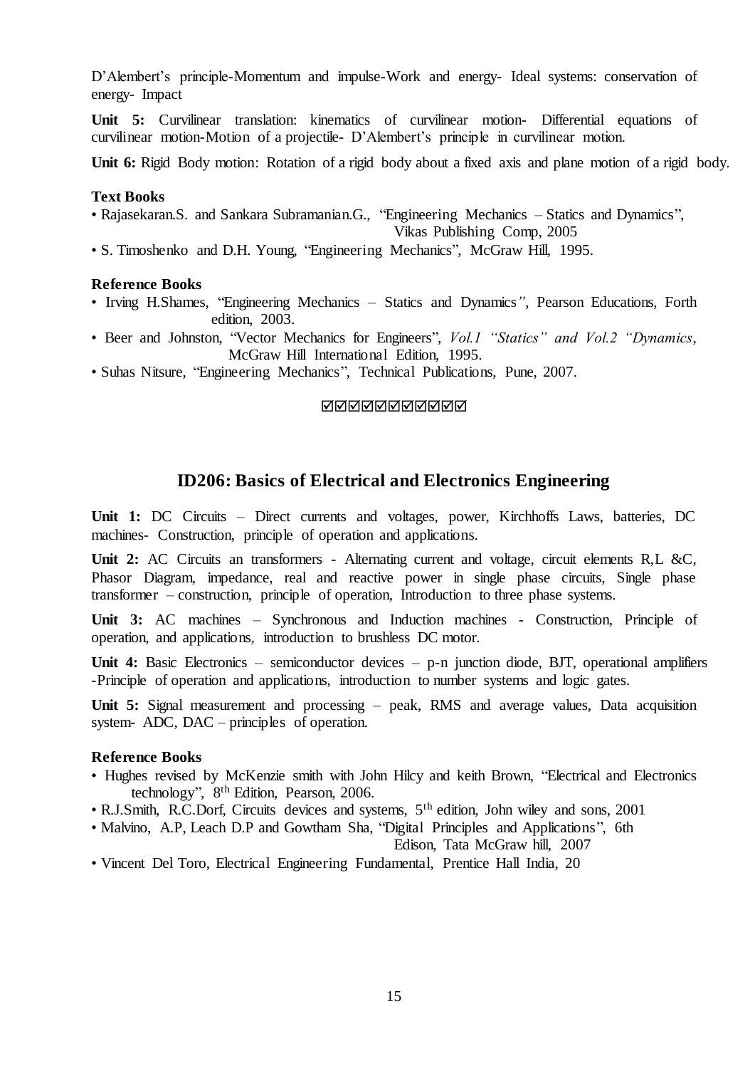D'Alembert's principle-Momentum and impulse-Work and energy- Ideal systems: conservation of energy- Impact

**Unit 5:** Curvilinear translation: kinematics of curvilinear motion- Differential equations of curvilinear motion-Motion of a projectile- D'Alembert's principle in curvilinear motion.

**Unit 6:** Rigid Body motion: Rotation of a rigid body about a fixed axis and plane motion of a rigid body.

### Text Books

- Rajasekaran.S. and Sankara Subramanian.G., "Engineering Mechanics – Statics and Dynamics", Vikas Publishing Comp, 2005
- S. Timoshenko and D.H. Young, "Engineering Mechanics", McGraw Hill, 1995.

### Reference Books

- Irving H.Shames, "Engineering Mechanics – Statics and Dynamics", Pearson Educations, Forth edition, 2003.
- Beer and Johnston, "Vector Mechanics for Engineers", *Vol.1 "Statics" and Vol.2 "Dynamics"*, McGraw Hill International Edition, 1995.
- Suhas Nitsure, "Engineering Mechanics", Technical Publications, Pune, 2007.

☑☑☑☑☑☑☑☑☑☑☑

## ID206: Basics of Electrical and Electronics Engineering

**Unit 1:** DC Circuits – Direct currents and voltages, power, Kirchhoffs Laws, batteries, DC machines- Construction, principle of operation and applications.

**Unit 2:** AC Circuits an transformers - Alternating current and voltage, circuit elements R,L &C, Phasor Diagram, impedance, real and reactive power in single phase circuits, Single phase transformer – construction, principle of operation, Introduction to three phase systems.

**Unit 3:** AC machines – Synchronous and Induction machines - Construction, Principle of operation, and applications, introduction to brushless DC motor.

**Unit 4:** Basic Electronics – semiconductor devices – p-n junction diode, BJT, operational amplifiers -Principle of operation and applications, introduction to number systems and logic gates.

**Unit 5:** Signal measurement and processing – peak, RMS and average values, Data acquisition system- ADC, DAC – principles of operation.

### Reference Books

- Hughes revised by McKenzie smith with John Hilcy and keith Brown, "Electrical and Electronics technology", 8th Edition, Pearson, 2006.
- R.J.Smith, R.C.Dorf, Circuits devices and systems, 5th edition, John wiley and sons, 2001
- Malvino, A.P, Leach D.P and Gowtham Sha, "Digital Principles and Applications", 6th Edison, Tata McGraw hill, 2007
- Vincent Del Toro, Electrical Engineering Fundamental, Prentice Hall India, 20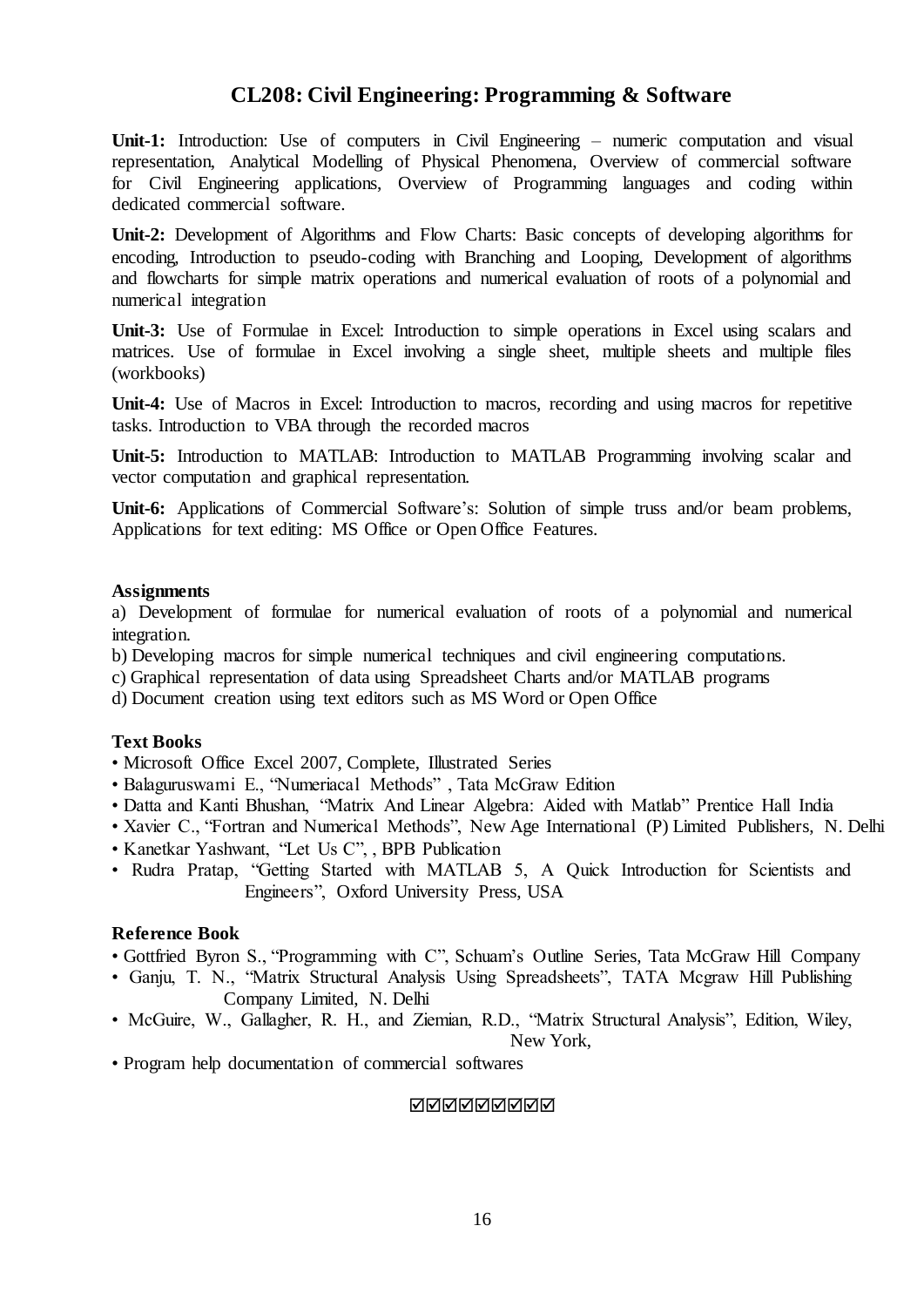## CL208: Civil Engineering: Programming & Software

**Unit-1:** Introduction: Use of computers in Civil Engineering – numeric computation and visual representation, Analytical Modelling of Physical Phenomena, Overview of commercial software for Civil Engineering applications, Overview of Programming languages and coding within dedicated commercial software.

**Unit-2:** Development of Algorithms and Flow Charts: Basic concepts of developing algorithms for encoding, Introduction to pseudo-coding with Branching and Looping, Development of algorithms and flowcharts for simple matrix operations and numerical evaluation of roots of a polynomial and numerical integration

**Unit-3:** Use of Formulae in Excel: Introduction to simple operations in Excel using scalars and matrices. Use of formulae in Excel involving a single sheet, multiple sheets and multiple files (workbooks)

**Unit-4:** Use of Macros in Excel: Introduction to macros, recording and using macros for repetitive tasks. Introduction to VBA through the recorded macros

**Unit-5:** Introduction to MATLAB: Introduction to MATLAB Programming involving scalar and vector computation and graphical representation.

**Unit-6:** Applications of Commercial Software's: Solution of simple truss and/or beam problems, Applications for text editing: MS Office or Open Office Features.

**Assignments**

a) Development of formulae for numerical evaluation of roots of a polynomial and numerical integration.
b) Developing macros for simple numerical techniques and civil engineering computations.
c) Graphical representation of data using Spreadsheet Charts and/or MATLAB programs
d) Document creation using text editors such as MS Word or Open Office

**Text Books**

- Microsoft Office Excel 2007, Complete, Illustrated Series
- Balaguruswami E., "Numeriacal Methods" , Tata McGraw Edition
- Datta and Kanti Bhushan, "Matrix And Linear Algebra: Aided with Matlab" Prentice Hall India
- Xavier C., "Fortran and Numerical Methods", New Age International (P) Limited Publishers, N. Delhi
- Kanetkar Yashwant, "Let Us C", , BPB Publication
- Rudra Pratap, "Getting Started with MATLAB 5, A Quick Introduction for Scientists and Engineers", Oxford University Press, USA

**Reference Book**

- Gottfried Byron S., "Programming with C", Schuam's Outline Series, Tata McGraw Hill Company
- Ganju, T. N., "Matrix Structural Analysis Using Spreadsheets", TATA Mcgraw Hill Publishing Company Limited, N. Delhi
- McGuire, W., Gallagher, R. H., and Ziemian, R.D., "Matrix Structural Analysis", Edition, Wiley, New York,
- Program help documentation of commercial softwares

☑☑☑☑☑☑☑☑☑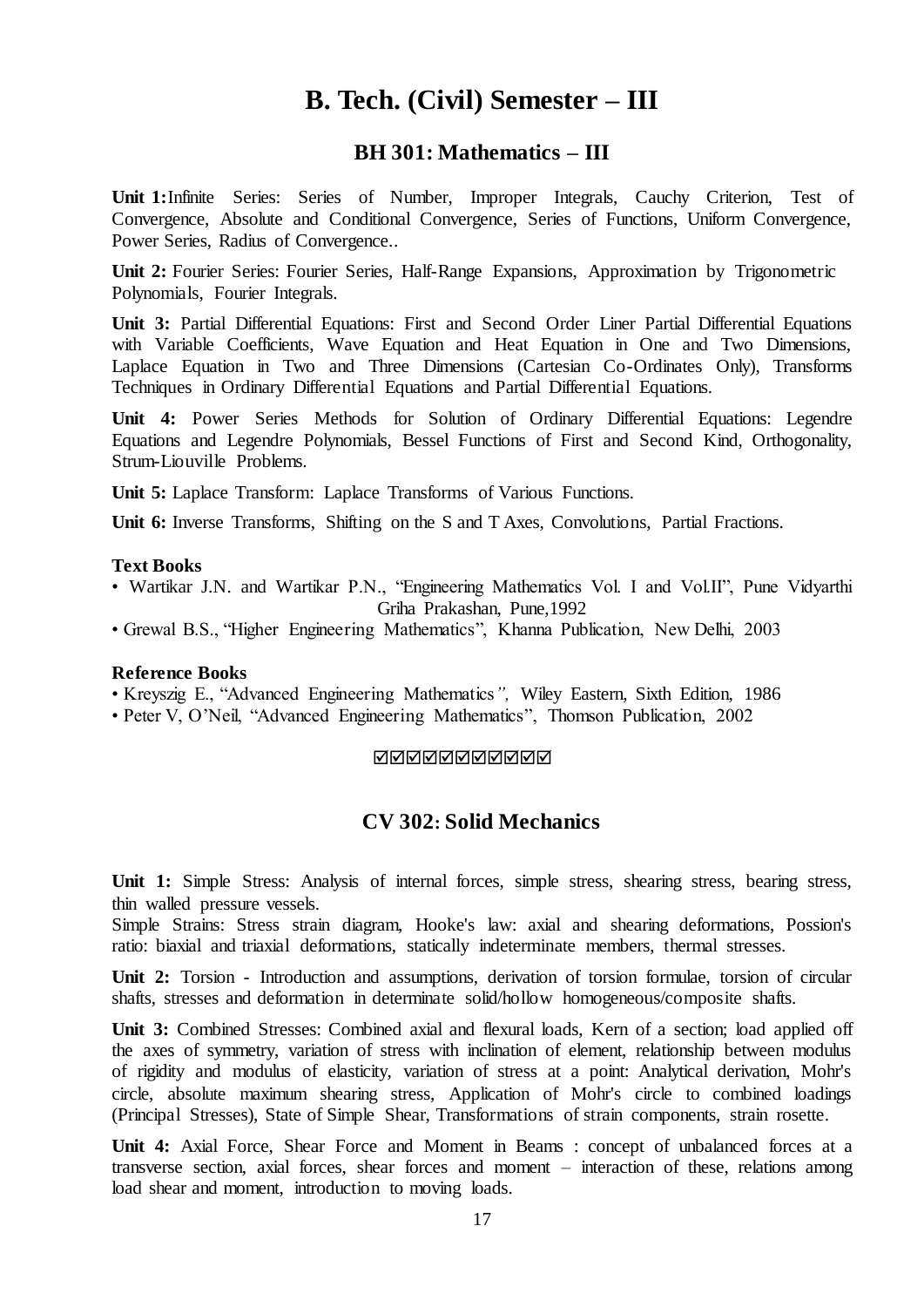# B. Tech. (Civil) Semester – III

## BH 301: Mathematics – III

**Unit 1:** Infinite Series: Series of Number, Improper Integrals, Cauchy Criterion, Test of Convergence, Absolute and Conditional Convergence, Series of Functions, Uniform Convergence, Power Series, Radius of Convergence..

**Unit 2:** Fourier Series: Fourier Series, Half-Range Expansions, Approximation by Trigonometric Polynomials, Fourier Integrals.

**Unit 3:** Partial Differential Equations: First and Second Order Liner Partial Differential Equations with Variable Coefficients, Wave Equation and Heat Equation in One and Two Dimensions, Laplace Equation in Two and Three Dimensions (Cartesian Co-Ordinates Only), Transforms Techniques in Ordinary Differential Equations and Partial Differential Equations.

**Unit 4:** Power Series Methods for Solution of Ordinary Differential Equations: Legendre Equations and Legendre Polynomials, Bessel Functions of First and Second Kind, Orthogonality, Strum-Liouville Problems.

**Unit 5:** Laplace Transform: Laplace Transforms of Various Functions.

**Unit 6:** Inverse Transforms, Shifting on the S and T Axes, Convolutions, Partial Fractions.

**Text Books**

- Wartikar J.N. and Wartikar P.N., "Engineering Mathematics Vol. I and Vol.II", Pune Vidyarthi Griha Prakashan, Pune,1992
- Grewal B.S., "Higher Engineering Mathematics", Khanna Publication, New Delhi, 2003

**Reference Books**

- Kreyszig E., "Advanced Engineering Mathematics*",* Wiley Eastern, Sixth Edition, 1986
- Peter V, O'Neil, "Advanced Engineering Mathematics", Thomson Publication, 2002

☑☑☑☑☑☑☑☑☑☑☑

## CV 302: Solid Mechanics

**Unit 1:** Simple Stress: Analysis of internal forces, simple stress, shearing stress, bearing stress, thin walled pressure vessels.
Simple Strains: Stress strain diagram, Hooke's law: axial and shearing deformations, Possion's ratio: biaxial and triaxial deformations, statically indeterminate members, thermal stresses.

**Unit 2:** Torsion - Introduction and assumptions, derivation of torsion formulae, torsion of circular shafts, stresses and deformation in determinate solid/hollow homogeneous/composite shafts.

**Unit 3:** Combined Stresses: Combined axial and flexural loads, Kern of a section; load applied off the axes of symmetry, variation of stress with inclination of element, relationship between modulus of rigidity and modulus of elasticity, variation of stress at a point: Analytical derivation, Mohr's circle, absolute maximum shearing stress, Application of Mohr's circle to combined loadings (Principal Stresses), State of Simple Shear, Transformations of strain components, strain rosette.

**Unit 4:** Axial Force, Shear Force and Moment in Beams : concept of unbalanced forces at a transverse section, axial forces, shear forces and moment – interaction of these, relations among load shear and moment, introduction to moving loads.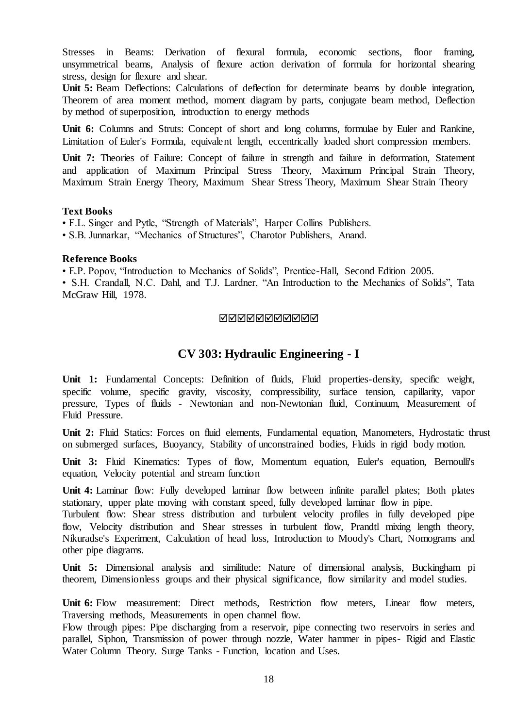Stresses in Beams: Derivation of flexural formula, economic sections, floor framing, unsymmetrical beams, Analysis of flexure action derivation of formula for horizontal shearing stress, design for flexure and shear.

**Unit 5:** Beam Deflections: Calculations of deflection for determinate beams by double integration, Theorem of area moment method, moment diagram by parts, conjugate beam method, Deflection by method of superposition, introduction to energy methods

**Unit 6:** Columns and Struts: Concept of short and long columns, formulae by Euler and Rankine, Limitation of Euler's Formula, equivalent length, eccentrically loaded short compression members.

**Unit 7:** Theories of Failure: Concept of failure in strength and failure in deformation, Statement and application of Maximum Principal Stress Theory, Maximum Principal Strain Theory, Maximum Strain Energy Theory, Maximum Shear Stress Theory, Maximum Shear Strain Theory

**Text Books**

- F.L. Singer and Pytle, “Strength of Materials”, Harper Collins Publishers.
- S.B. Junnarkar, “Mechanics of Structures”, Charotor Publishers, Anand.

**Reference Books**

- E.P. Popov, “Introduction to Mechanics of Solids”, Prentice-Hall, Second Edition 2005.
- S.H. Crandall, N.C. Dahl, and T.J. Lardner, “An Introduction to the Mechanics of Solids”, Tata McGraw Hill, 1978.

☑☑☑☑☑☑☑☑☑☑☑

## CV 303: Hydraulic Engineering - I

**Unit 1:** Fundamental Concepts: Definition of fluids, Fluid properties-density, specific weight, specific volume, specific gravity, viscosity, compressibility, surface tension, capillarity, vapor pressure, Types of fluids - Newtonian and non-Newtonian fluid, Continuum, Measurement of Fluid Pressure.

**Unit 2:** Fluid Statics: Forces on fluid elements, Fundamental equation, Manometers, Hydrostatic thrust on submerged surfaces, Buoyancy, Stability of unconstrained bodies, Fluids in rigid body motion.

**Unit 3:** Fluid Kinematics: Types of flow, Momentum equation, Euler's equation, Bernoulli's equation, Velocity potential and stream function

**Unit 4:** Laminar flow: Fully developed laminar flow between infinite parallel plates; Both plates stationary, upper plate moving with constant speed, fully developed laminar flow in pipe.
Turbulent flow: Shear stress distribution and turbulent velocity profiles in fully developed pipe flow, Velocity distribution and Shear stresses in turbulent flow, Prandtl mixing length theory, Nikuradse's Experiment, Calculation of head loss, Introduction to Moody's Chart, Nomograms and other pipe diagrams.

**Unit 5:** Dimensional analysis and similitude: Nature of dimensional analysis, Buckingham pi theorem, Dimensionless groups and their physical significance, flow similarity and model studies.

**Unit 6:** Flow measurement: Direct methods, Restriction flow meters, Linear flow meters, Traversing methods, Measurements in open channel flow.
Flow through pipes: Pipe discharging from a reservoir, pipe connecting two reservoirs in series and parallel, Siphon, Transmission of power through nozzle, Water hammer in pipes- Rigid and Elastic Water Column Theory. Surge Tanks - Function, location and Uses.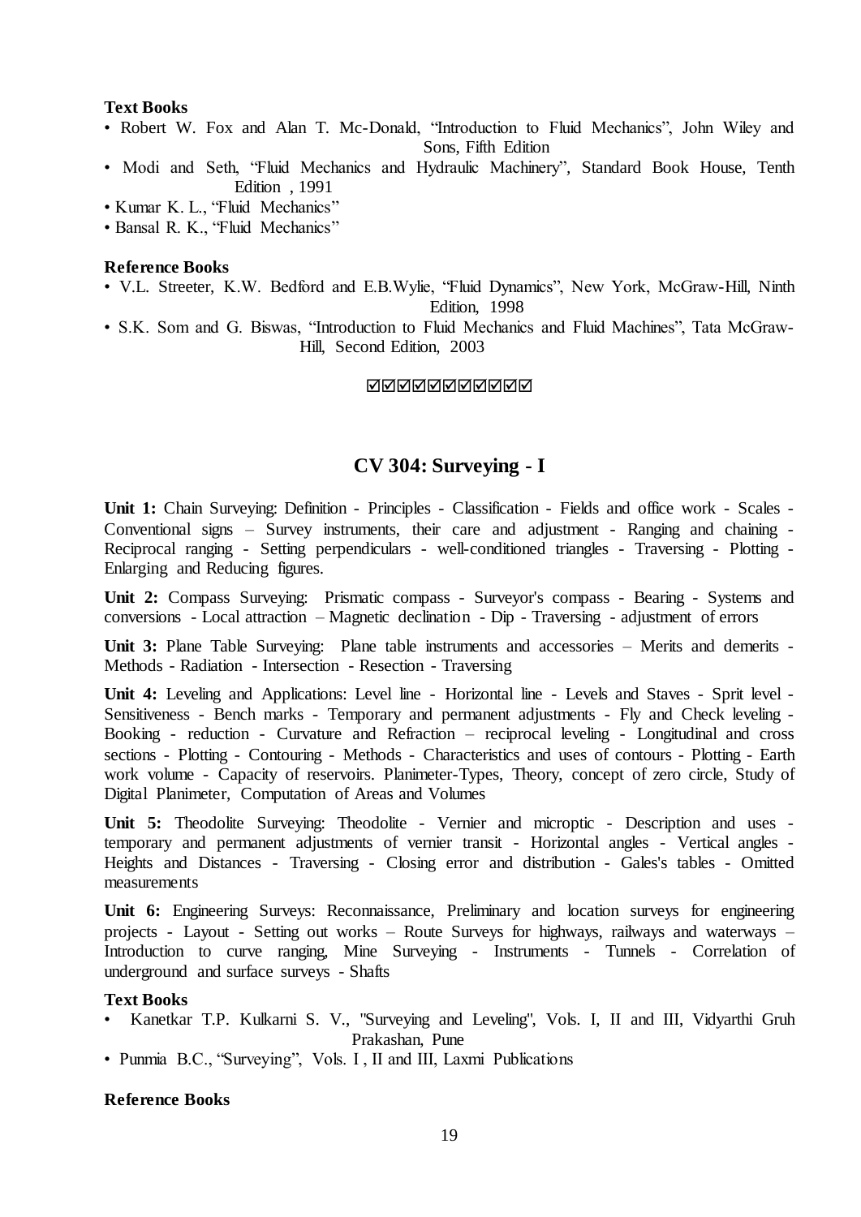**Text Books**

- Robert W. Fox and Alan T. Mc-Donald, "Introduction to Fluid Mechanics", John Wiley and Sons, Fifth Edition
- Modi and Seth, "Fluid Mechanics and Hydraulic Machinery", Standard Book House, Tenth Edition , 1991
- Kumar K. L., "Fluid Mechanics"
- Bansal R. K., "Fluid Mechanics"

**Reference Books**

- V.L. Streeter, K.W. Bedford and E.B.Wylie, "Fluid Dynamics", New York, McGraw-Hill, Ninth Edition, 1998
- S.K. Som and G. Biswas, "Introduction to Fluid Mechanics and Fluid Machines", Tata McGraw-Hill, Second Edition, 2003

☑☑☑☑☑☑☑☑☑☑☑

## CV 304: Surveying - I

**Unit 1:** Chain Surveying: Definition - Principles - Classification - Fields and office work - Scales - Conventional signs – Survey instruments, their care and adjustment - Ranging and chaining - Reciprocal ranging - Setting perpendiculars - well-conditioned triangles - Traversing - Plotting - Enlarging and Reducing figures.

**Unit 2:** Compass Surveying: Prismatic compass - Surveyor's compass - Bearing - Systems and conversions - Local attraction – Magnetic declination - Dip - Traversing - adjustment of errors

**Unit 3:** Plane Table Surveying: Plane table instruments and accessories – Merits and demerits - Methods - Radiation - Intersection - Resection - Traversing

**Unit 4:** Leveling and Applications: Level line - Horizontal line - Levels and Staves - Sprit level - Sensitiveness - Bench marks - Temporary and permanent adjustments - Fly and Check leveling - Booking - reduction - Curvature and Refraction – reciprocal leveling - Longitudinal and cross sections - Plotting - Contouring - Methods - Characteristics and uses of contours - Plotting - Earth work volume - Capacity of reservoirs. Planimeter-Types, Theory, concept of zero circle, Study of Digital Planimeter, Computation of Areas and Volumes

**Unit 5:** Theodolite Surveying: Theodolite - Vernier and microptic - Description and uses - temporary and permanent adjustments of vernier transit - Horizontal angles - Vertical angles - Heights and Distances - Traversing - Closing error and distribution - Gales's tables - Omitted measurements

**Unit 6:** Engineering Surveys: Reconnaissance, Preliminary and location surveys for engineering projects - Layout - Setting out works – Route Surveys for highways, railways and waterways – Introduction to curve ranging, Mine Surveying - Instruments - Tunnels - Correlation of underground and surface surveys - Shafts

**Text Books**

- Kanetkar T.P. Kulkarni S. V., "Surveying and Leveling", Vols. I, II and III, Vidyarthi Gruh Prakashan, Pune
- Punmia B.C., "Surveying", Vols. I , II and III, Laxmi Publications

**Reference Books**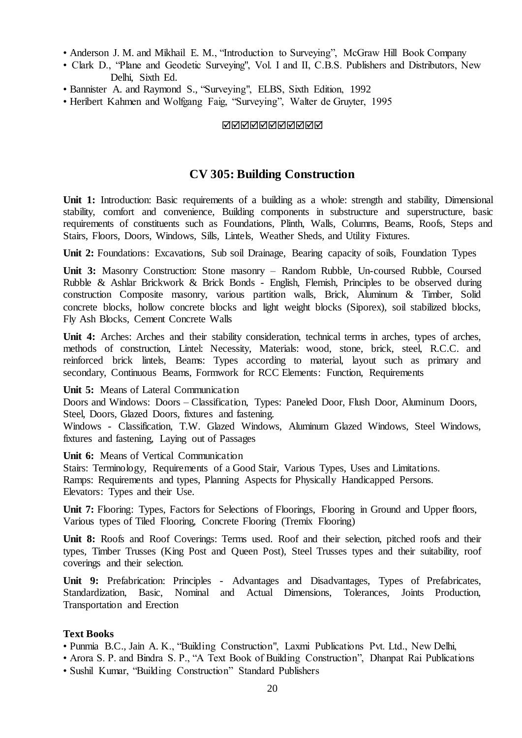- Anderson J. M. and Mikhail E. M., "Introduction to Surveying", McGraw Hill Book Company
- Clark D., "Plane and Geodetic Surveying", Vol. I and II, C.B.S. Publishers and Distributors, New Delhi, Sixth Ed.
- Bannister A. and Raymond S., "Surveying", ELBS, Sixth Edition, 1992
- Heribert Kahmen and Wolfgang Faig, "Surveying", Walter de Gruyter, 1995

☑☑☑☑☑☑☑☑☑☑☑

## CV 305: Building Construction

**Unit 1:** Introduction: Basic requirements of a building as a whole: strength and stability, Dimensional stability, comfort and convenience, Building components in substructure and superstructure, basic requirements of constituents such as Foundations, Plinth, Walls, Columns, Beams, Roofs, Steps and Stairs, Floors, Doors, Windows, Sills, Lintels, Weather Sheds, and Utility Fixtures.

**Unit 2:** Foundations: Excavations, Sub soil Drainage, Bearing capacity of soils, Foundation Types

**Unit 3:** Masonry Construction: Stone masonry – Random Rubble, Un-coursed Rubble, Coursed Rubble & Ashlar Brickwork & Brick Bonds - English, Flemish, Principles to be observed during construction Composite masonry, various partition walls, Brick, Aluminum & Timber, Solid concrete blocks, hollow concrete blocks and light weight blocks (Siporex), soil stabilized blocks, Fly Ash Blocks, Cement Concrete Walls

**Unit 4:** Arches: Arches and their stability consideration, technical terms in arches, types of arches, methods of construction, Lintel: Necessity, Materials: wood, stone, brick, steel, R.C.C. and reinforced brick lintels, Beams: Types according to material, layout such as primary and secondary, Continuous Beams, Formwork for RCC Elements: Function, Requirements

**Unit 5:** Means of Lateral Communication
Doors and Windows: Doors – Classification, Types: Paneled Door, Flush Door, Aluminum Doors, Steel, Doors, Glazed Doors, fixtures and fastening.
Windows - Classification, T.W. Glazed Windows, Aluminum Glazed Windows, Steel Windows, fixtures and fastening, Laying out of Passages

**Unit 6:** Means of Vertical Communication
Stairs: Terminology, Requirements of a Good Stair, Various Types, Uses and Limitations.
Ramps: Requirements and types, Planning Aspects for Physically Handicapped Persons.
Elevators: Types and their Use.

**Unit 7:** Flooring: Types, Factors for Selections of Floorings, Flooring in Ground and Upper floors, Various types of Tiled Flooring, Concrete Flooring (Tremix Flooring)

**Unit 8:** Roofs and Roof Coverings: Terms used. Roof and their selection, pitched roofs and their types, Timber Trusses (King Post and Queen Post), Steel Trusses types and their suitability, roof coverings and their selection.

**Unit 9:** Prefabrication: Principles - Advantages and Disadvantages, Types of Prefabricates, Standardization, Basic, Nominal and Actual Dimensions, Tolerances, Joints Production, Transportation and Erection

**Text Books**

- Punmia B.C., Jain A. K., "Building Construction", Laxmi Publications Pvt. Ltd., New Delhi,
- Arora S. P. and Bindra S. P., "A Text Book of Building Construction", Dhanpat Rai Publications
- Sushil Kumar, "Building Construction" Standard Publishers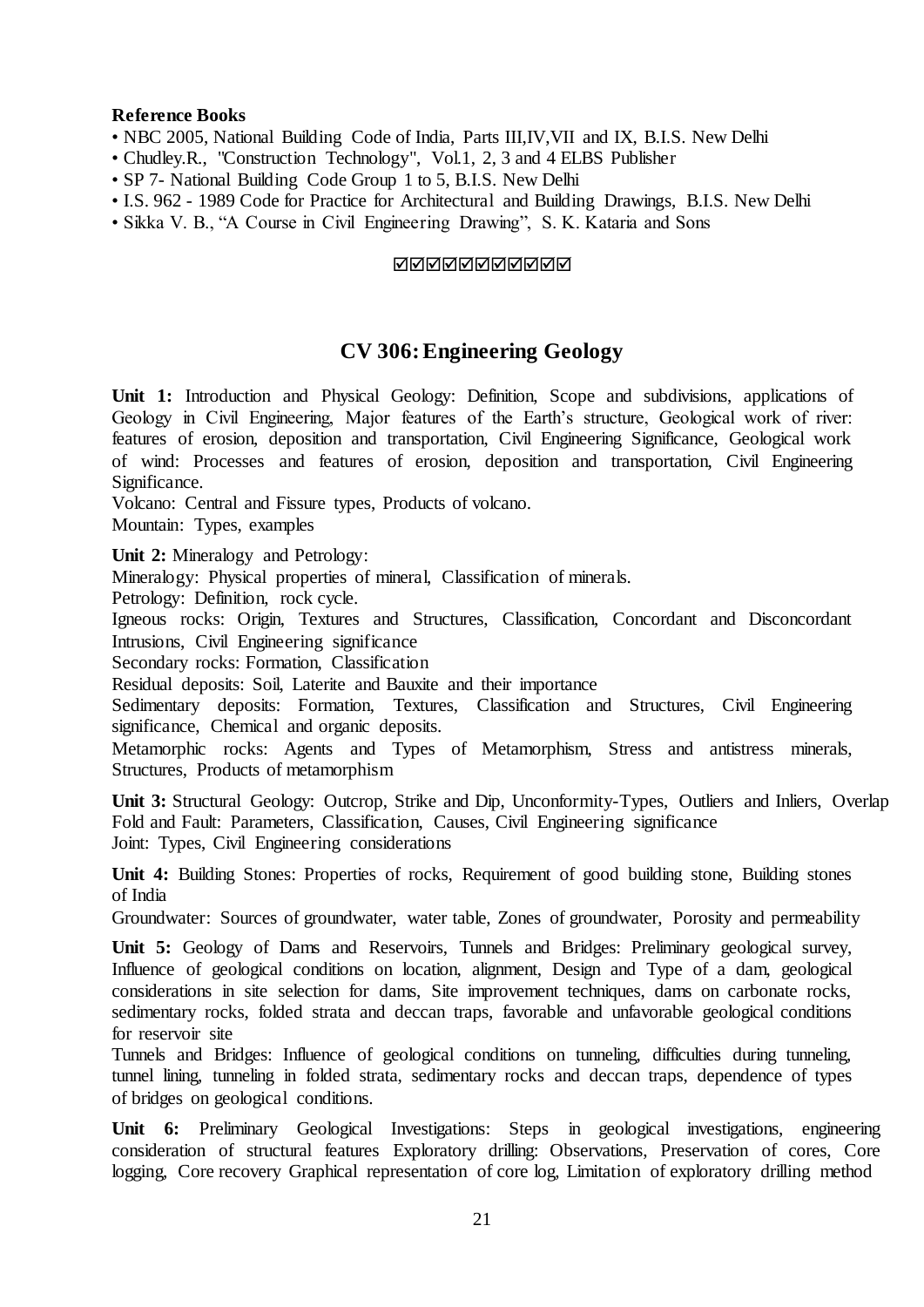**Reference Books**

- NBC 2005, National Building Code of India, Parts III,IV,VII and IX, B.I.S. New Delhi
- Chudley.R., "Construction Technology", Vol.1, 2, 3 and 4 ELBS Publisher
- SP 7- National Building Code Group 1 to 5, B.I.S. New Delhi
- I.S. 962 - 1989 Code for Practice for Architectural and Building Drawings, B.I.S. New Delhi
- Sikka V. B., "A Course in Civil Engineering Drawing", S. K. Kataria and Sons

☑☑☑☑☑☑☑☑☑☑☑

## CV 306: Engineering Geology

**Unit 1:** Introduction and Physical Geology: Definition, Scope and subdivisions, applications of Geology in Civil Engineering, Major features of the Earth's structure, Geological work of river: features of erosion, deposition and transportation, Civil Engineering Significance, Geological work of wind: Processes and features of erosion, deposition and transportation, Civil Engineering Significance.

Volcano: Central and Fissure types, Products of volcano.

Mountain: Types, examples

**Unit 2:** Mineralogy and Petrology:

Mineralogy: Physical properties of mineral, Classification of minerals.

Petrology: Definition, rock cycle.

Igneous rocks: Origin, Textures and Structures, Classification, Concordant and Disconcordant Intrusions, Civil Engineering significance

Secondary rocks: Formation, Classification

Residual deposits: Soil, Laterite and Bauxite and their importance

Sedimentary deposits: Formation, Textures, Classification and Structures, Civil Engineering significance, Chemical and organic deposits.

Metamorphic rocks: Agents and Types of Metamorphism, Stress and antistress minerals, Structures, Products of metamorphism

**Unit 3:** Structural Geology: Outcrop, Strike and Dip, Unconformity-Types, Outliers and Inliers, Overlap Fold and Fault: Parameters, Classification, Causes, Civil Engineering significance

Joint: Types, Civil Engineering considerations

**Unit 4:** Building Stones: Properties of rocks, Requirement of good building stone, Building stones of India

Groundwater: Sources of groundwater, water table, Zones of groundwater, Porosity and permeability

**Unit 5:** Geology of Dams and Reservoirs, Tunnels and Bridges: Preliminary geological survey, Influence of geological conditions on location, alignment, Design and Type of a dam, geological considerations in site selection for dams, Site improvement techniques, dams on carbonate rocks, sedimentary rocks, folded strata and deccan traps, favorable and unfavorable geological conditions for reservoir site

Tunnels and Bridges: Influence of geological conditions on tunneling, difficulties during tunneling, tunnel lining, tunneling in folded strata, sedimentary rocks and deccan traps, dependence of types of bridges on geological conditions.

**Unit 6:** Preliminary Geological Investigations: Steps in geological investigations, engineering consideration of structural features Exploratory drilling: Observations, Preservation of cores, Core logging, Core recovery Graphical representation of core log, Limitation of exploratory drilling method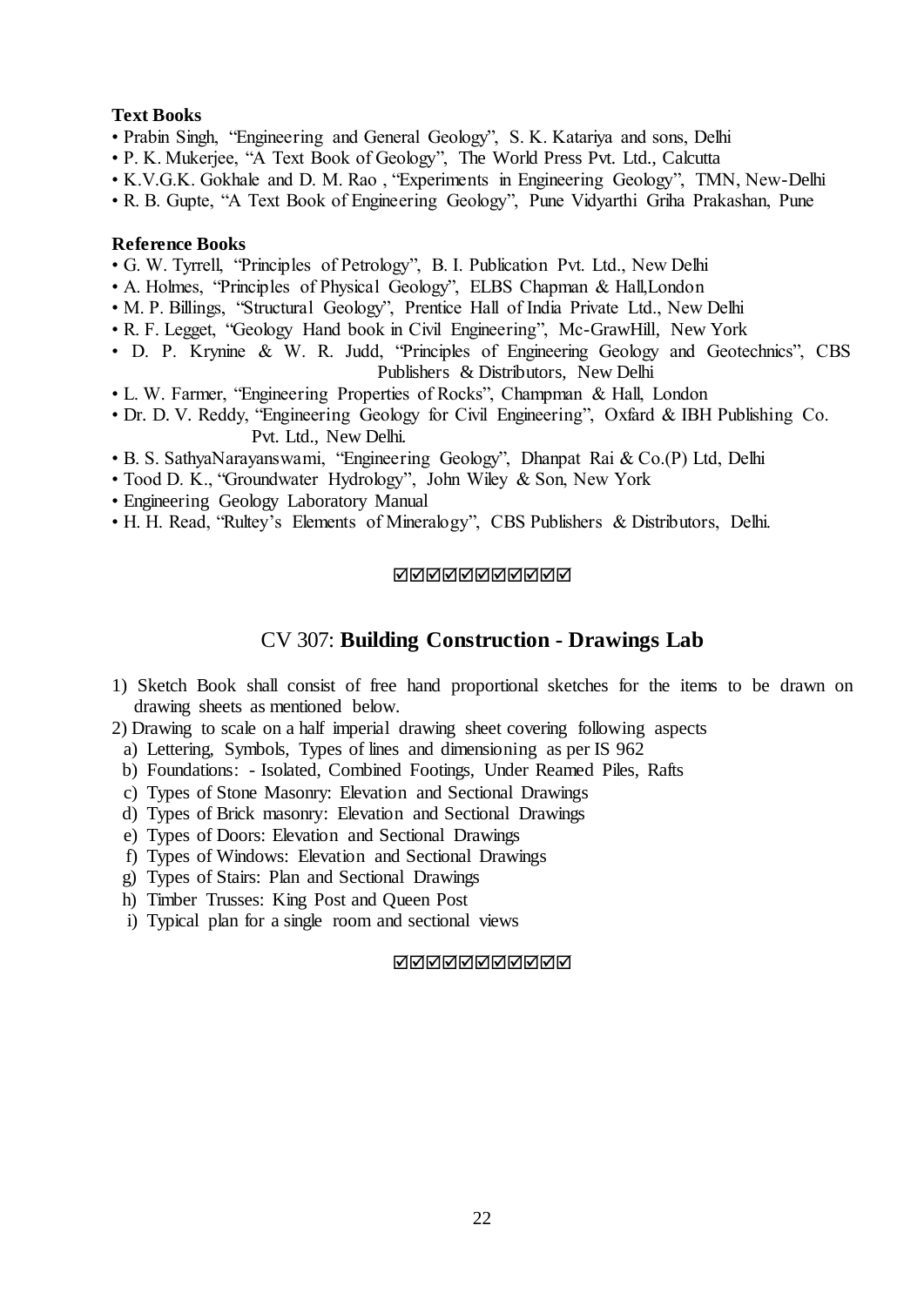**Text Books**

- Prabin Singh, "Engineering and General Geology", S. K. Katariya and sons, Delhi
- P. K. Mukerjee, "A Text Book of Geology", The World Press Pvt. Ltd., Calcutta
- K.V.G.K. Gokhale and D. M. Rao , "Experiments in Engineering Geology", TMN, New-Delhi
- R. B. Gupte, "A Text Book of Engineering Geology", Pune Vidyarthi Griha Prakashan, Pune

**Reference Books**

- G. W. Tyrrell, "Principles of Petrology", B. I. Publication Pvt. Ltd., New Delhi
- A. Holmes, "Principles of Physical Geology", ELBS Chapman & Hall,London
- M. P. Billings, "Structural Geology", Prentice Hall of India Private Ltd., New Delhi
- R. F. Legget, "Geology Hand book in Civil Engineering", Mc-GrawHill, New York
- D. P. Krynine & W. R. Judd, "Principles of Engineering Geology and Geotechnics", CBS Publishers & Distributors, New Delhi
- L. W. Farmer, "Engineering Properties of Rocks", Champman & Hall, London
- Dr. D. V. Reddy, "Engineering Geology for Civil Engineering", Oxfard & IBH Publishing Co. Pvt. Ltd., New Delhi.
- B. S. SathyaNarayanswami, "Engineering Geology", Dhanpat Rai & Co.(P) Ltd, Delhi
- Tood D. K., "Groundwater Hydrology", John Wiley & Son, New York
- Engineering Geology Laboratory Manual
- H. H. Read, "Rultey's Elements of Mineralogy", CBS Publishers & Distributors, Delhi.

☑☑☑☑☑☑☑☑☑☑☑

## CV 307: **Building Construction - Drawings Lab**

1) Sketch Book shall consist of free hand proportional sketches for the items to be drawn on drawing sheets as mentioned below.
2) Drawing to scale on a half imperial drawing sheet covering following aspects
   a) Lettering, Symbols, Types of lines and dimensioning as per IS 962
   b) Foundations: - Isolated, Combined Footings, Under Reamed Piles, Rafts
   c) Types of Stone Masonry: Elevation and Sectional Drawings
   d) Types of Brick masonry: Elevation and Sectional Drawings
   e) Types of Doors: Elevation and Sectional Drawings
   f) Types of Windows: Elevation and Sectional Drawings
   g) Types of Stairs: Plan and Sectional Drawings
   h) Timber Trusses: King Post and Queen Post
   i) Typical plan for a single room and sectional views

☑☑☑☑☑☑☑☑☑☑☑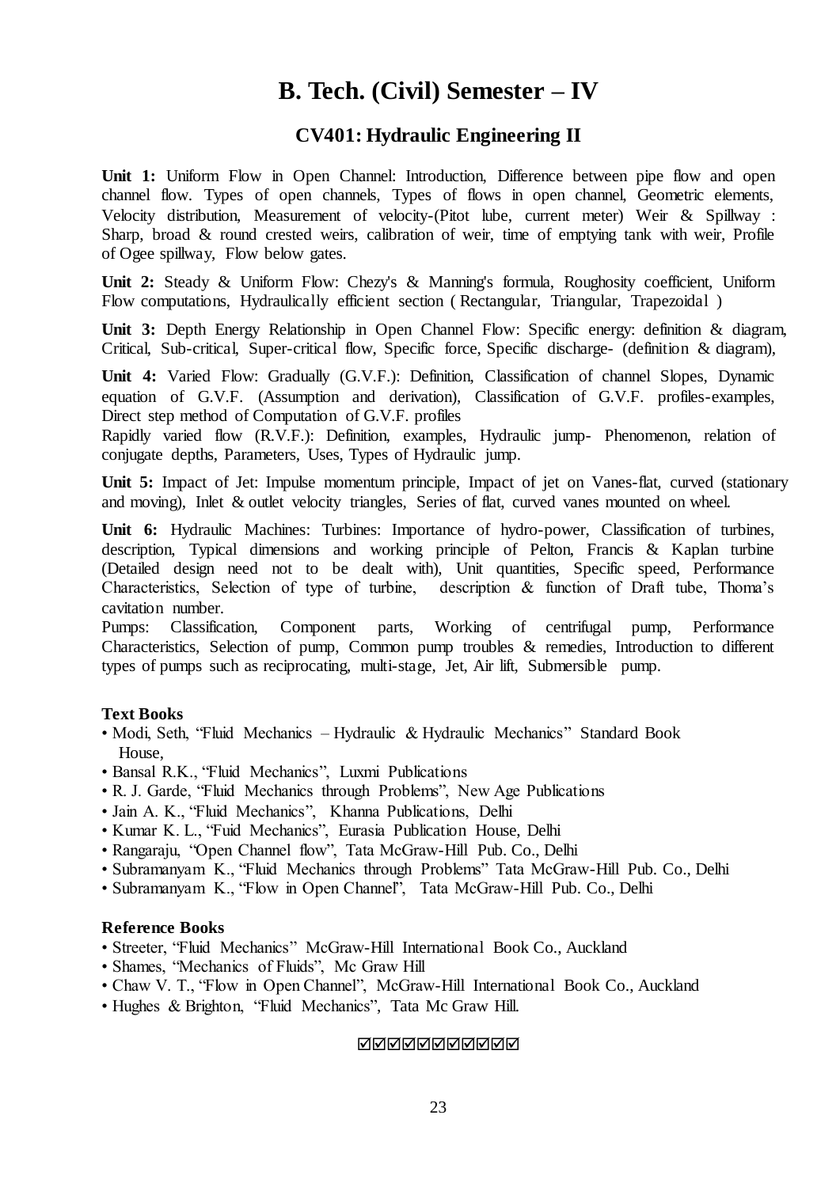# B. Tech. (Civil) Semester – IV

## CV401: Hydraulic Engineering II

**Unit 1:** Uniform Flow in Open Channel: Introduction, Difference between pipe flow and open channel flow. Types of open channels, Types of flows in open channel, Geometric elements, Velocity distribution, Measurement of velocity-(Pitot lube, current meter) Weir & Spillway : Sharp, broad & round crested weirs, calibration of weir, time of emptying tank with weir, Profile of Ogee spillway, Flow below gates.

**Unit 2:** Steady & Uniform Flow: Chezy's & Manning's formula, Roughosity coefficient, Uniform Flow computations, Hydraulically efficient section ( Rectangular, Triangular, Trapezoidal )

**Unit 3:** Depth Energy Relationship in Open Channel Flow: Specific energy: definition & diagram, Critical, Sub-critical, Super-critical flow, Specific force, Specific discharge- (definition & diagram),

**Unit 4:** Varied Flow: Gradually (G.V.F.): Definition, Classification of channel Slopes, Dynamic equation of G.V.F. (Assumption and derivation), Classification of G.V.F. profiles-examples, Direct step method of Computation of G.V.F. profiles

Rapidly varied flow (R.V.F.): Definition, examples, Hydraulic jump- Phenomenon, relation of conjugate depths, Parameters, Uses, Types of Hydraulic jump.

**Unit 5:** Impact of Jet: Impulse momentum principle, Impact of jet on Vanes-flat, curved (stationary and moving), Inlet & outlet velocity triangles, Series of flat, curved vanes mounted on wheel.

**Unit 6:** Hydraulic Machines: Turbines: Importance of hydro-power, Classification of turbines, description, Typical dimensions and working principle of Pelton, Francis & Kaplan turbine (Detailed design need not to be dealt with), Unit quantities, Specific speed, Performance Characteristics, Selection of type of turbine, description & function of Draft tube, Thoma's cavitation number.

Pumps: Classification, Component parts, Working of centrifugal pump, Performance Characteristics, Selection of pump, Common pump troubles & remedies, Introduction to different types of pumps such as reciprocating, multi-stage, Jet, Air lift, Submersible pump.

### Text Books

- Modi, Seth, "Fluid Mechanics – Hydraulic & Hydraulic Mechanics" Standard Book House,
- Bansal R.K., "Fluid Mechanics", Luxmi Publications
- R. J. Garde, "Fluid Mechanics through Problems", New Age Publications
- Jain A. K., "Fluid Mechanics", Khanna Publications, Delhi
- Kumar K. L., "Fuid Mechanics", Eurasia Publication House, Delhi
- Rangaraju, "Open Channel flow", Tata McGraw-Hill Pub. Co., Delhi
- Subramanyam K., "Fluid Mechanics through Problems" Tata McGraw-Hill Pub. Co., Delhi
- Subramanyam K., "Flow in Open Channel", Tata McGraw-Hill Pub. Co., Delhi

### Reference Books

- Streeter, "Fluid Mechanics" McGraw-Hill International Book Co., Auckland
- Shames, "Mechanics of Fluids", Mc Graw Hill
- Chaw V. T., "Flow in Open Channel", McGraw-Hill International Book Co., Auckland
- Hughes & Brighton, "Fluid Mechanics", Tata Mc Graw Hill.

☑☑☑☑☑☑☑☑☑☑☑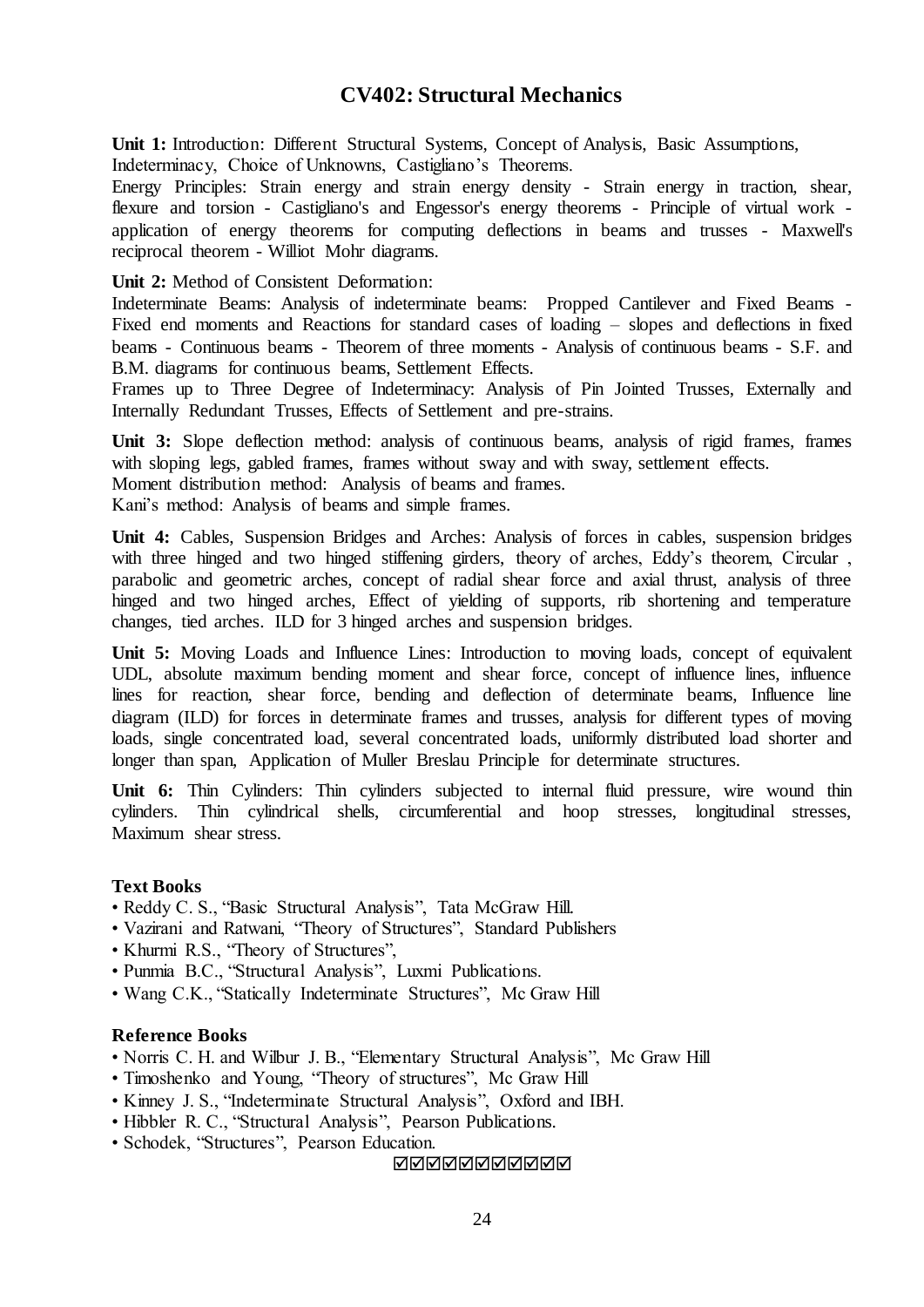# CV402: Structural Mechanics

**Unit 1:** Introduction: Different Structural Systems, Concept of Analysis, Basic Assumptions, Indeterminacy, Choice of Unknowns, Castigliano's Theorems.
Energy Principles: Strain energy and strain energy density - Strain energy in traction, shear, flexure and torsion - Castigliano's and Engessor's energy theorems - Principle of virtual work - application of energy theorems for computing deflections in beams and trusses - Maxwell's reciprocal theorem - Williot Mohr diagrams.

**Unit 2:** Method of Consistent Deformation:
Indeterminate Beams: Analysis of indeterminate beams: Propped Cantilever and Fixed Beams - Fixed end moments and Reactions for standard cases of loading – slopes and deflections in fixed beams - Continuous beams - Theorem of three moments - Analysis of continuous beams - S.F. and B.M. diagrams for continuous beams, Settlement Effects.
Frames up to Three Degree of Indeterminacy: Analysis of Pin Jointed Trusses, Externally and Internally Redundant Trusses, Effects of Settlement and pre-strains.

**Unit 3:** Slope deflection method: analysis of continuous beams, analysis of rigid frames, frames with sloping legs, gabled frames, frames without sway and with sway, settlement effects.
Moment distribution method: Analysis of beams and frames.
Kani's method: Analysis of beams and simple frames.

**Unit 4:** Cables, Suspension Bridges and Arches: Analysis of forces in cables, suspension bridges with three hinged and two hinged stiffening girders, theory of arches, Eddy's theorem, Circular , parabolic and geometric arches, concept of radial shear force and axial thrust, analysis of three hinged and two hinged arches, Effect of yielding of supports, rib shortening and temperature changes, tied arches. ILD for 3 hinged arches and suspension bridges.

**Unit 5:** Moving Loads and Influence Lines: Introduction to moving loads, concept of equivalent UDL, absolute maximum bending moment and shear force, concept of influence lines, influence lines for reaction, shear force, bending and deflection of determinate beams, Influence line diagram (ILD) for forces in determinate frames and trusses, analysis for different types of moving loads, single concentrated load, several concentrated loads, uniformly distributed load shorter and longer than span, Application of Muller Breslau Principle for determinate structures.

**Unit 6:** Thin Cylinders: Thin cylinders subjected to internal fluid pressure, wire wound thin cylinders. Thin cylindrical shells, circumferential and hoop stresses, longitudinal stresses, Maximum shear stress.

### Text Books

- Reddy C. S., "Basic Structural Analysis", Tata McGraw Hill.
- Vazirani and Ratwani, "Theory of Structures", Standard Publishers
- Khurmi R.S., "Theory of Structures",
- Punmia B.C., "Structural Analysis", Luxmi Publications.
- Wang C.K., "Statically Indeterminate Structures", Mc Graw Hill

### Reference Books

- Norris C. H. and Wilbur J. B., "Elementary Structural Analysis", Mc Graw Hill
- Timoshenko and Young, "Theory of structures", Mc Graw Hill
- Kinney J. S., "Indeterminate Structural Analysis", Oxford and IBH.
- Hibbler R. C., "Structural Analysis", Pearson Publications.
- Schodek, "Structures", Pearson Education.

☑☑☑☑☑☑☑☑☑☑☑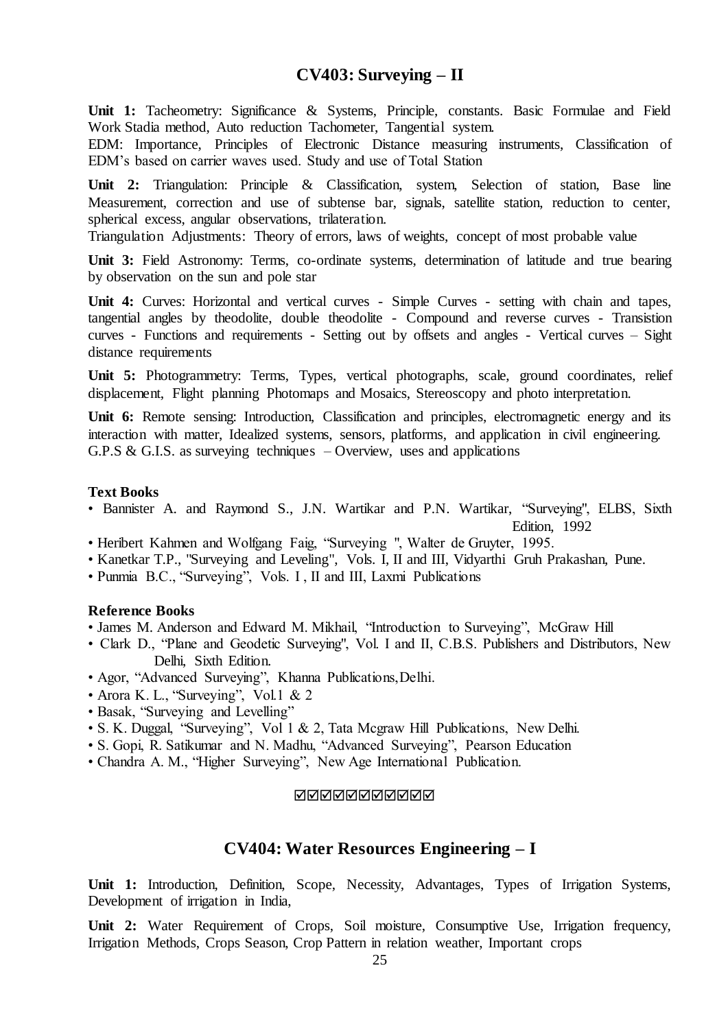## CV403: Surveying – II

**Unit 1:** Tacheometry: Significance & Systems, Principle, constants. Basic Formulae and Field Work Stadia method, Auto reduction Tachometer, Tangential system.

EDM: Importance, Principles of Electronic Distance measuring instruments, Classification of EDM's based on carrier waves used. Study and use of Total Station

**Unit 2:** Triangulation: Principle & Classification, system, Selection of station, Base line Measurement, correction and use of subtense bar, signals, satellite station, reduction to center, spherical excess, angular observations, trilateration.

Triangulation Adjustments: Theory of errors, laws of weights, concept of most probable value

**Unit 3:** Field Astronomy: Terms, co-ordinate systems, determination of latitude and true bearing by observation on the sun and pole star

**Unit 4:** Curves: Horizontal and vertical curves - Simple Curves - setting with chain and tapes, tangential angles by theodolite, double theodolite - Compound and reverse curves - Transistion curves - Functions and requirements - Setting out by offsets and angles - Vertical curves – Sight distance requirements

**Unit 5:** Photogrammetry: Terms, Types, vertical photographs, scale, ground coordinates, relief displacement, Flight planning Photomaps and Mosaics, Stereoscopy and photo interpretation.

**Unit 6:** Remote sensing: Introduction, Classification and principles, electromagnetic energy and its interaction with matter, Idealized systems, sensors, platforms, and application in civil engineering.
G.P.S & G.I.S. as surveying techniques – Overview, uses and applications

**Text Books**

- Bannister A. and Raymond S., J.N. Wartikar and P.N. Wartikar, "Surveying", ELBS, Sixth Edition, 1992
- Heribert Kahmen and Wolfgang Faig, "Surveying ", Walter de Gruyter, 1995.
- Kanetkar T.P., "Surveying and Leveling", Vols. I, II and III, Vidyarthi Gruh Prakashan, Pune.
- Punmia B.C., "Surveying", Vols. I , II and III, Laxmi Publications

**Reference Books**

- James M. Anderson and Edward M. Mikhail, "Introduction to Surveying", McGraw Hill
- Clark D., "Plane and Geodetic Surveying", Vol. I and II, C.B.S. Publishers and Distributors, New Delhi, Sixth Edition.
- Agor, "Advanced Surveying", Khanna Publications,Delhi.
- Arora K. L., "Surveying", Vol.1 & 2
- Basak, "Surveying and Levelling"
- S. K. Duggal, "Surveying", Vol 1 & 2, Tata Mcgraw Hill Publications, New Delhi.
- S. Gopi, R. Satikumar and N. Madhu, "Advanced Surveying", Pearson Education
- Chandra A. M., "Higher Surveying", New Age International Publication.

☑☑☑☑☑☑☑☑☑☑☑

## CV404: Water Resources Engineering – I

**Unit 1:** Introduction, Definition, Scope, Necessity, Advantages, Types of Irrigation Systems, Development of irrigation in India,

**Unit 2:** Water Requirement of Crops, Soil moisture, Consumptive Use, Irrigation frequency, Irrigation Methods, Crops Season, Crop Pattern in relation weather, Important crops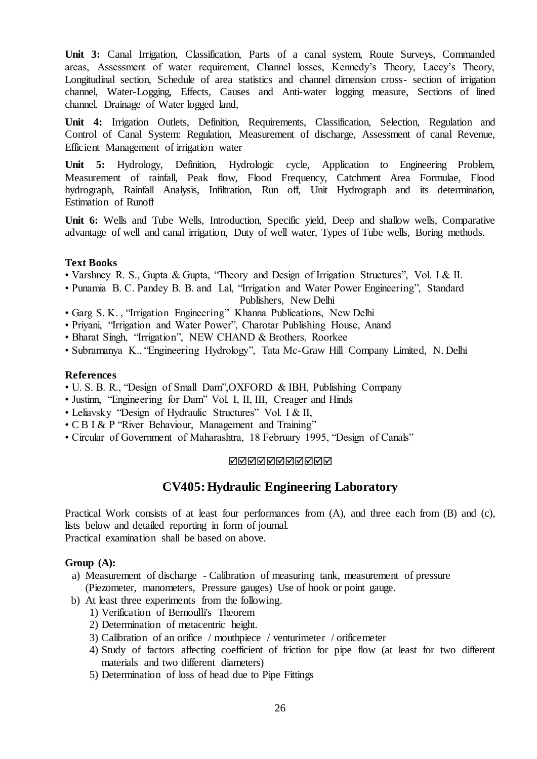**Unit 3:** Canal Irrigation, Classification, Parts of a canal system, Route Surveys, Commanded areas, Assessment of water requirement, Channel losses, Kennedy's Theory, Lacey's Theory, Longitudinal section, Schedule of area statistics and channel dimension cross- section of irrigation channel, Water-Logging, Effects, Causes and Anti-water logging measure, Sections of lined channel. Drainage of Water logged land,

**Unit 4:** Irrigation Outlets, Definition, Requirements, Classification, Selection, Regulation and Control of Canal System: Regulation, Measurement of discharge, Assessment of canal Revenue, Efficient Management of irrigation water

**Unit 5:** Hydrology, Definition, Hydrologic cycle, Application to Engineering Problem, Measurement of rainfall, Peak flow, Flood Frequency, Catchment Area Formulae, Flood hydrograph, Rainfall Analysis, Infiltration, Run off, Unit Hydrograph and its determination, Estimation of Runoff

**Unit 6:** Wells and Tube Wells, Introduction, Specific yield, Deep and shallow wells, Comparative advantage of well and canal irrigation, Duty of well water, Types of Tube wells, Boring methods.

**Text Books**

- Varshney R. S., Gupta & Gupta, "Theory and Design of Irrigation Structures", Vol. I & II.
- Punamia B. C. Pandey B. B. and Lal, "Irrigation and Water Power Engineering", Standard Publishers, New Delhi
- Garg S. K. , "Irrigation Engineering" Khanna Publications, New Delhi
- Priyani, "Irrigation and Water Power", Charotar Publishing House, Anand
- Bharat Singh, "Irrigation", NEW CHAND & Brothers, Roorkee
- Subramanya K., "Engineering Hydrology", Tata Mc-Graw Hill Company Limited, N. Delhi

**References**

- U. S. B. R., "Design of Small Dam",OXFORD & IBH, Publishing Company
- Justinn, "Engineering for Dam" Vol. I, II, III, Creager and Hinds
- Leliavsky "Design of Hydraulic Structures" Vol. I & II,
- C B I & P "River Behaviour, Management and Training"
- Circular of Government of Maharashtra, 18 February 1995, "Design of Canals"

☑☑☑☑☑☑☑☑☑☑☑

## CV405: Hydraulic Engineering Laboratory

Practical Work consists of at least four performances from (A), and three each from (B) and (c), lists below and detailed reporting in form of journal.
Practical examination shall be based on above.

**Group (A):**

a) Measurement of discharge - Calibration of measuring tank, measurement of pressure (Piezometer, manometers, Pressure gauges) Use of hook or point gauge.
b) At least three experiments from the following.
   1) Verification of Bernoulli's Theorem
   2) Determination of metacentric height.
   3) Calibration of an orifice / mouthpiece / venturimeter / orificemeter
   4) Study of factors affecting coefficient of friction for pipe flow (at least for two different materials and two different diameters)
   5) Determination of loss of head due to Pipe Fittings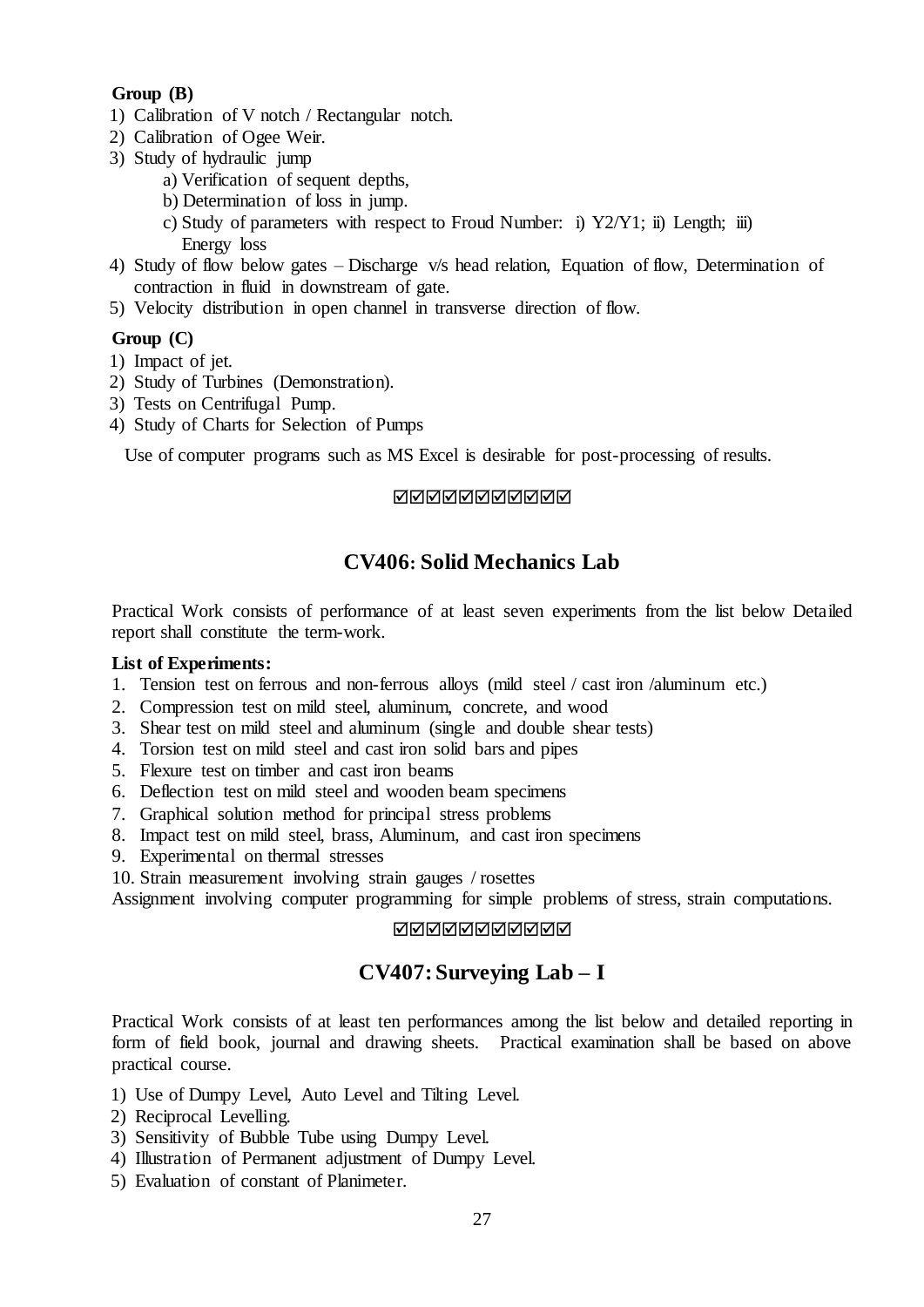**Group (B)**

1) Calibration of V notch / Rectangular notch.
2) Calibration of Ogee Weir.
3) Study of hydraulic jump
   a) Verification of sequent depths,
   b) Determination of loss in jump.
   c) Study of parameters with respect to Froud Number: i) Y2/Y1; ii) Length; iii) Energy loss
4) Study of flow below gates – Discharge v/s head relation, Equation of flow, Determination of contraction in fluid in downstream of gate.
5) Velocity distribution in open channel in transverse direction of flow.

**Group (C)**

1) Impact of jet.
2) Study of Turbines (Demonstration).
3) Tests on Centrifugal Pump.
4) Study of Charts for Selection of Pumps

Use of computer programs such as MS Excel is desirable for post-processing of results.

☑☑☑☑☑☑☑☑☑☑☑

## CV406: Solid Mechanics Lab

Practical Work consists of performance of at least seven experiments from the list below Detailed report shall constitute the term-work.

**List of Experiments:**

1. Tension test on ferrous and non-ferrous alloys (mild steel / cast iron /aluminum etc.)
2. Compression test on mild steel, aluminum, concrete, and wood
3. Shear test on mild steel and aluminum (single and double shear tests)
4. Torsion test on mild steel and cast iron solid bars and pipes
5. Flexure test on timber and cast iron beams
6. Deflection test on mild steel and wooden beam specimens
7. Graphical solution method for principal stress problems
8. Impact test on mild steel, brass, Aluminum, and cast iron specimens
9. Experimental on thermal stresses
10. Strain measurement involving strain gauges / rosettes

Assignment involving computer programming for simple problems of stress, strain computations.

☑☑☑☑☑☑☑☑☑☑☑

## CV407: Surveying Lab – I

Practical Work consists of at least ten performances among the list below and detailed reporting in form of field book, journal and drawing sheets. Practical examination shall be based on above practical course.

1) Use of Dumpy Level, Auto Level and Tilting Level.
2) Reciprocal Levelling.
3) Sensitivity of Bubble Tube using Dumpy Level.
4) Illustration of Permanent adjustment of Dumpy Level.
5) Evaluation of constant of Planimeter.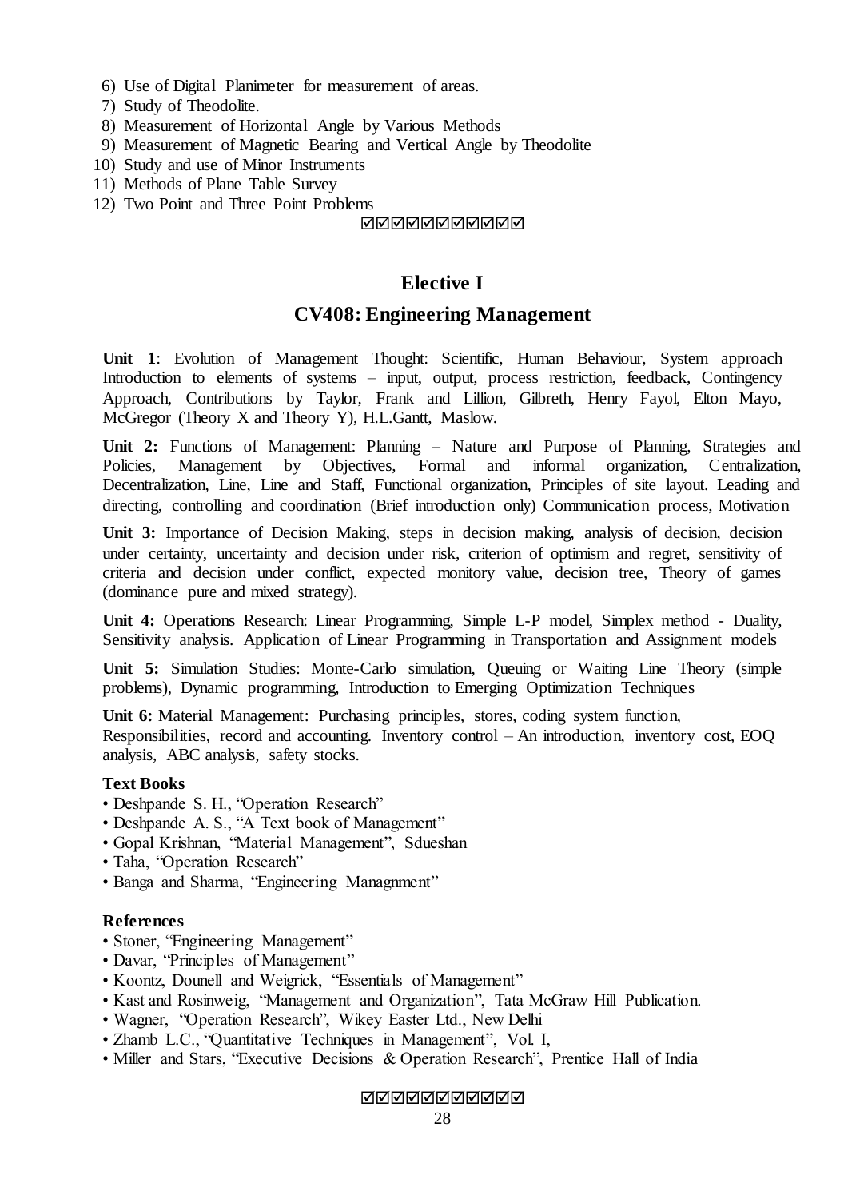6) Use of Digital Planimeter for measurement of areas.
7) Study of Theodolite.
8) Measurement of Horizontal Angle by Various Methods
9) Measurement of Magnetic Bearing and Vertical Angle by Theodolite
10) Study and use of Minor Instruments
11) Methods of Plane Table Survey
12) Two Point and Three Point Problems

☑☑☑☑☑☑☑☑☑☑☑

## Elective I

## CV408: Engineering Management

**Unit 1**: Evolution of Management Thought: Scientific, Human Behaviour, System approach Introduction to elements of systems – input, output, process restriction, feedback, Contingency Approach, Contributions by Taylor, Frank and Lillion, Gilbreth, Henry Fayol, Elton Mayo, McGregor (Theory X and Theory Y), H.L.Gantt, Maslow.

**Unit 2:** Functions of Management: Planning – Nature and Purpose of Planning, Strategies and Policies, Management by Objectives, Formal and informal organization, Centralization, Decentralization, Line, Line and Staff, Functional organization, Principles of site layout. Leading and directing, controlling and coordination (Brief introduction only) Communication process, Motivation

**Unit 3:** Importance of Decision Making, steps in decision making, analysis of decision, decision under certainty, uncertainty and decision under risk, criterion of optimism and regret, sensitivity of criteria and decision under conflict, expected monitory value, decision tree, Theory of games (dominance pure and mixed strategy).

**Unit 4:** Operations Research: Linear Programming, Simple L-P model, Simplex method - Duality, Sensitivity analysis. Application of Linear Programming in Transportation and Assignment models

**Unit 5:** Simulation Studies: Monte-Carlo simulation, Queuing or Waiting Line Theory (simple problems), Dynamic programming, Introduction to Emerging Optimization Techniques

**Unit 6:** Material Management: Purchasing principles, stores, coding system function, Responsibilities, record and accounting. Inventory control – An introduction, inventory cost, EOQ analysis, ABC analysis, safety stocks.

**Text Books**

- Deshpande S. H., "Operation Research"
- Deshpande A. S., "A Text book of Management"
- Gopal Krishnan, "Material Management", Sdueshan
- Taha, "Operation Research"
- Banga and Sharma, "Engineering Managnment"

**References**

- Stoner, "Engineering Management"
- Davar, "Principles of Management"
- Koontz, Dounell and Weigrick, "Essentials of Management"
- Kast and Rosinweig, "Management and Organization", Tata McGraw Hill Publication.
- Wagner, "Operation Research", Wikey Easter Ltd., New Delhi
- Zhamb L.C., "Quantitative Techniques in Management", Vol. I,
- Miller and Stars, "Executive Decisions & Operation Research", Prentice Hall of India

☑☑☑☑☑☑☑☑☑☑☑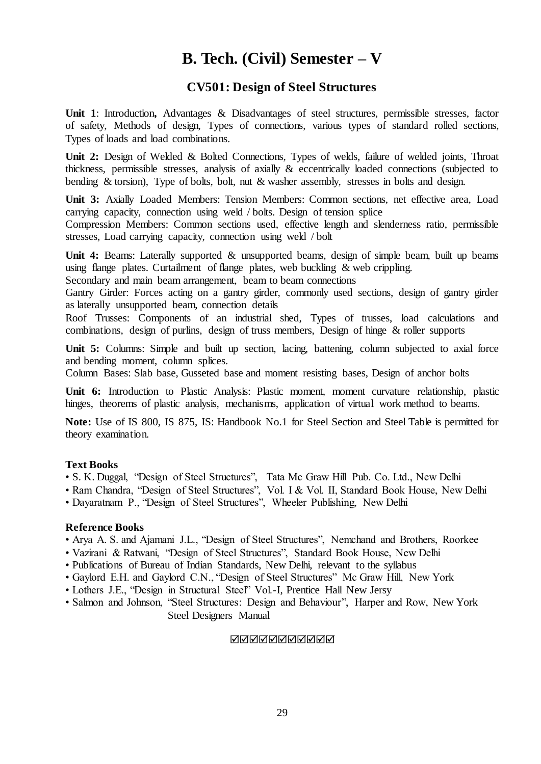# B. Tech. (Civil) Semester – V

## CV501: Design of Steel Structures

**Unit 1**: Introduction**,** Advantages & Disadvantages of steel structures, permissible stresses, factor of safety, Methods of design, Types of connections, various types of standard rolled sections, Types of loads and load combinations.

**Unit 2:** Design of Welded & Bolted Connections, Types of welds, failure of welded joints, Throat thickness, permissible stresses, analysis of axially & eccentrically loaded connections (subjected to bending & torsion), Type of bolts, bolt, nut & washer assembly, stresses in bolts and design.

**Unit 3:** Axially Loaded Members: Tension Members: Common sections, net effective area, Load carrying capacity, connection using weld / bolts. Design of tension splice

Compression Members: Common sections used, effective length and slenderness ratio, permissible stresses, Load carrying capacity, connection using weld / bolt

**Unit 4:** Beams: Laterally supported & unsupported beams, design of simple beam, built up beams using flange plates. Curtailment of flange plates, web buckling & web crippling.

Secondary and main beam arrangement, beam to beam connections

Gantry Girder: Forces acting on a gantry girder, commonly used sections, design of gantry girder as laterally unsupported beam, connection details

Roof Trusses: Components of an industrial shed, Types of trusses, load calculations and combinations, design of purlins, design of truss members, Design of hinge & roller supports

**Unit 5:** Columns: Simple and built up section, lacing, battening, column subjected to axial force and bending moment, column splices.

Column Bases: Slab base, Gusseted base and moment resisting bases, Design of anchor bolts

**Unit 6:** Introduction to Plastic Analysis: Plastic moment, moment curvature relationship, plastic hinges, theorems of plastic analysis, mechanisms, application of virtual work method to beams.

**Note:** Use of IS 800, IS 875, IS: Handbook No.1 for Steel Section and Steel Table is permitted for theory examination.

### Text Books

- S. K. Duggal, "Design of Steel Structures", Tata Mc Graw Hill Pub. Co. Ltd., New Delhi
- Ram Chandra, "Design of Steel Structures", Vol. I & Vol. II, Standard Book House, New Delhi
- Dayaratnam P., "Design of Steel Structures", Wheeler Publishing, New Delhi

### Reference Books

- Arya A. S. and Ajamani J.L., "Design of Steel Structures", Nemchand and Brothers, Roorkee
- Vazirani & Ratwani, "Design of Steel Structures", Standard Book House, New Delhi
- Publications of Bureau of Indian Standards, New Delhi, relevant to the syllabus
- Gaylord E.H. and Gaylord C.N., "Design of Steel Structures" Mc Graw Hill, New York
- Lothers J.E., "Design in Structural Steel" Vol.-I, Prentice Hall New Jersy
- Salmon and Johnson, "Steel Structures: Design and Behaviour", Harper and Row, New York Steel Designers Manual

☑☑☑☑☑☑☑☑☑☑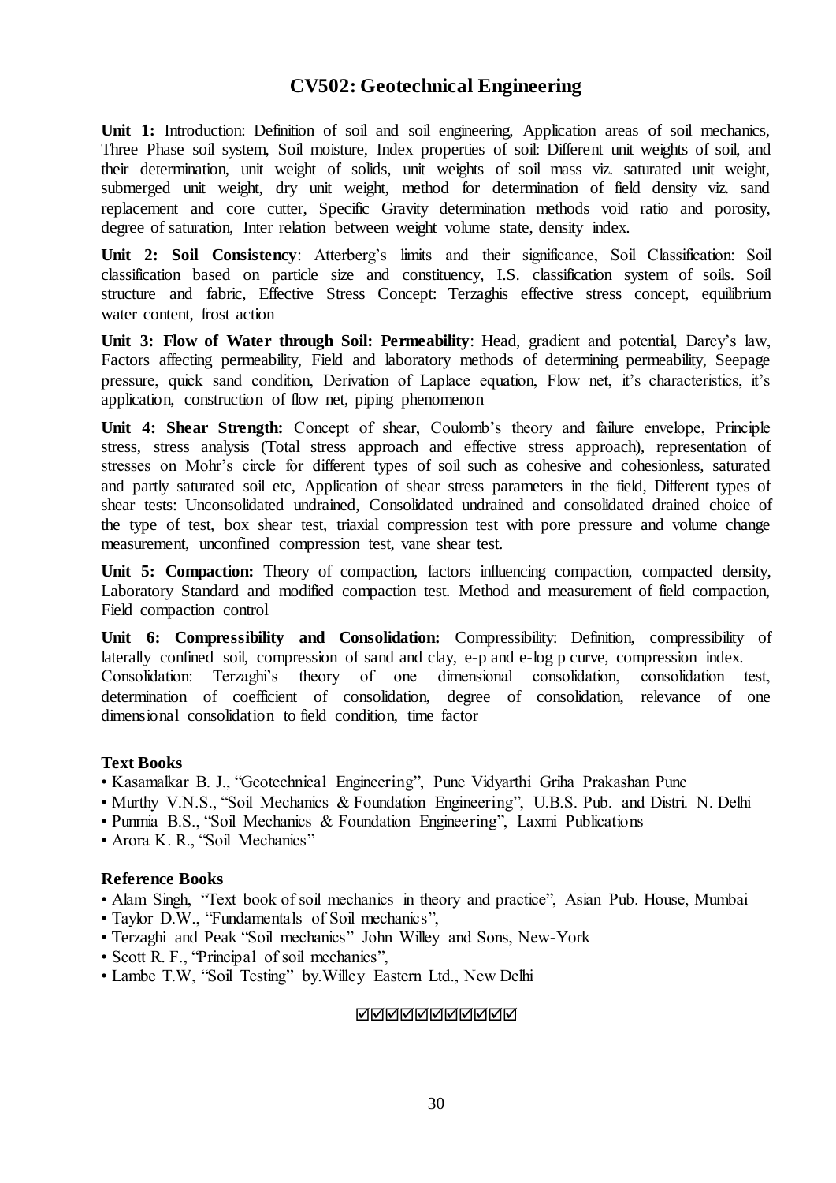# CV502: Geotechnical Engineering

**Unit 1:** Introduction: Definition of soil and soil engineering, Application areas of soil mechanics, Three Phase soil system, Soil moisture, Index properties of soil: Different unit weights of soil, and their determination, unit weight of solids, unit weights of soil mass viz. saturated unit weight, submerged unit weight, dry unit weight, method for determination of field density viz. sand replacement and core cutter, Specific Gravity determination methods void ratio and porosity, degree of saturation, Inter relation between weight volume state, density index.

**Unit 2: Soil Consistency**: Atterberg's limits and their significance, Soil Classification: Soil classification based on particle size and constituency, I.S. classification system of soils. Soil structure and fabric, Effective Stress Concept: Terzaghis effective stress concept, equilibrium water content, frost action

**Unit 3: Flow of Water through Soil: Permeability**: Head, gradient and potential, Darcy's law, Factors affecting permeability, Field and laboratory methods of determining permeability, Seepage pressure, quick sand condition, Derivation of Laplace equation, Flow net, it's characteristics, it's application, construction of flow net, piping phenomenon

**Unit 4: Shear Strength:** Concept of shear, Coulomb's theory and failure envelope, Principle stress, stress analysis (Total stress approach and effective stress approach), representation of stresses on Mohr's circle for different types of soil such as cohesive and cohesionless, saturated and partly saturated soil etc, Application of shear stress parameters in the field, Different types of shear tests: Unconsolidated undrained, Consolidated undrained and consolidated drained choice of the type of test, box shear test, triaxial compression test with pore pressure and volume change measurement, unconfined compression test, vane shear test.

**Unit 5: Compaction:** Theory of compaction, factors influencing compaction, compacted density, Laboratory Standard and modified compaction test. Method and measurement of field compaction, Field compaction control

**Unit 6: Compressibility and Consolidation:** Compressibility: Definition, compressibility of laterally confined soil, compression of sand and clay, e-p and e-log p curve, compression index.
Consolidation: Terzaghi's theory of one dimensional consolidation, consolidation test, determination of coefficient of consolidation, degree of consolidation, relevance of one dimensional consolidation to field condition, time factor

### Text Books

- Kasamalkar B. J., "Geotechnical Engineering", Pune Vidyarthi Griha Prakashan Pune
- Murthy V.N.S., "Soil Mechanics & Foundation Engineering", U.B.S. Pub. and Distri. N. Delhi
- Punmia B.S., "Soil Mechanics & Foundation Engineering", Laxmi Publications
- Arora K. R., "Soil Mechanics"

### Reference Books

- Alam Singh, "Text book of soil mechanics in theory and practice", Asian Pub. House, Mumbai
- Taylor D.W., "Fundamentals of Soil mechanics",
- Terzaghi and Peak "Soil mechanics" John Willey and Sons, New-York
- Scott R. F., "Principal of soil mechanics",
- Lambe T.W, "Soil Testing" by.Willey Eastern Ltd., New Delhi

☑☑☑☑☑☑☑☑☑☑☑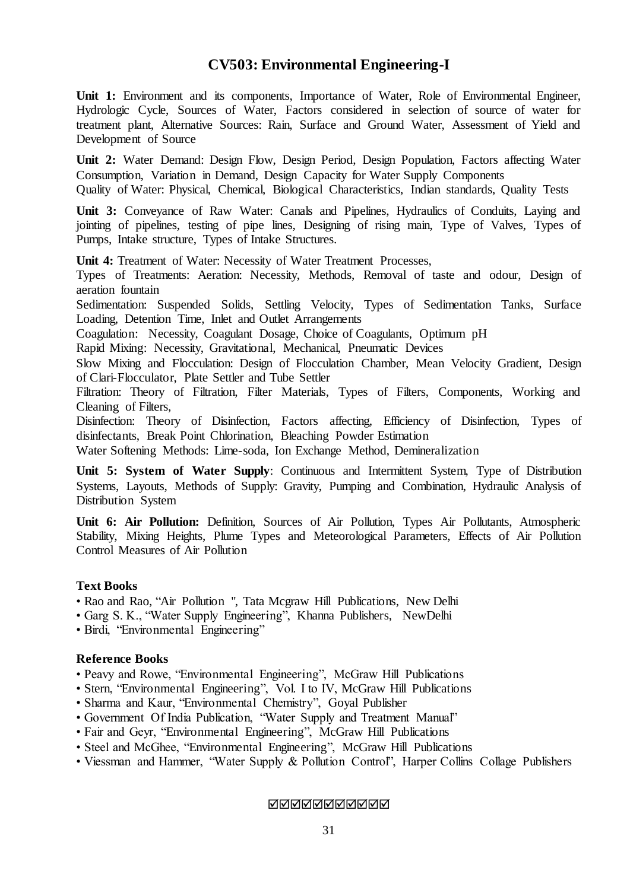# CV503: Environmental Engineering-I

**Unit 1:** Environment and its components, Importance of Water, Role of Environmental Engineer, Hydrologic Cycle, Sources of Water, Factors considered in selection of source of water for treatment plant, Alternative Sources: Rain, Surface and Ground Water, Assessment of Yield and Development of Source

**Unit 2:** Water Demand: Design Flow, Design Period, Design Population, Factors affecting Water Consumption, Variation in Demand, Design Capacity for Water Supply Components
Quality of Water: Physical, Chemical, Biological Characteristics, Indian standards, Quality Tests

**Unit 3:** Conveyance of Raw Water: Canals and Pipelines, Hydraulics of Conduits, Laying and jointing of pipelines, testing of pipe lines, Designing of rising main, Type of Valves, Types of Pumps, Intake structure, Types of Intake Structures.

**Unit 4:** Treatment of Water: Necessity of Water Treatment Processes,
Types of Treatments: Aeration: Necessity, Methods, Removal of taste and odour, Design of aeration fountain
Sedimentation: Suspended Solids, Settling Velocity, Types of Sedimentation Tanks, Surface Loading, Detention Time, Inlet and Outlet Arrangements
Coagulation: Necessity, Coagulant Dosage, Choice of Coagulants, Optimum pH
Rapid Mixing: Necessity, Gravitational, Mechanical, Pneumatic Devices
Slow Mixing and Flocculation: Design of Flocculation Chamber, Mean Velocity Gradient, Design of Clari-Flocculator, Plate Settler and Tube Settler
Filtration: Theory of Filtration, Filter Materials, Types of Filters, Components, Working and Cleaning of Filters,
Disinfection: Theory of Disinfection, Factors affecting, Efficiency of Disinfection, Types of disinfectants, Break Point Chlorination, Bleaching Powder Estimation
Water Softening Methods: Lime-soda, Ion Exchange Method, Demineralization

**Unit 5: System of Water Supply**: Continuous and Intermittent System, Type of Distribution Systems, Layouts, Methods of Supply: Gravity, Pumping and Combination, Hydraulic Analysis of Distribution System

**Unit 6: Air Pollution:** Definition, Sources of Air Pollution, Types Air Pollutants, Atmospheric Stability, Mixing Heights, Plume Types and Meteorological Parameters, Effects of Air Pollution Control Measures of Air Pollution

### Text Books

- Rao and Rao, "Air Pollution ", Tata Mcgraw Hill Publications, New Delhi
- Garg S. K., "Water Supply Engineering", Khanna Publishers, NewDelhi
- Birdi, "Environmental Engineering"

### Reference Books

- Peavy and Rowe, "Environmental Engineering", McGraw Hill Publications
- Stern, "Environmental Engineering", Vol. I to IV, McGraw Hill Publications
- Sharma and Kaur, "Environmental Chemistry", Goyal Publisher
- Government Of India Publication, "Water Supply and Treatment Manual"
- Fair and Geyr, "Environmental Engineering", McGraw Hill Publications
- Steel and McGhee, "Environmental Engineering", McGraw Hill Publications
- Viessman and Hammer, "Water Supply & Pollution Control", Harper Collins Collage Publishers

☑☑☑☑☑☑☑☑☑☑☑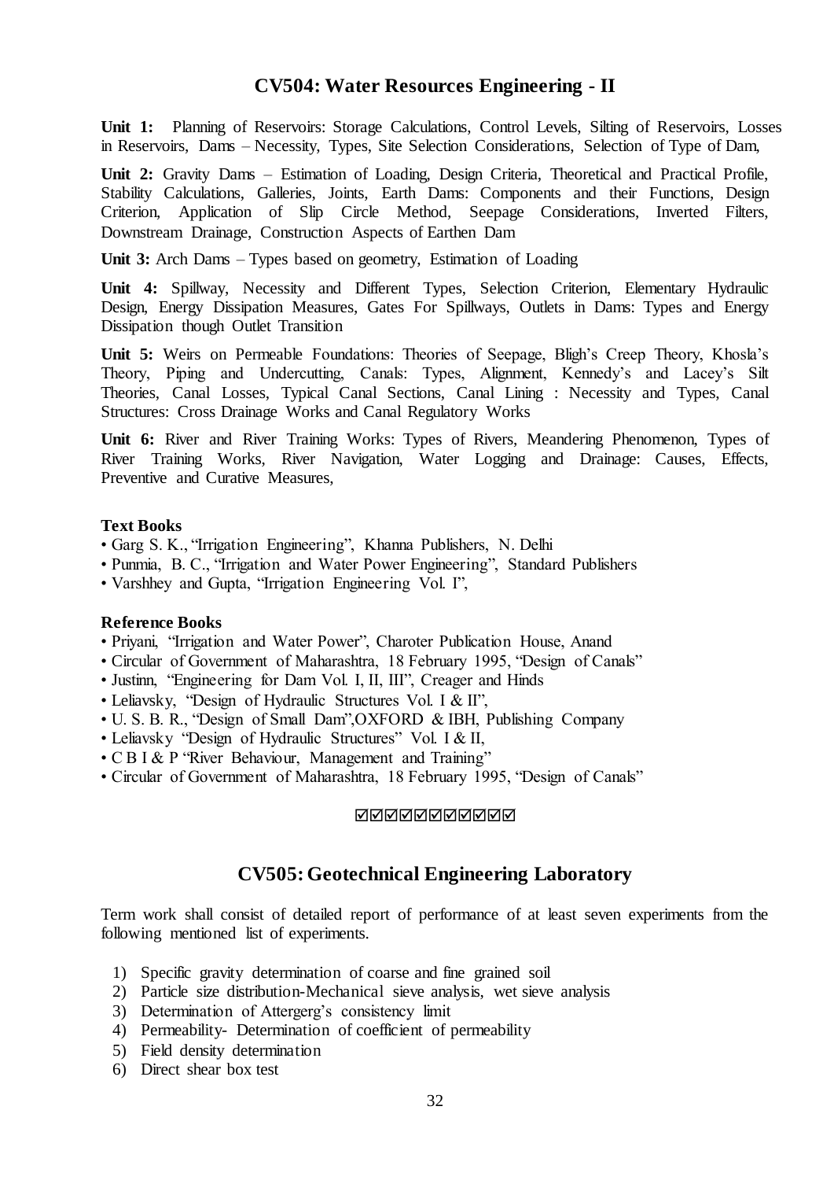## CV504: Water Resources Engineering - II

**Unit 1:** Planning of Reservoirs: Storage Calculations, Control Levels, Silting of Reservoirs, Losses in Reservoirs, Dams – Necessity, Types, Site Selection Considerations, Selection of Type of Dam,

**Unit 2:** Gravity Dams – Estimation of Loading, Design Criteria, Theoretical and Practical Profile, Stability Calculations, Galleries, Joints, Earth Dams: Components and their Functions, Design Criterion, Application of Slip Circle Method, Seepage Considerations, Inverted Filters, Downstream Drainage, Construction Aspects of Earthen Dam

**Unit 3:** Arch Dams – Types based on geometry, Estimation of Loading

**Unit 4:** Spillway, Necessity and Different Types, Selection Criterion, Elementary Hydraulic Design, Energy Dissipation Measures, Gates For Spillways, Outlets in Dams: Types and Energy Dissipation though Outlet Transition

**Unit 5:** Weirs on Permeable Foundations: Theories of Seepage, Bligh's Creep Theory, Khosla's Theory, Piping and Undercutting, Canals: Types, Alignment, Kennedy's and Lacey's Silt Theories, Canal Losses, Typical Canal Sections, Canal Lining : Necessity and Types, Canal Structures: Cross Drainage Works and Canal Regulatory Works

**Unit 6:** River and River Training Works: Types of Rivers, Meandering Phenomenon, Types of River Training Works, River Navigation, Water Logging and Drainage: Causes, Effects, Preventive and Curative Measures,

**Text Books**

- Garg S. K., "Irrigation Engineering", Khanna Publishers, N. Delhi
- Punmia, B. C., "Irrigation and Water Power Engineering", Standard Publishers
- Varshhey and Gupta, "Irrigation Engineering Vol. I",

**Reference Books**

- Priyani, "Irrigation and Water Power", Charoter Publication House, Anand
- Circular of Government of Maharashtra, 18 February 1995, "Design of Canals"
- Justinn, "Engineering for Dam Vol. I, II, III", Creager and Hinds
- Leliavsky, "Design of Hydraulic Structures Vol. I & II",
- U. S. B. R., "Design of Small Dam",OXFORD & IBH, Publishing Company
- Leliavsky "Design of Hydraulic Structures" Vol. I & II,
- C B I & P "River Behaviour, Management and Training"
- Circular of Government of Maharashtra, 18 February 1995, "Design of Canals"

☑☑☑☑☑☑☑☑☑☑☑

## CV505: Geotechnical Engineering Laboratory

Term work shall consist of detailed report of performance of at least seven experiments from the following mentioned list of experiments.

1) Specific gravity determination of coarse and fine grained soil
2) Particle size distribution-Mechanical sieve analysis, wet sieve analysis
3) Determination of Attergerg's consistency limit
4) Permeability- Determination of coefficient of permeability
5) Field density determination
6) Direct shear box test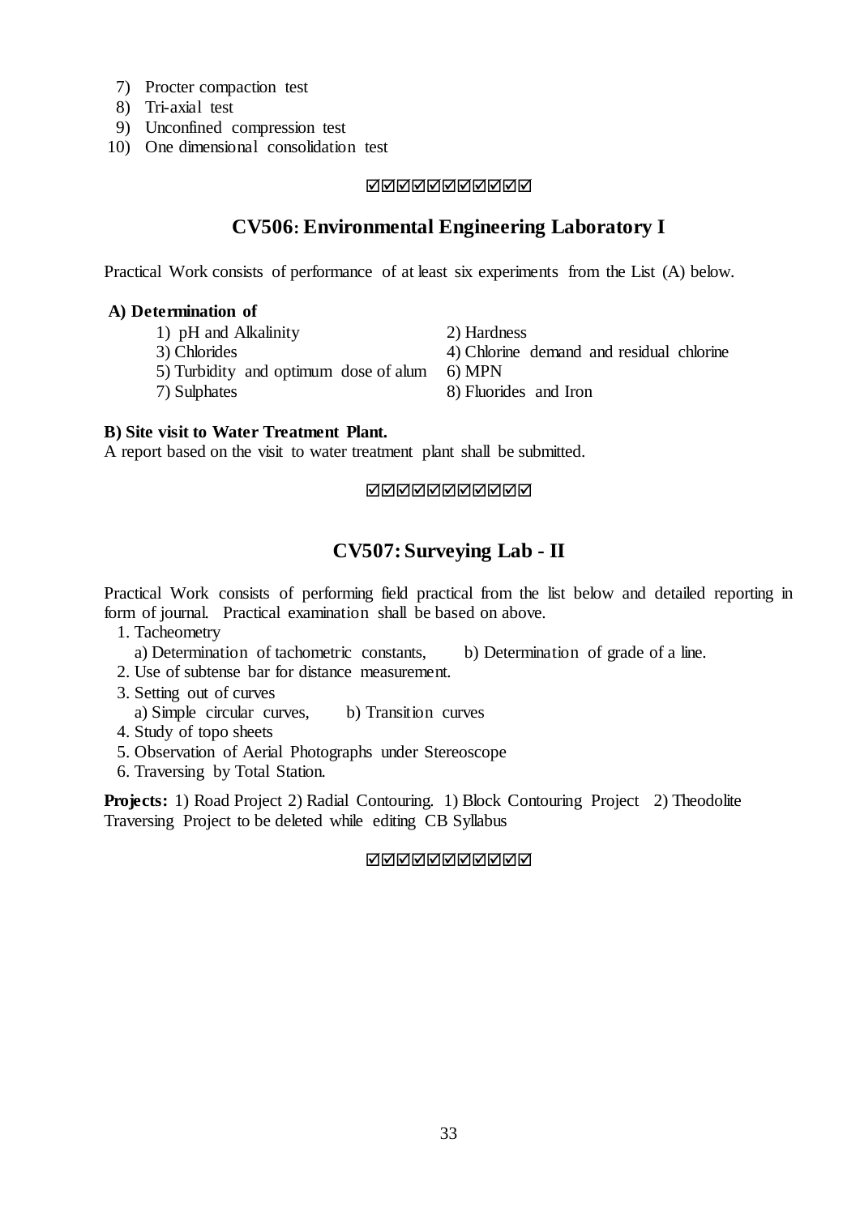7) Procter compaction test
8) Tri-axial test
9) Unconfined compression test
10) One dimensional consolidation test

☑☑☑☑☑☑☑☑☑☑☑

## CV506: Environmental Engineering Laboratory I

Practical Work consists of performance of at least six experiments from the List (A) below.

**A) Determination of**

1) pH and Alkalinity
2) Hardness
3) Chlorides
4) Chlorine demand and residual chlorine
5) Turbidity and optimum dose of alum
6) MPN
7) Sulphates
8) Fluorides and Iron

**B) Site visit to Water Treatment Plant.**
A report based on the visit to water treatment plant shall be submitted.

☑☑☑☑☑☑☑☑☑☑☑

## CV507: Surveying Lab - II

Practical Work consists of performing field practical from the list below and detailed reporting in form of journal. Practical examination shall be based on above.

1. Tacheometry
   a) Determination of tachometric constants, b) Determination of grade of a line.
2. Use of subtense bar for distance measurement.
3. Setting out of curves
   a) Simple circular curves, b) Transition curves
4. Study of topo sheets
5. Observation of Aerial Photographs under Stereoscope
6. Traversing by Total Station.

**Projects:** 1) Road Project 2) Radial Contouring. 1) Block Contouring Project 2) Theodolite Traversing Project to be deleted while editing CB Syllabus

☑☑☑☑☑☑☑☑☑☑☑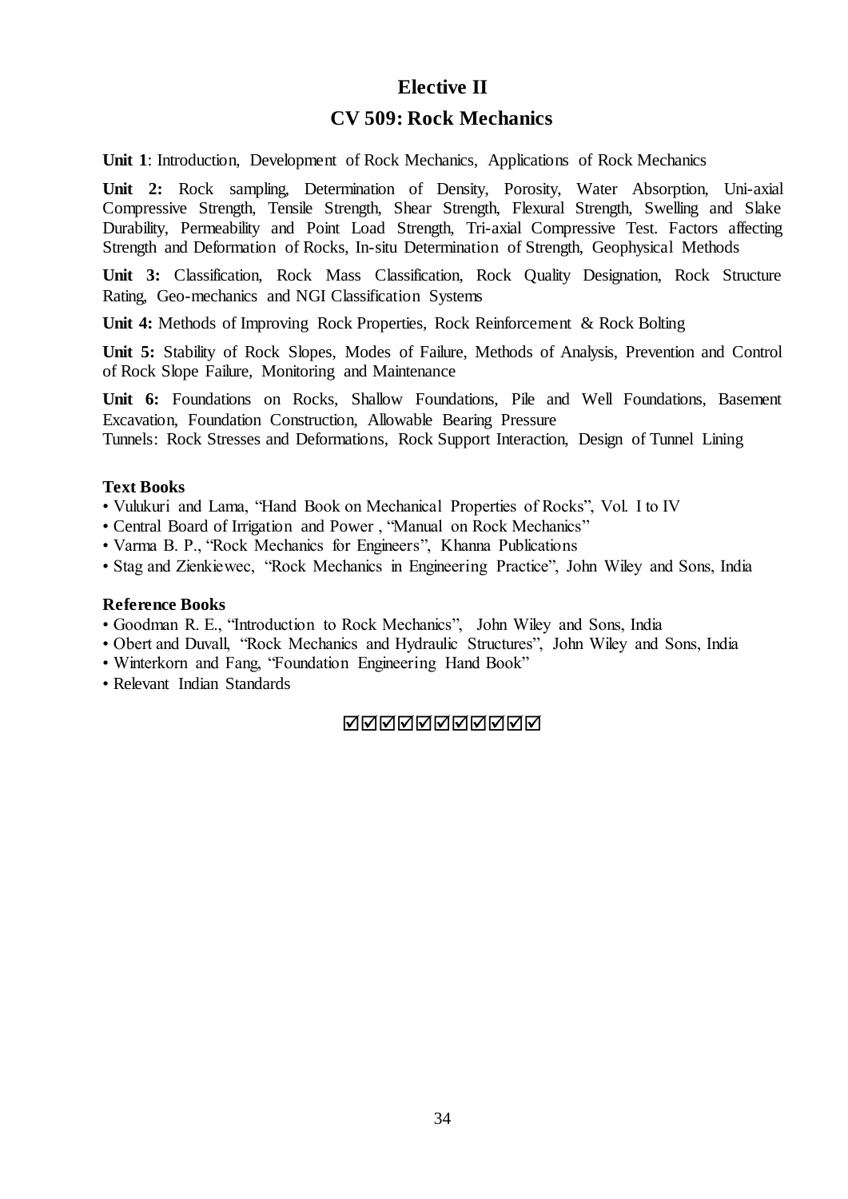# Elective II

## CV 509: Rock Mechanics

**Unit 1**: Introduction, Development of Rock Mechanics, Applications of Rock Mechanics

**Unit 2:** Rock sampling, Determination of Density, Porosity, Water Absorption, Uni-axial Compressive Strength, Tensile Strength, Shear Strength, Flexural Strength, Swelling and Slake Durability, Permeability and Point Load Strength, Tri-axial Compressive Test. Factors affecting Strength and Deformation of Rocks, In-situ Determination of Strength, Geophysical Methods

**Unit 3:** Classification, Rock Mass Classification, Rock Quality Designation, Rock Structure Rating, Geo-mechanics and NGI Classification Systems

**Unit 4:** Methods of Improving Rock Properties, Rock Reinforcement & Rock Bolting

**Unit 5:** Stability of Rock Slopes, Modes of Failure, Methods of Analysis, Prevention and Control of Rock Slope Failure, Monitoring and Maintenance

**Unit 6:** Foundations on Rocks, Shallow Foundations, Pile and Well Foundations, Basement Excavation, Foundation Construction, Allowable Bearing Pressure
Tunnels: Rock Stresses and Deformations, Rock Support Interaction, Design of Tunnel Lining

### Text Books

- Vulukuri and Lama, "Hand Book on Mechanical Properties of Rocks", Vol. I to IV
- Central Board of Irrigation and Power , "Manual on Rock Mechanics"
- Varma B. P., "Rock Mechanics for Engineers", Khanna Publications
- Stag and Zienkiewec, "Rock Mechanics in Engineering Practice", John Wiley and Sons, India

### Reference Books

- Goodman R. E., "Introduction to Rock Mechanics", John Wiley and Sons, India
- Obert and Duvall, "Rock Mechanics and Hydraulic Structures", John Wiley and Sons, India
- Winterkorn and Fang, "Foundation Engineering Hand Book"
- Relevant Indian Standards

☑☑☑☑☑☑☑☑☑☑☑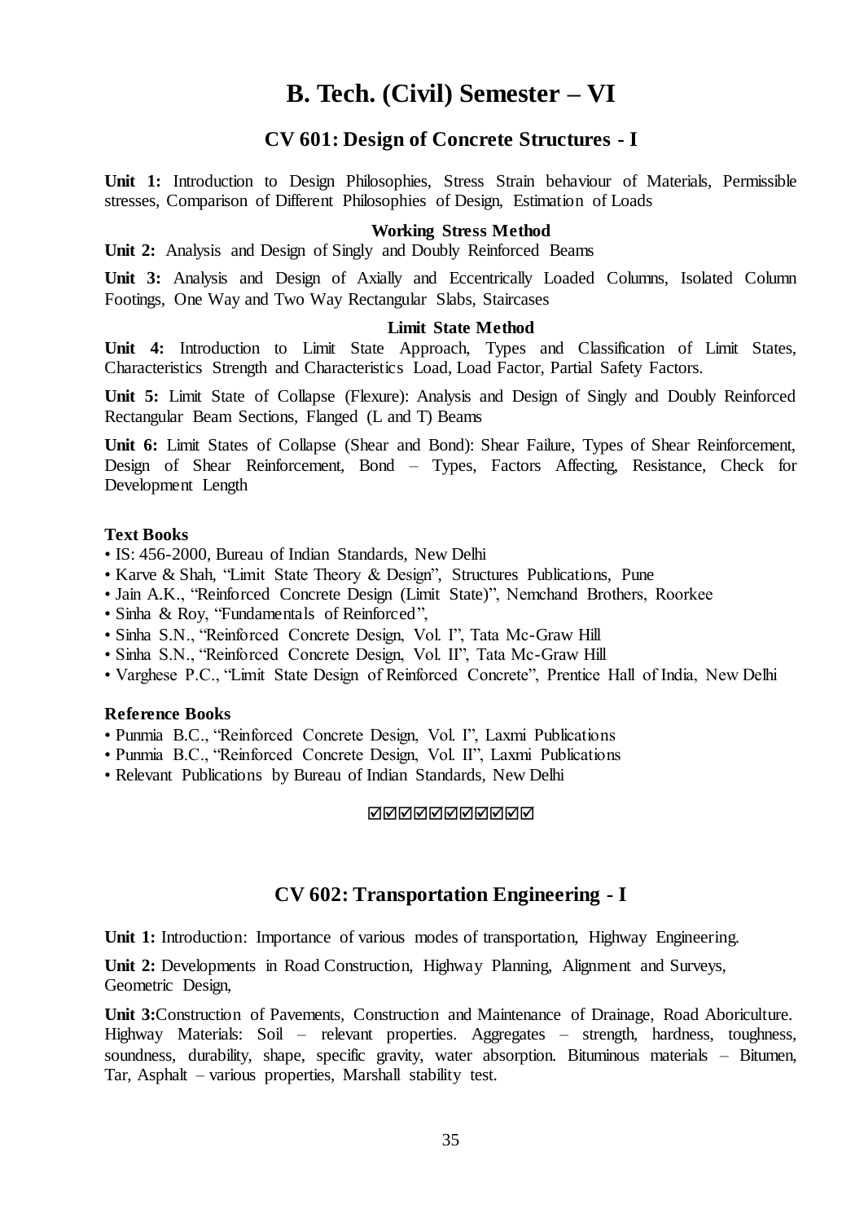# B. Tech. (Civil) Semester – VI

## CV 601: Design of Concrete Structures - I

**Unit 1:** Introduction to Design Philosophies, Stress Strain behaviour of Materials, Permissible stresses, Comparison of Different Philosophies of Design, Estimation of Loads

**Working Stress Method**

**Unit 2:** Analysis and Design of Singly and Doubly Reinforced Beams

**Unit 3:** Analysis and Design of Axially and Eccentrically Loaded Columns, Isolated Column Footings, One Way and Two Way Rectangular Slabs, Staircases

**Limit State Method**

**Unit 4:** Introduction to Limit State Approach, Types and Classification of Limit States, Characteristics Strength and Characteristics Load, Load Factor, Partial Safety Factors.

**Unit 5:** Limit State of Collapse (Flexure): Analysis and Design of Singly and Doubly Reinforced Rectangular Beam Sections, Flanged (L and T) Beams

**Unit 6:** Limit States of Collapse (Shear and Bond): Shear Failure, Types of Shear Reinforcement, Design of Shear Reinforcement, Bond – Types, Factors Affecting, Resistance, Check for Development Length

**Text Books**

- IS: 456-2000, Bureau of Indian Standards, New Delhi
- Karve & Shah, "Limit State Theory & Design", Structures Publications, Pune
- Jain A.K., "Reinforced Concrete Design (Limit State)", Nemchand Brothers, Roorkee
- Sinha & Roy, "Fundamentals of Reinforced",
- Sinha S.N., "Reinforced Concrete Design, Vol. I", Tata Mc-Graw Hill
- Sinha S.N., "Reinforced Concrete Design, Vol. II", Tata Mc-Graw Hill
- Varghese P.C., "Limit State Design of Reinforced Concrete", Prentice Hall of India, New Delhi

**Reference Books**

- Punmia B.C., "Reinforced Concrete Design, Vol. I", Laxmi Publications
- Punmia B.C., "Reinforced Concrete Design, Vol. II", Laxmi Publications
- Relevant Publications by Bureau of Indian Standards, New Delhi

☑☑☑☑☑☑☑☑☑☑☑

## CV 602: Transportation Engineering - I

**Unit 1:** Introduction: Importance of various modes of transportation, Highway Engineering.

**Unit 2:** Developments in Road Construction, Highway Planning, Alignment and Surveys, Geometric Design,

**Unit 3:** Construction of Pavements, Construction and Maintenance of Drainage, Road Aboriculture. Highway Materials: Soil – relevant properties. Aggregates – strength, hardness, toughness, soundness, durability, shape, specific gravity, water absorption. Bituminous materials – Bitumen, Tar, Asphalt – various properties, Marshall stability test.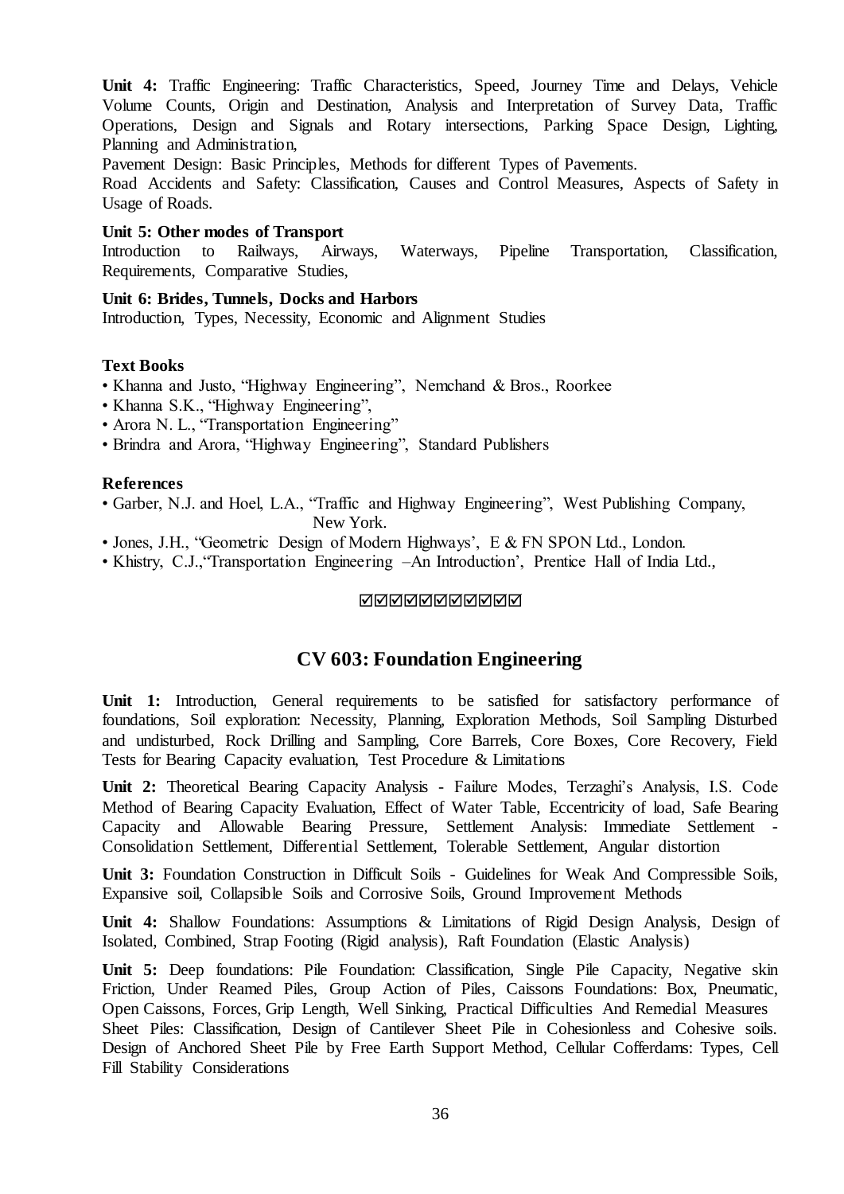**Unit 4:** Traffic Engineering: Traffic Characteristics, Speed, Journey Time and Delays, Vehicle Volume Counts, Origin and Destination, Analysis and Interpretation of Survey Data, Traffic Operations, Design and Signals and Rotary intersections, Parking Space Design, Lighting, Planning and Administration,

Pavement Design: Basic Principles, Methods for different Types of Pavements.

Road Accidents and Safety: Classification, Causes and Control Measures, Aspects of Safety in Usage of Roads.

**Unit 5: Other modes of Transport**
Introduction to Railways, Airways, Waterways, Pipeline Transportation, Classification, Requirements, Comparative Studies,

**Unit 6: Brides, Tunnels, Docks and Harbors**
Introduction, Types, Necessity, Economic and Alignment Studies

**Text Books**

- Khanna and Justo, "Highway Engineering", Nemchand & Bros., Roorkee
- Khanna S.K., "Highway Engineering",
- Arora N. L., "Transportation Engineering"
- Brindra and Arora, "Highway Engineering", Standard Publishers

**References**

- Garber, N.J. and Hoel, L.A., "Traffic and Highway Engineering", West Publishing Company, New York.
- Jones, J.H., "Geometric Design of Modern Highways', E & FN SPON Ltd., London.
- Khistry, C.J.,"Transportation Engineering –An Introduction', Prentice Hall of India Ltd.,

☑☑☑☑☑☑☑☑☑☑☑

## CV 603: Foundation Engineering

**Unit 1:** Introduction, General requirements to be satisfied for satisfactory performance of foundations, Soil exploration: Necessity, Planning, Exploration Methods, Soil Sampling Disturbed and undisturbed, Rock Drilling and Sampling, Core Barrels, Core Boxes, Core Recovery, Field Tests for Bearing Capacity evaluation, Test Procedure & Limitations

**Unit 2:** Theoretical Bearing Capacity Analysis - Failure Modes, Terzaghi's Analysis, I.S. Code Method of Bearing Capacity Evaluation, Effect of Water Table, Eccentricity of load, Safe Bearing Capacity and Allowable Bearing Pressure, Settlement Analysis: Immediate Settlement - Consolidation Settlement, Differential Settlement, Tolerable Settlement, Angular distortion

**Unit 3:** Foundation Construction in Difficult Soils - Guidelines for Weak And Compressible Soils, Expansive soil, Collapsible Soils and Corrosive Soils, Ground Improvement Methods

**Unit 4:** Shallow Foundations: Assumptions & Limitations of Rigid Design Analysis, Design of Isolated, Combined, Strap Footing (Rigid analysis), Raft Foundation (Elastic Analysis)

**Unit 5:** Deep foundations: Pile Foundation: Classification, Single Pile Capacity, Negative skin Friction, Under Reamed Piles, Group Action of Piles, Caissons Foundations: Box, Pneumatic, Open Caissons, Forces, Grip Length, Well Sinking, Practical Difficulties And Remedial Measures
Sheet Piles: Classification, Design of Cantilever Sheet Pile in Cohesionless and Cohesive soils. Design of Anchored Sheet Pile by Free Earth Support Method, Cellular Cofferdams: Types, Cell Fill Stability Considerations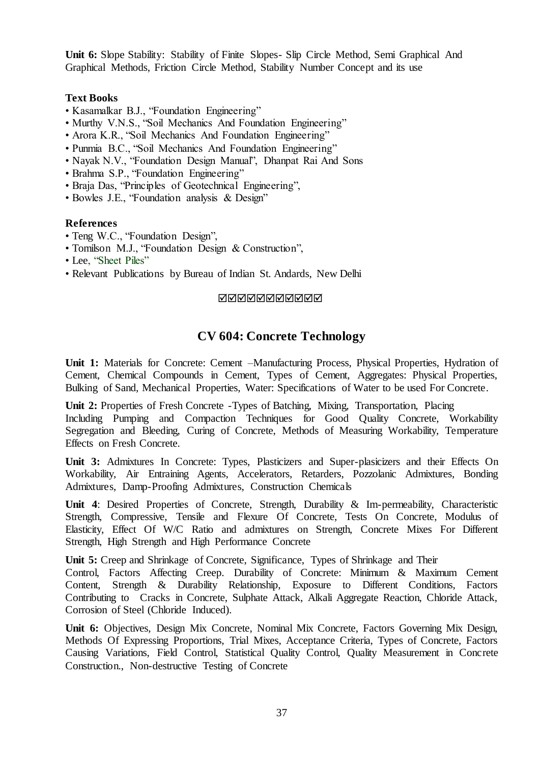**Unit 6:** Slope Stability: Stability of Finite Slopes- Slip Circle Method, Semi Graphical And Graphical Methods, Friction Circle Method, Stability Number Concept and its use

**Text Books**

- Kasamalkar B.J., "Foundation Engineering"
- Murthy V.N.S., "Soil Mechanics And Foundation Engineering"
- Arora K.R., "Soil Mechanics And Foundation Engineering"
- Punmia B.C., "Soil Mechanics And Foundation Engineering"
- Nayak N.V., "Foundation Design Manual", Dhanpat Rai And Sons
- Brahma S.P., "Foundation Engineering"
- Braja Das, "Principles of Geotechnical Engineering",
- Bowles J.E., "Foundation analysis & Design"

**References**

- Teng W.C., "Foundation Design",
- Tomilson M.J., "Foundation Design & Construction",
- Lee, "Sheet Piles"
- Relevant Publications by Bureau of Indian St. Andards, New Delhi

☑☑☑☑☑☑☑☑☑☑☑

## CV 604: Concrete Technology

**Unit 1:** Materials for Concrete: Cement –Manufacturing Process, Physical Properties, Hydration of Cement, Chemical Compounds in Cement, Types of Cement, Aggregates: Physical Properties, Bulking of Sand, Mechanical Properties, Water: Specifications of Water to be used For Concrete.

**Unit 2:** Properties of Fresh Concrete -Types of Batching, Mixing, Transportation, Placing Including Pumping and Compaction Techniques for Good Quality Concrete, Workability Segregation and Bleeding, Curing of Concrete, Methods of Measuring Workability, Temperature Effects on Fresh Concrete.

**Unit 3:** Admixtures In Concrete: Types, Plasticizers and Super-plasicizers and their Effects On Workability, Air Entraining Agents, Accelerators, Retarders, Pozzolanic Admixtures, Bonding Admixtures, Damp-Proofing Admixtures, Construction Chemicals

**Unit 4**: Desired Properties of Concrete, Strength, Durability & Im-permeability, Characteristic Strength, Compressive, Tensile and Flexure Of Concrete, Tests On Concrete, Modulus of Elasticity, Effect Of W/C Ratio and admixtures on Strength, Concrete Mixes For Different Strength, High Strength and High Performance Concrete

**Unit 5:** Creep and Shrinkage of Concrete, Significance, Types of Shrinkage and Their Control, Factors Affecting Creep. Durability of Concrete: Minimum & Maximum Cement Content, Strength & Durability Relationship, Exposure to Different Conditions, Factors Contributing to Cracks in Concrete, Sulphate Attack, Alkali Aggregate Reaction, Chloride Attack, Corrosion of Steel (Chloride Induced).

**Unit 6:** Objectives, Design Mix Concrete, Nominal Mix Concrete, Factors Governing Mix Design, Methods Of Expressing Proportions, Trial Mixes, Acceptance Criteria, Types of Concrete, Factors Causing Variations, Field Control, Statistical Quality Control, Quality Measurement in Concrete Construction., Non-destructive Testing of Concrete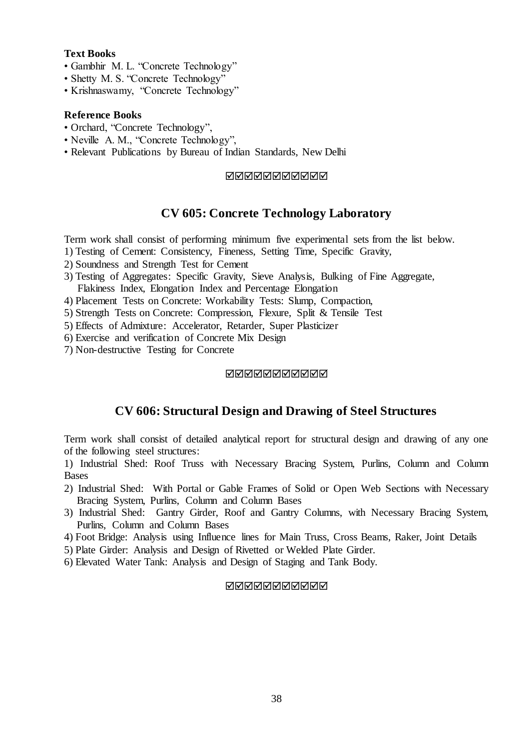**Text Books**

- Gambhir M. L. "Concrete Technology"
- Shetty M. S. "Concrete Technology"
- Krishnaswamy, "Concrete Technology"

**Reference Books**

- Orchard, "Concrete Technology",
- Neville A. M., "Concrete Technology",
- Relevant Publications by Bureau of Indian Standards, New Delhi

☑☑☑☑☑☑☑☑☑☑☑

## CV 605: Concrete Technology Laboratory

Term work shall consist of performing minimum five experimental sets from the list below.

1) Testing of Cement: Consistency, Fineness, Setting Time, Specific Gravity,
2) Soundness and Strength Test for Cement
3) Testing of Aggregates: Specific Gravity, Sieve Analysis, Bulking of Fine Aggregate, Flakiness Index, Elongation Index and Percentage Elongation
4) Placement Tests on Concrete: Workability Tests: Slump, Compaction,
5) Strength Tests on Concrete: Compression, Flexure, Split & Tensile Test
5) Effects of Admixture: Accelerator, Retarder, Super Plasticizer
6) Exercise and verification of Concrete Mix Design
7) Non-destructive Testing for Concrete

☑☑☑☑☑☑☑☑☑☑☑

## CV 606: Structural Design and Drawing of Steel Structures

Term work shall consist of detailed analytical report for structural design and drawing of any one of the following steel structures:

1) Industrial Shed: Roof Truss with Necessary Bracing System, Purlins, Column and Column Bases
2) Industrial Shed: With Portal or Gable Frames of Solid or Open Web Sections with Necessary Bracing System, Purlins, Column and Column Bases
3) Industrial Shed: Gantry Girder, Roof and Gantry Columns, with Necessary Bracing System, Purlins, Column and Column Bases
4) Foot Bridge: Analysis using Influence lines for Main Truss, Cross Beams, Raker, Joint Details
5) Plate Girder: Analysis and Design of Rivetted or Welded Plate Girder.
6) Elevated Water Tank: Analysis and Design of Staging and Tank Body.

☑☑☑☑☑☑☑☑☑☑☑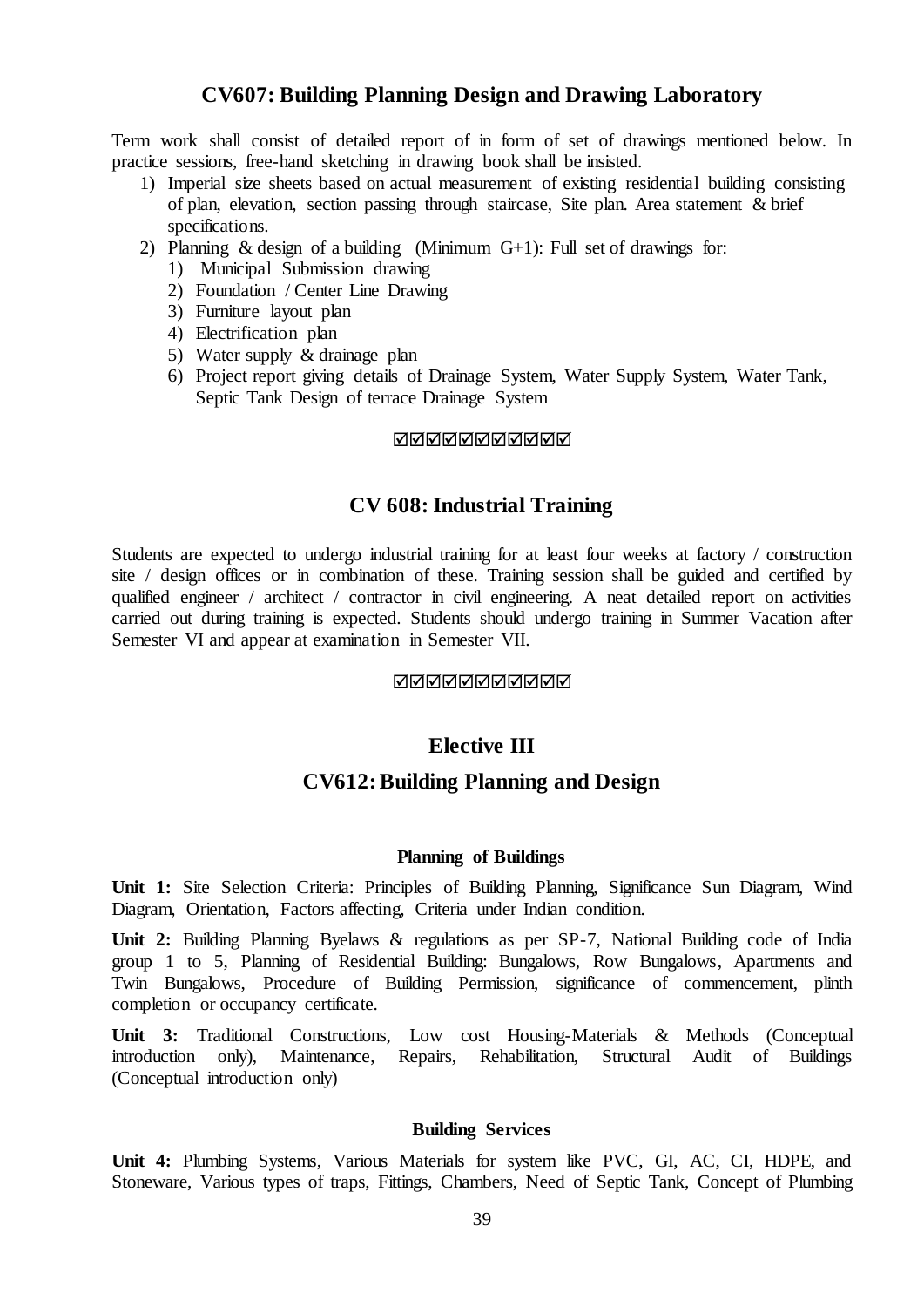## CV607: Building Planning Design and Drawing Laboratory

Term work shall consist of detailed report of in form of set of drawings mentioned below. In practice sessions, free-hand sketching in drawing book shall be insisted.

1) Imperial size sheets based on actual measurement of existing residential building consisting of plan, elevation, section passing through staircase, Site plan. Area statement & brief specifications.
2) Planning & design of a building (Minimum G+1): Full set of drawings for:
    1) Municipal Submission drawing
    2) Foundation / Center Line Drawing
    3) Furniture layout plan
    4) Electrification plan
    5) Water supply & drainage plan
    6) Project report giving details of Drainage System, Water Supply System, Water Tank, Septic Tank Design of terrace Drainage System

☑☑☑☑☑☑☑☑☑☑☑

## CV 608: Industrial Training

Students are expected to undergo industrial training for at least four weeks at factory / construction site / design offices or in combination of these. Training session shall be guided and certified by qualified engineer / architect / contractor in civil engineering. A neat detailed report on activities carried out during training is expected. Students should undergo training in Summer Vacation after Semester VI and appear at examination in Semester VII.

☑☑☑☑☑☑☑☑☑☑☑

## Elective III

## CV612: Building Planning and Design

### Planning of Buildings

**Unit 1:** Site Selection Criteria: Principles of Building Planning, Significance Sun Diagram, Wind Diagram, Orientation, Factors affecting, Criteria under Indian condition.

**Unit 2:** Building Planning Byelaws & regulations as per SP-7, National Building code of India group 1 to 5, Planning of Residential Building: Bungalows, Row Bungalows, Apartments and Twin Bungalows, Procedure of Building Permission, significance of commencement, plinth completion or occupancy certificate.

**Unit 3:** Traditional Constructions, Low cost Housing-Materials & Methods (Conceptual introduction only), Maintenance, Repairs, Rehabilitation, Structural Audit of Buildings (Conceptual introduction only)

### Building Services

**Unit 4:** Plumbing Systems, Various Materials for system like PVC, GI, AC, CI, HDPE, and Stoneware, Various types of traps, Fittings, Chambers, Need of Septic Tank, Concept of Plumbing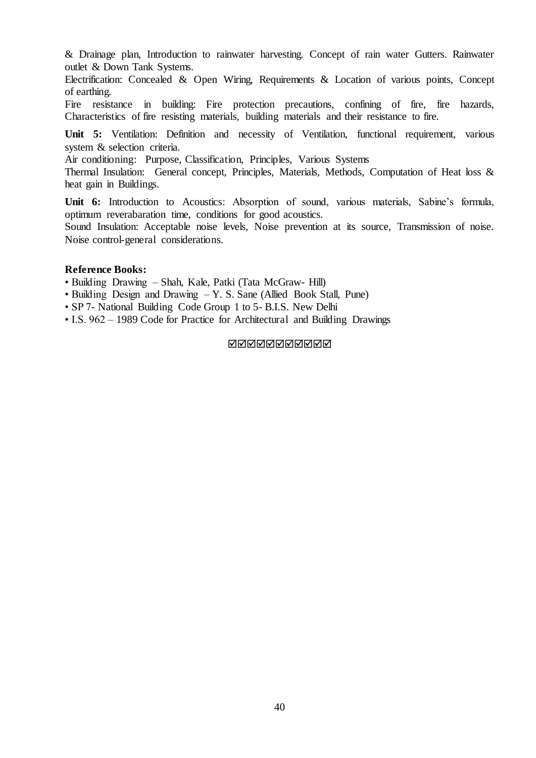& Drainage plan, Introduction to rainwater harvesting. Concept of rain water Gutters. Rainwater outlet & Down Tank Systems.

Electrification: Concealed & Open Wiring, Requirements & Location of various points, Concept of earthing.

Fire resistance in building: Fire protection precautions, confining of fire, fire hazards, Characteristics of fire resisting materials, building materials and their resistance to fire.

**Unit 5:** Ventilation: Definition and necessity of Ventilation, functional requirement, various system & selection criteria.

Air conditioning: Purpose, Classification, Principles, Various Systems

Thermal Insulation: General concept, Principles, Materials, Methods, Computation of Heat loss & heat gain in Buildings.

**Unit 6:** Introduction to Acoustics: Absorption of sound, various materials, Sabine's formula, optimum reverabaration time, conditions for good acoustics.

Sound Insulation: Acceptable noise levels, Noise prevention at its source, Transmission of noise. Noise control-general considerations.

**Reference Books:**

- Building Drawing – Shah, Kale, Patki (Tata McGraw- Hill)
- Building Design and Drawing – Y. S. Sane (Allied Book Stall, Pune)
- SP 7- National Building Code Group 1 to 5- B.I.S. New Delhi
- I.S. 962 – 1989 Code for Practice for Architectural and Building Drawings

☑☑☑☑☑☑☑☑☑☑☑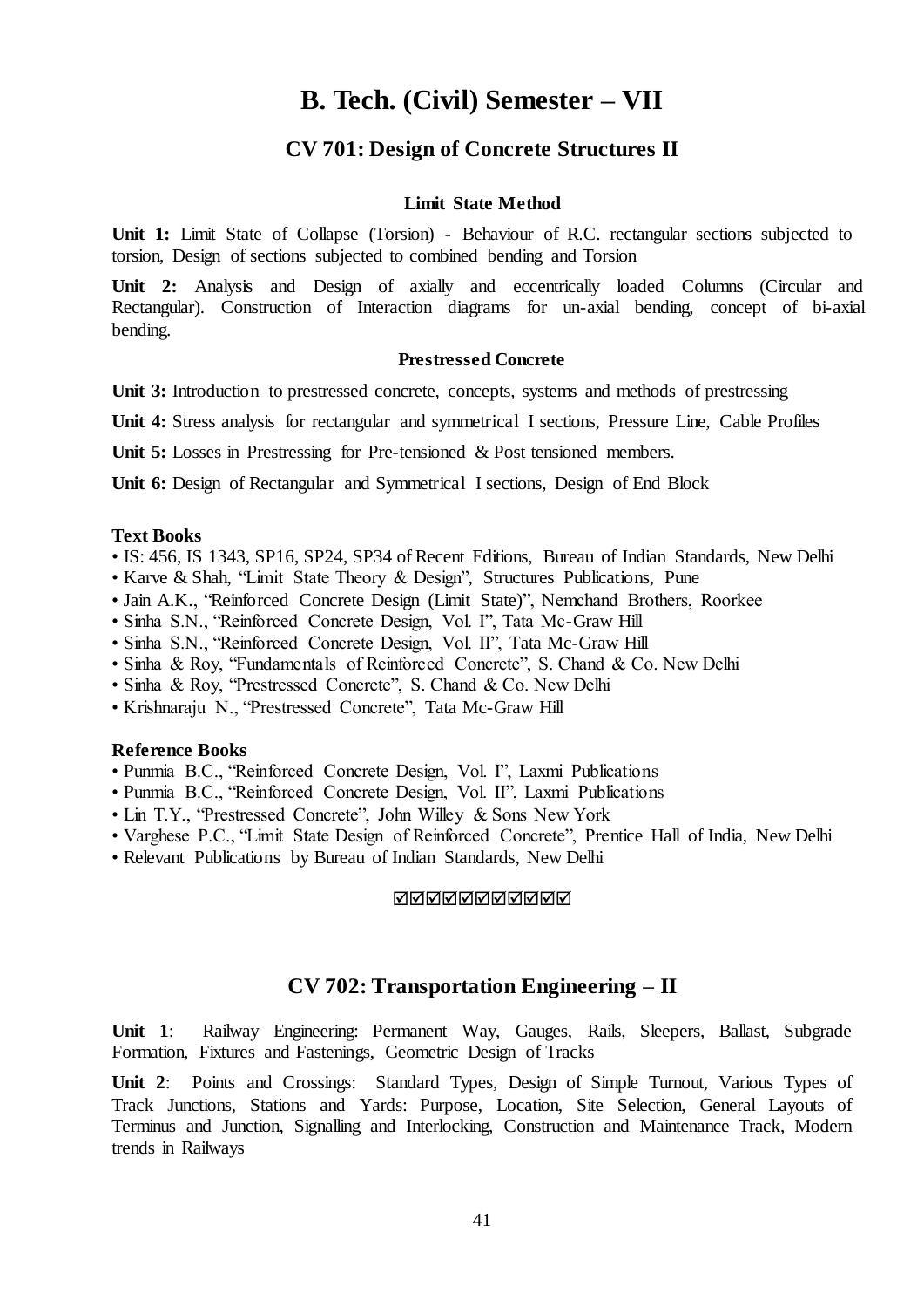# B. Tech. (Civil) Semester – VII

## CV 701: Design of Concrete Structures II

### Limit State Method

**Unit 1:** Limit State of Collapse (Torsion) - Behaviour of R.C. rectangular sections subjected to torsion, Design of sections subjected to combined bending and Torsion

**Unit 2:** Analysis and Design of axially and eccentrically loaded Columns (Circular and Rectangular). Construction of Interaction diagrams for un-axial bending, concept of bi-axial bending.

### Prestressed Concrete

**Unit 3:** Introduction to prestressed concrete, concepts, systems and methods of prestressing

**Unit 4:** Stress analysis for rectangular and symmetrical I sections, Pressure Line, Cable Profiles

**Unit 5:** Losses in Prestressing for Pre-tensioned & Post tensioned members.

**Unit 6:** Design of Rectangular and Symmetrical I sections, Design of End Block

**Text Books**

- IS: 456, IS 1343, SP16, SP24, SP34 of Recent Editions, Bureau of Indian Standards, New Delhi
- Karve & Shah, "Limit State Theory & Design", Structures Publications, Pune
- Jain A.K., "Reinforced Concrete Design (Limit State)", Nemchand Brothers, Roorkee
- Sinha S.N., "Reinforced Concrete Design, Vol. I", Tata Mc-Graw Hill
- Sinha S.N., "Reinforced Concrete Design, Vol. II", Tata Mc-Graw Hill
- Sinha & Roy, "Fundamentals of Reinforced Concrete", S. Chand & Co. New Delhi
- Sinha & Roy, "Prestressed Concrete", S. Chand & Co. New Delhi
- Krishnaraju N., "Prestressed Concrete", Tata Mc-Graw Hill

**Reference Books**

- Punmia B.C., "Reinforced Concrete Design, Vol. I", Laxmi Publications
- Punmia B.C., "Reinforced Concrete Design, Vol. II", Laxmi Publications
- Lin T.Y., "Prestressed Concrete", John Willey & Sons New York
- Varghese P.C., "Limit State Design of Reinforced Concrete", Prentice Hall of India, New Delhi
- Relevant Publications by Bureau of Indian Standards, New Delhi

☑☑☑☑☑☑☑☑☑☑☑

## CV 702: Transportation Engineering – II

**Unit 1**: Railway Engineering: Permanent Way, Gauges, Rails, Sleepers, Ballast, Subgrade Formation, Fixtures and Fastenings, Geometric Design of Tracks

**Unit 2**: Points and Crossings: Standard Types, Design of Simple Turnout, Various Types of Track Junctions, Stations and Yards: Purpose, Location, Site Selection, General Layouts of Terminus and Junction, Signalling and Interlocking, Construction and Maintenance Track, Modern trends in Railways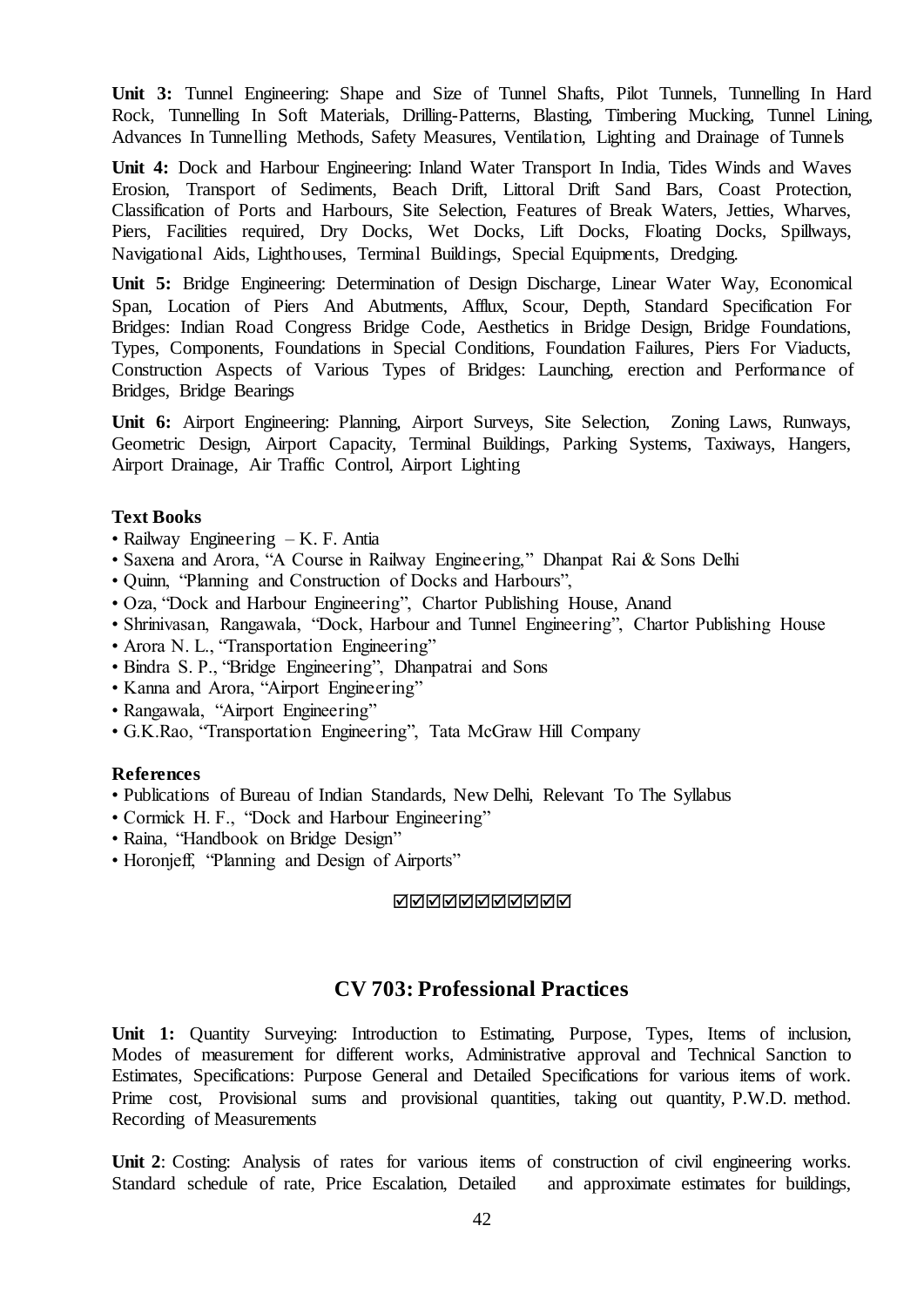**Unit 3:** Tunnel Engineering: Shape and Size of Tunnel Shafts, Pilot Tunnels, Tunnelling In Hard Rock, Tunnelling In Soft Materials, Drilling-Patterns, Blasting, Timbering Mucking, Tunnel Lining, Advances In Tunnelling Methods, Safety Measures, Ventilation, Lighting and Drainage of Tunnels

**Unit 4:** Dock and Harbour Engineering: Inland Water Transport In India, Tides Winds and Waves Erosion, Transport of Sediments, Beach Drift, Littoral Drift Sand Bars, Coast Protection, Classification of Ports and Harbours, Site Selection, Features of Break Waters, Jetties, Wharves, Piers, Facilities required, Dry Docks, Wet Docks, Lift Docks, Floating Docks, Spillways, Navigational Aids, Lighthouses, Terminal Buildings, Special Equipments, Dredging.

**Unit 5:** Bridge Engineering: Determination of Design Discharge, Linear Water Way, Economical Span, Location of Piers And Abutments, Afflux, Scour, Depth, Standard Specification For Bridges: Indian Road Congress Bridge Code, Aesthetics in Bridge Design, Bridge Foundations, Types, Components, Foundations in Special Conditions, Foundation Failures, Piers For Viaducts, Construction Aspects of Various Types of Bridges: Launching, erection and Performance of Bridges, Bridge Bearings

**Unit 6:** Airport Engineering: Planning, Airport Surveys, Site Selection, Zoning Laws, Runways, Geometric Design, Airport Capacity, Terminal Buildings, Parking Systems, Taxiways, Hangers, Airport Drainage, Air Traffic Control, Airport Lighting

**Text Books**

- Railway Engineering – K. F. Antia
- Saxena and Arora, "A Course in Railway Engineering," Dhanpat Rai & Sons Delhi
- Quinn, "Planning and Construction of Docks and Harbours",
- Oza, "Dock and Harbour Engineering", Chartor Publishing House, Anand
- Shrinivasan, Rangawala, "Dock, Harbour and Tunnel Engineering", Chartor Publishing House
- Arora N. L., "Transportation Engineering"
- Bindra S. P., "Bridge Engineering", Dhanpatrai and Sons
- Kanna and Arora, "Airport Engineering"
- Rangawala, "Airport Engineering"
- G.K.Rao, "Transportation Engineering", Tata McGraw Hill Company

**References**

- Publications of Bureau of Indian Standards, New Delhi, Relevant To The Syllabus
- Cormick H. F., "Dock and Harbour Engineering"
- Raina, "Handbook on Bridge Design"
- Horonjeff, "Planning and Design of Airports"

☑☑☑☑☑☑☑☑☑☑☑

## CV 703: Professional Practices

**Unit 1:** Quantity Surveying: Introduction to Estimating, Purpose, Types, Items of inclusion, Modes of measurement for different works, Administrative approval and Technical Sanction to Estimates, Specifications: Purpose General and Detailed Specifications for various items of work. Prime cost, Provisional sums and provisional quantities, taking out quantity, P.W.D. method. Recording of Measurements

**Unit 2**: Costing: Analysis of rates for various items of construction of civil engineering works. Standard schedule of rate, Price Escalation, Detailed and approximate estimates for buildings,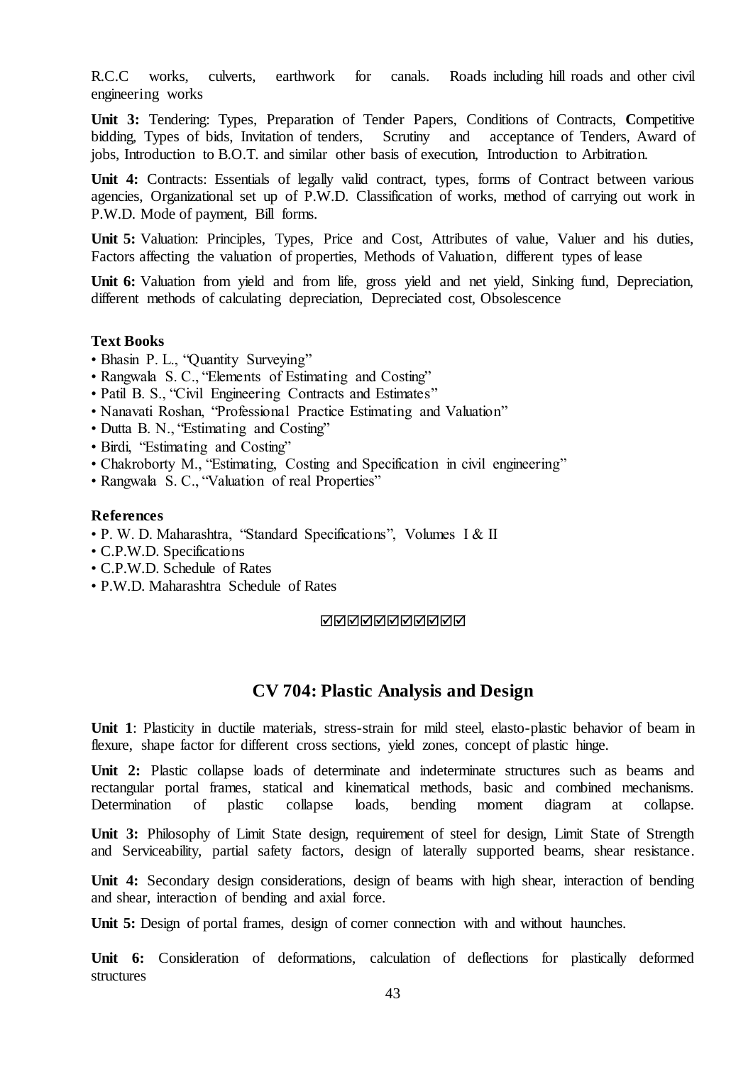R.C.C works, culverts, earthwork for canals. Roads including hill roads and other civil engineering works

**Unit 3:** Tendering: Types, Preparation of Tender Papers, Conditions of Contracts, Competitive bidding, Types of bids, Invitation of tenders, Scrutiny and acceptance of Tenders, Award of jobs, Introduction to B.O.T. and similar other basis of execution, Introduction to Arbitration.

**Unit 4:** Contracts: Essentials of legally valid contract, types, forms of Contract between various agencies, Organizational set up of P.W.D. Classification of works, method of carrying out work in P.W.D. Mode of payment, Bill forms.

**Unit 5:** Valuation: Principles, Types, Price and Cost, Attributes of value, Valuer and his duties, Factors affecting the valuation of properties, Methods of Valuation, different types of lease

**Unit 6:** Valuation from yield and from life, gross yield and net yield, Sinking fund, Depreciation, different methods of calculating depreciation, Depreciated cost, Obsolescence

**Text Books**

- Bhasin P. L., "Quantity Surveying"
- Rangwala S. C., "Elements of Estimating and Costing"
- Patil B. S., "Civil Engineering Contracts and Estimates"
- Nanavati Roshan, "Professional Practice Estimating and Valuation"
- Dutta B. N., "Estimating and Costing"
- Birdi, "Estimating and Costing"
- Chakroborty M., "Estimating, Costing and Specification in civil engineering"
- Rangwala S. C., "Valuation of real Properties"

**References**

- P. W. D. Maharashtra, "Standard Specifications", Volumes I & II
- C.P.W.D. Specifications
- C.P.W.D. Schedule of Rates
- P.W.D. Maharashtra Schedule of Rates

☑☑☑☑☑☑☑☑☑☑☑

## CV 704: Plastic Analysis and Design

**Unit 1**: Plasticity in ductile materials, stress-strain for mild steel, elasto-plastic behavior of beam in flexure, shape factor for different cross sections, yield zones, concept of plastic hinge.

**Unit 2:** Plastic collapse loads of determinate and indeterminate structures such as beams and rectangular portal frames, statical and kinematical methods, basic and combined mechanisms. Determination of plastic collapse loads, bending moment diagram at collapse.

**Unit 3:** Philosophy of Limit State design, requirement of steel for design, Limit State of Strength and Serviceability, partial safety factors, design of laterally supported beams, shear resistance.

**Unit 4:** Secondary design considerations, design of beams with high shear, interaction of bending and shear, interaction of bending and axial force.

**Unit 5:** Design of portal frames, design of corner connection with and without haunches.

**Unit 6:** Consideration of deformations, calculation of deflections for plastically deformed structures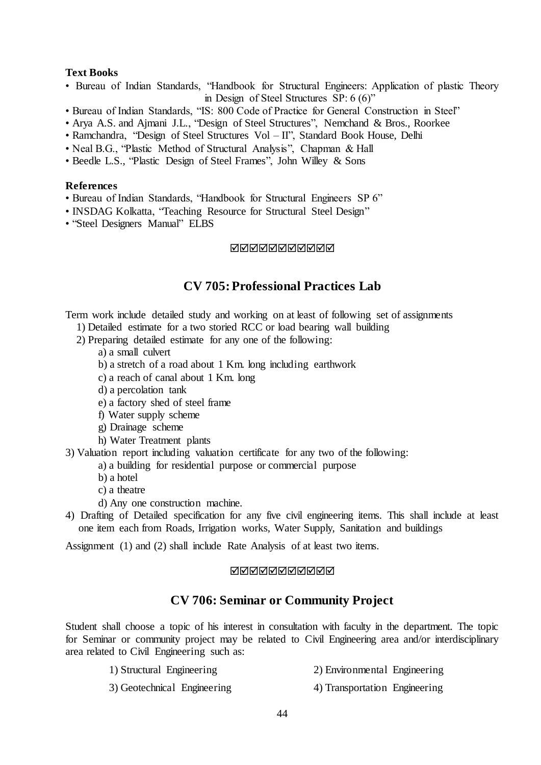**Text Books**

- Bureau of Indian Standards, "Handbook for Structural Engineers: Application of plastic Theory in Design of Steel Structures SP: 6 (6)"
- Bureau of Indian Standards, "IS: 800 Code of Practice for General Construction in Steel"
- Arya A.S. and Ajmani J.L., "Design of Steel Structures", Nemchand & Bros., Roorkee
- Ramchandra, "Design of Steel Structures Vol – II", Standard Book House, Delhi
- Neal B.G., "Plastic Method of Structural Analysis", Chapman & Hall
- Beedle L.S., "Plastic Design of Steel Frames", John Willey & Sons

**References**

- Bureau of Indian Standards, "Handbook for Structural Engineers SP 6"
- INSDAG Kolkatta, "Teaching Resource for Structural Steel Design"
- "Steel Designers Manual" ELBS

☑☑☑☑☑☑☑☑☑☑☑

## CV 705: Professional Practices Lab

Term work include detailed study and working on at least of following set of assignments

1) Detailed estimate for a two storied RCC or load bearing wall building
2) Preparing detailed estimate for any one of the following:
   - a) a small culvert
   - b) a stretch of a road about 1 Km. long including earthwork
   - c) a reach of canal about 1 Km. long
   - d) a percolation tank
   - e) a factory shed of steel frame
   - f) Water supply scheme
   - g) Drainage scheme
   - h) Water Treatment plants
3) Valuation report including valuation certificate for any two of the following:
   - a) a building for residential purpose or commercial purpose
   - b) a hotel
   - c) a theatre
   - d) Any one construction machine.
4) Drafting of Detailed specification for any five civil engineering items. This shall include at least one item each from Roads, Irrigation works, Water Supply, Sanitation and buildings

Assignment (1) and (2) shall include Rate Analysis of at least two items.

☑☑☑☑☑☑☑☑☑☑☑

## CV 706: Seminar or Community Project

Student shall choose a topic of his interest in consultation with faculty in the department. The topic for Seminar or community project may be related to Civil Engineering area and/or interdisciplinary area related to Civil Engineering such as:

1) Structural Engineering
2) Environmental Engineering
3) Geotechnical Engineering
4) Transportation Engineering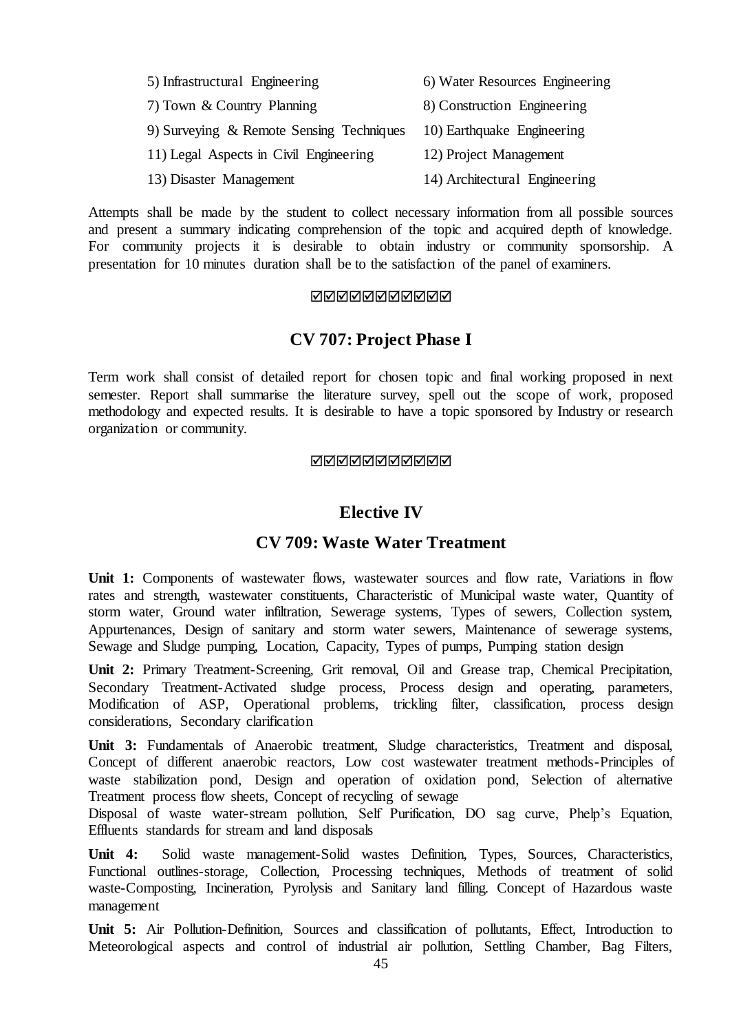5) Infrastructural Engineering
6) Water Resources Engineering
7) Town & Country Planning
8) Construction Engineering
9) Surveying & Remote Sensing Techniques
10) Earthquake Engineering
11) Legal Aspects in Civil Engineering
12) Project Management
13) Disaster Management
14) Architectural Engineering

Attempts shall be made by the student to collect necessary information from all possible sources and present a summary indicating comprehension of the topic and acquired depth of knowledge. For community projects it is desirable to obtain industry or community sponsorship. A presentation for 10 minutes duration shall be to the satisfaction of the panel of examiners.

☑☑☑☑☑☑☑☑☑☑☑

## CV 707: Project Phase I

Term work shall consist of detailed report for chosen topic and final working proposed in next semester. Report shall summarise the literature survey, spell out the scope of work, proposed methodology and expected results. It is desirable to have a topic sponsored by Industry or research organization or community.

☑☑☑☑☑☑☑☑☑☑☑

## Elective IV

## CV 709: Waste Water Treatment

**Unit 1:** Components of wastewater flows, wastewater sources and flow rate, Variations in flow rates and strength, wastewater constituents, Characteristic of Municipal waste water, Quantity of storm water, Ground water infiltration, Sewerage systems, Types of sewers, Collection system, Appurtenances, Design of sanitary and storm water sewers, Maintenance of sewerage systems, Sewage and Sludge pumping, Location, Capacity, Types of pumps, Pumping station design

**Unit 2:** Primary Treatment-Screening, Grit removal, Oil and Grease trap, Chemical Precipitation, Secondary Treatment-Activated sludge process, Process design and operating, parameters, Modification of ASP, Operational problems, trickling filter, classification, process design considerations, Secondary clarification

**Unit 3:** Fundamentals of Anaerobic treatment, Sludge characteristics, Treatment and disposal, Concept of different anaerobic reactors, Low cost wastewater treatment methods-Principles of waste stabilization pond, Design and operation of oxidation pond, Selection of alternative Treatment process flow sheets, Concept of recycling of sewage

Disposal of waste water-stream pollution, Self Purification, DO sag curve, Phelp's Equation, Effluents standards for stream and land disposals

**Unit 4:** Solid waste management-Solid wastes Definition, Types, Sources, Characteristics, Functional outlines-storage, Collection, Processing techniques, Methods of treatment of solid waste-Composting, Incineration, Pyrolysis and Sanitary land filling. Concept of Hazardous waste management

**Unit 5:** Air Pollution-Definition, Sources and classification of pollutants, Effect, Introduction to Meteorological aspects and control of industrial air pollution, Settling Chamber, Bag Filters,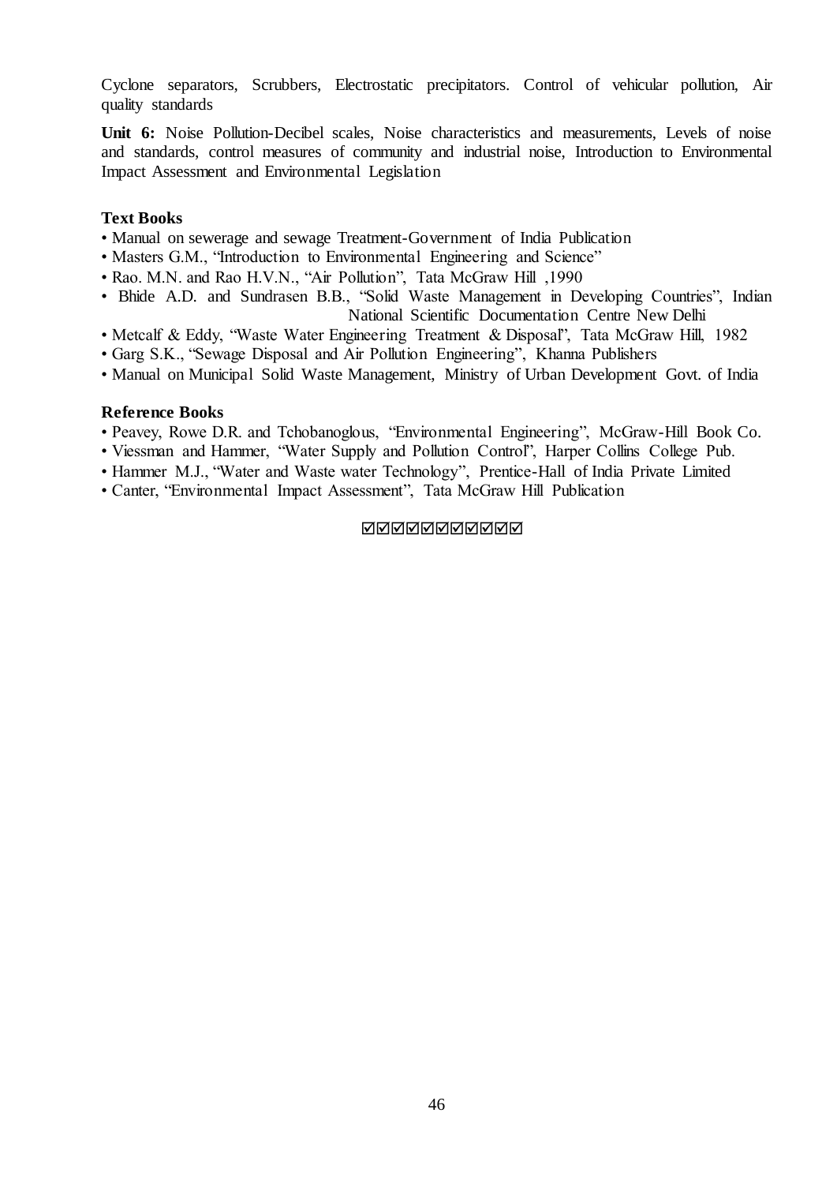Cyclone separators, Scrubbers, Electrostatic precipitators. Control of vehicular pollution, Air quality standards

**Unit 6:** Noise Pollution-Decibel scales, Noise characteristics and measurements, Levels of noise and standards, control measures of community and industrial noise, Introduction to Environmental Impact Assessment and Environmental Legislation

### Text Books

- Manual on sewerage and sewage Treatment-Government of India Publication
- Masters G.M., "Introduction to Environmental Engineering and Science"
- Rao. M.N. and Rao H.V.N., "Air Pollution", Tata McGraw Hill ,1990
- Bhide A.D. and Sundrasen B.B., "Solid Waste Management in Developing Countries", Indian National Scientific Documentation Centre New Delhi
- Metcalf & Eddy, "Waste Water Engineering Treatment & Disposal", Tata McGraw Hill, 1982
- Garg S.K., "Sewage Disposal and Air Pollution Engineering", Khanna Publishers
- Manual on Municipal Solid Waste Management, Ministry of Urban Development Govt. of India

### Reference Books

- Peavey, Rowe D.R. and Tchobanoglous, "Environmental Engineering", McGraw-Hill Book Co.
- Viessman and Hammer, "Water Supply and Pollution Control", Harper Collins College Pub.
- Hammer M.J., "Water and Waste water Technology", Prentice-Hall of India Private Limited
- Canter, "Environmental Impact Assessment", Tata McGraw Hill Publication

☑☑☑☑☑☑☑☑☑☑☑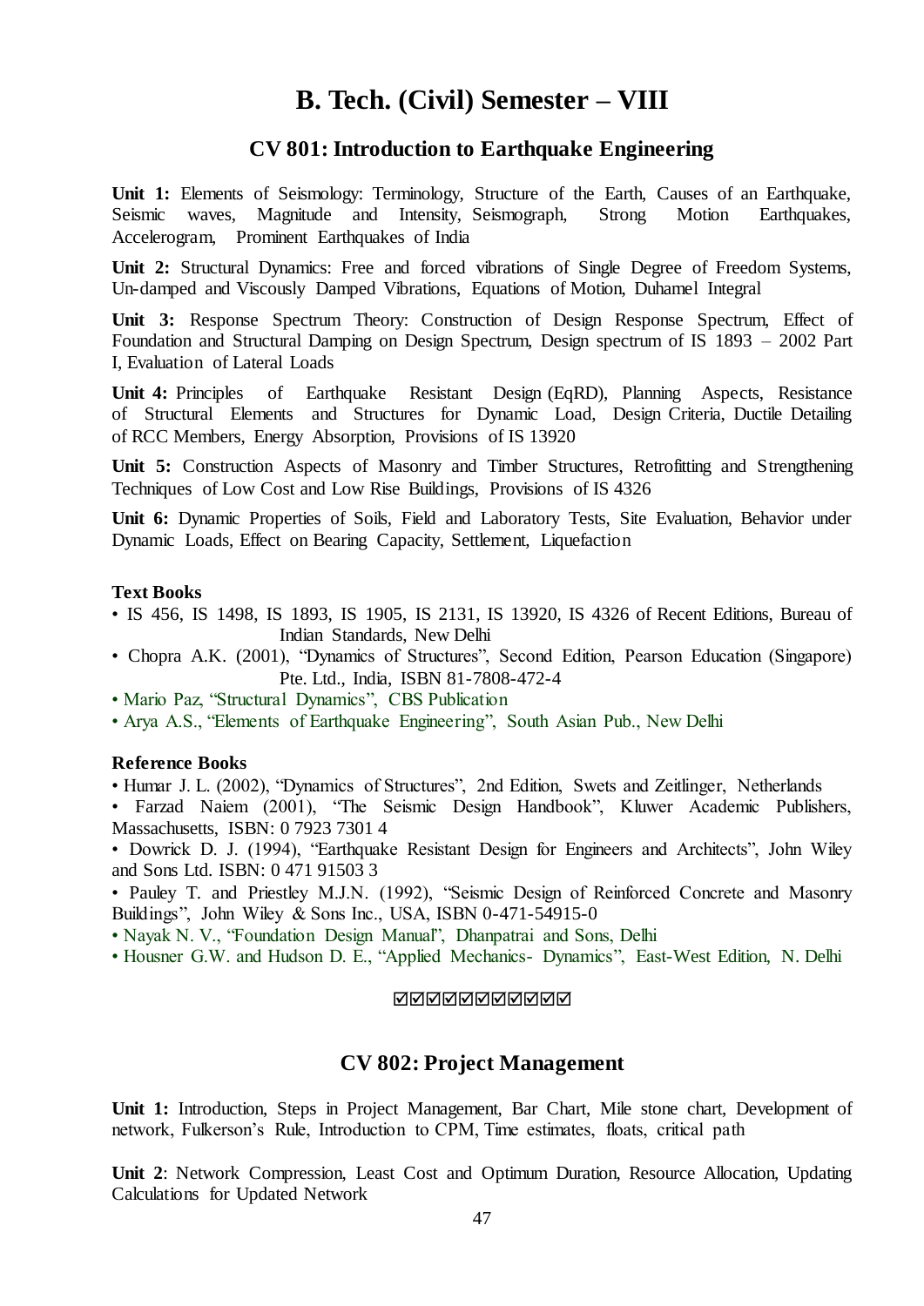# B. Tech. (Civil) Semester – VIII

## CV 801: Introduction to Earthquake Engineering

**Unit 1:** Elements of Seismology: Terminology, Structure of the Earth, Causes of an Earthquake, Seismic waves, Magnitude and Intensity, Seismograph, Strong Motion Earthquakes, Accelerogram, Prominent Earthquakes of India

**Unit 2:** Structural Dynamics: Free and forced vibrations of Single Degree of Freedom Systems, Un-damped and Viscously Damped Vibrations, Equations of Motion, Duhamel Integral

**Unit 3:** Response Spectrum Theory: Construction of Design Response Spectrum, Effect of Foundation and Structural Damping on Design Spectrum, Design spectrum of IS 1893 – 2002 Part I, Evaluation of Lateral Loads

**Unit 4:** Principles of Earthquake Resistant Design (EqRD), Planning Aspects, Resistance of Structural Elements and Structures for Dynamic Load, Design Criteria, Ductile Detailing of RCC Members, Energy Absorption, Provisions of IS 13920

**Unit 5:** Construction Aspects of Masonry and Timber Structures, Retrofitting and Strengthening Techniques of Low Cost and Low Rise Buildings, Provisions of IS 4326

**Unit 6:** Dynamic Properties of Soils, Field and Laboratory Tests, Site Evaluation, Behavior under Dynamic Loads, Effect on Bearing Capacity, Settlement, Liquefaction

### Text Books

- IS 456, IS 1498, IS 1893, IS 1905, IS 2131, IS 13920, IS 4326 of Recent Editions, Bureau of Indian Standards, New Delhi
- Chopra A.K. (2001), "Dynamics of Structures", Second Edition, Pearson Education (Singapore) Pte. Ltd., India, ISBN 81-7808-472-4
- Mario Paz, "Structural Dynamics", CBS Publication
- Arya A.S., "Elements of Earthquake Engineering", South Asian Pub., New Delhi

### Reference Books

- Humar J. L. (2002), "Dynamics of Structures", 2nd Edition, Swets and Zeitlinger, Netherlands
- Farzad Naiem (2001), "The Seismic Design Handbook", Kluwer Academic Publishers, Massachusetts, ISBN: 0 7923 7301 4
- Dowrick D. J. (1994), "Earthquake Resistant Design for Engineers and Architects", John Wiley and Sons Ltd. ISBN: 0 471 91503 3
- Pauley T. and Priestley M.J.N. (1992), "Seismic Design of Reinforced Concrete and Masonry Buildings", John Wiley & Sons Inc., USA, ISBN 0-471-54915-0
- Nayak N. V., "Foundation Design Manual", Dhanpatrai and Sons, Delhi
- Housner G.W. and Hudson D. E., "Applied Mechanics- Dynamics", East-West Edition, N. Delhi

☑☑☑☑☑☑☑☑☑☑☑

## CV 802: Project Management

**Unit 1:** Introduction, Steps in Project Management, Bar Chart, Mile stone chart, Development of network, Fulkerson's Rule, Introduction to CPM, Time estimates, floats, critical path

**Unit 2**: Network Compression, Least Cost and Optimum Duration, Resource Allocation, Updating Calculations for Updated Network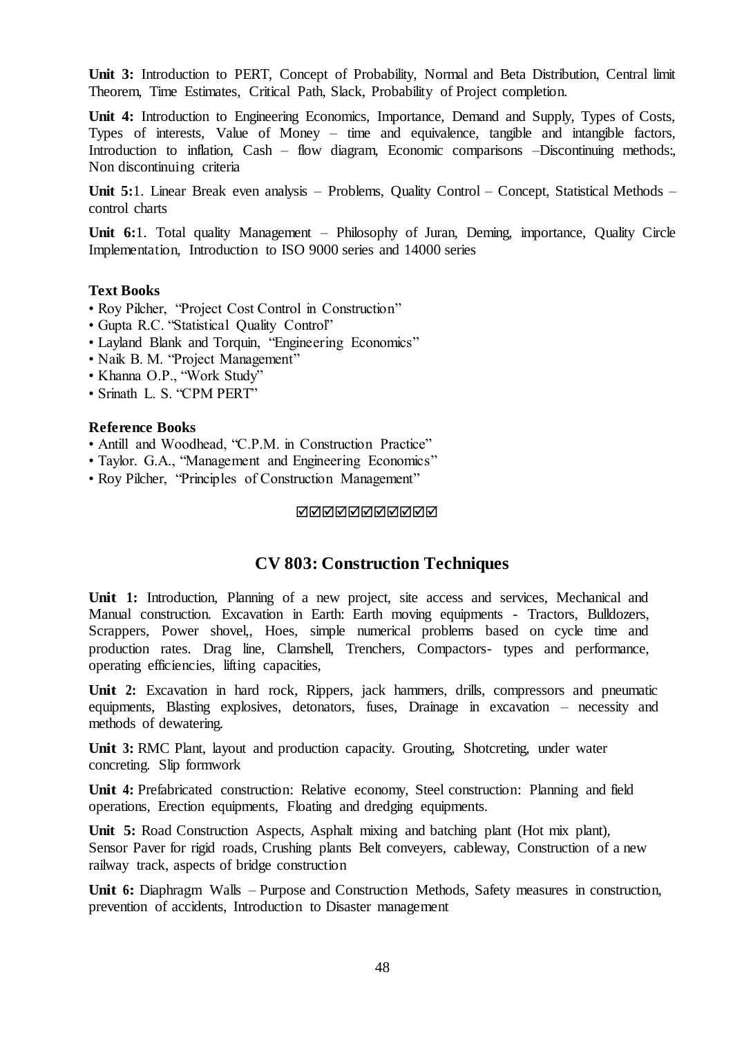**Unit 3:** Introduction to PERT, Concept of Probability, Normal and Beta Distribution, Central limit Theorem, Time Estimates, Critical Path, Slack, Probability of Project completion.

**Unit 4:** Introduction to Engineering Economics, Importance, Demand and Supply, Types of Costs, Types of interests, Value of Money – time and equivalence, tangible and intangible factors, Introduction to inflation, Cash – flow diagram, Economic comparisons –Discontinuing methods:, Non discontinuing criteria

**Unit 5:**1. Linear Break even analysis – Problems, Quality Control – Concept, Statistical Methods – control charts

**Unit 6:**1. Total quality Management – Philosophy of Juran, Deming, importance, Quality Circle Implementation, Introduction to ISO 9000 series and 14000 series

**Text Books**

- Roy Pilcher, "Project Cost Control in Construction"
- Gupta R.C. "Statistical Quality Control"
- Layland Blank and Torquin, "Engineering Economics"
- Naik B. M. "Project Management"
- Khanna O.P., "Work Study"
- Srinath L. S. "CPM PERT"

**Reference Books**

- Antill and Woodhead, "C.P.M. in Construction Practice"
- Taylor. G.A., "Management and Engineering Economics"
- Roy Pilcher, "Principles of Construction Management"

☑☑☑☑☑☑☑☑☑☑☑

## CV 803: Construction Techniques

**Unit 1:** Introduction, Planning of a new project, site access and services, Mechanical and Manual construction. Excavation in Earth: Earth moving equipments - Tractors, Bulldozers, Scrappers, Power shovel,, Hoes, simple numerical problems based on cycle time and production rates. Drag line, Clamshell, Trenchers, Compactors- types and performance, operating efficiencies, lifting capacities,

**Unit 2:** Excavation in hard rock, Rippers, jack hammers, drills, compressors and pneumatic equipments, Blasting explosives, detonators, fuses, Drainage in excavation – necessity and methods of dewatering.

**Unit 3:** RMC Plant, layout and production capacity. Grouting, Shotcreting, under water concreting. Slip formwork

**Unit 4:** Prefabricated construction: Relative economy, Steel construction: Planning and field operations, Erection equipments, Floating and dredging equipments.

**Unit 5:** Road Construction Aspects, Asphalt mixing and batching plant (Hot mix plant), Sensor Paver for rigid roads, Crushing plants Belt conveyers, cableway, Construction of a new railway track, aspects of bridge construction

**Unit 6:** Diaphragm Walls – Purpose and Construction Methods, Safety measures in construction, prevention of accidents, Introduction to Disaster management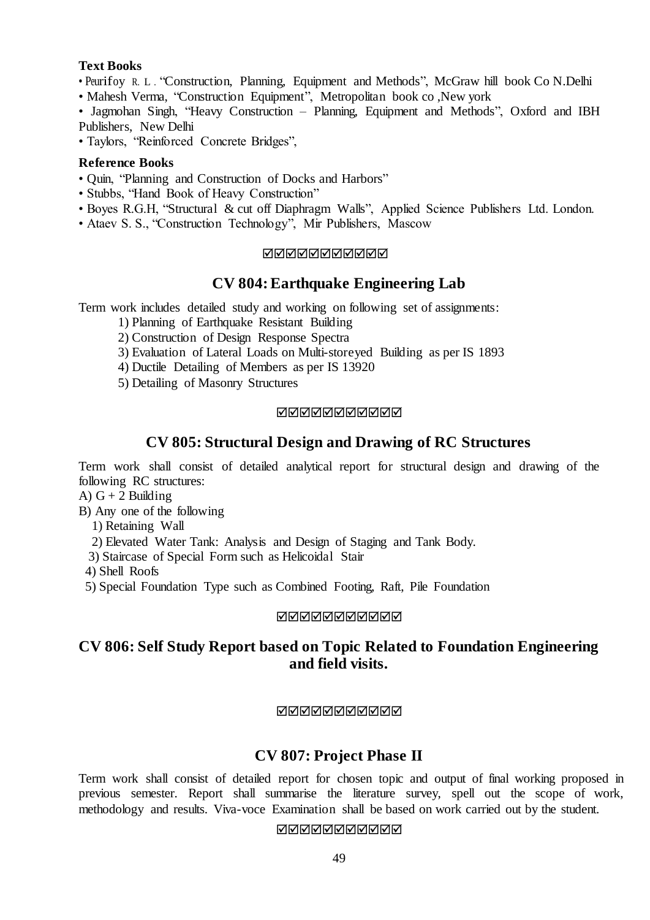**Text Books**

- Peurifoy R. L. "Construction, Planning, Equipment and Methods", McGraw hill book Co N.Delhi
- Mahesh Verma, "Construction Equipment", Metropolitan book co ,New york
- Jagmohan Singh, "Heavy Construction – Planning, Equipment and Methods", Oxford and IBH Publishers, New Delhi
- Taylors, "Reinforced Concrete Bridges",

**Reference Books**

- Quin, "Planning and Construction of Docks and Harbors"
- Stubbs, "Hand Book of Heavy Construction"
- Boyes R.G.H, "Structural & cut off Diaphragm Walls", Applied Science Publishers Ltd. London.
- Ataev S. S., "Construction Technology", Mir Publishers, Mascow

☑☑☑☑☑☑☑☑☑☑☑

## CV 804: Earthquake Engineering Lab

Term work includes detailed study and working on following set of assignments:

1) Planning of Earthquake Resistant Building
2) Construction of Design Response Spectra
3) Evaluation of Lateral Loads on Multi-storeyed Building as per IS 1893
4) Ductile Detailing of Members as per IS 13920
5) Detailing of Masonry Structures

☑☑☑☑☑☑☑☑☑☑☑

## CV 805: Structural Design and Drawing of RC Structures

Term work shall consist of detailed analytical report for structural design and drawing of the following RC structures:

A) G + 2 Building

B) Any one of the following

1) Retaining Wall
2) Elevated Water Tank: Analysis and Design of Staging and Tank Body.
3) Staircase of Special Form such as Helicoidal Stair
4) Shell Roofs
5) Special Foundation Type such as Combined Footing, Raft, Pile Foundation

☑☑☑☑☑☑☑☑☑☑☑

## CV 806: Self Study Report based on Topic Related to Foundation Engineering and field visits.

☑☑☑☑☑☑☑☑☑☑☑

## CV 807: Project Phase II

Term work shall consist of detailed report for chosen topic and output of final working proposed in previous semester. Report shall summarise the literature survey, spell out the scope of work, methodology and results. Viva-voce Examination shall be based on work carried out by the student.

☑☑☑☑☑☑☑☑☑☑☑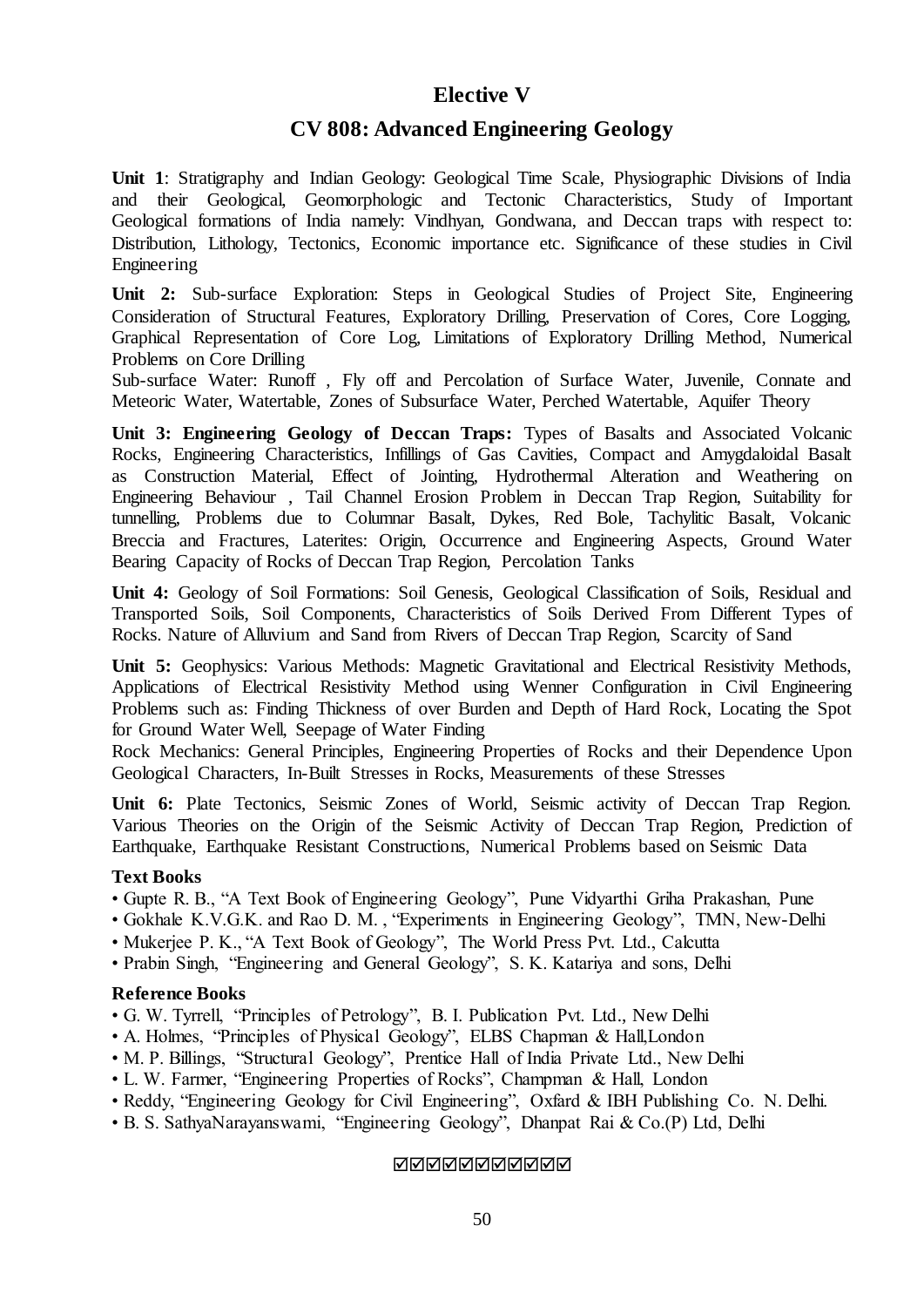# Elective V

## CV 808: Advanced Engineering Geology

**Unit 1**: Stratigraphy and Indian Geology: Geological Time Scale, Physiographic Divisions of India and their Geological, Geomorphologic and Tectonic Characteristics, Study of Important Geological formations of India namely: Vindhyan, Gondwana, and Deccan traps with respect to: Distribution, Lithology, Tectonics, Economic importance etc. Significance of these studies in Civil Engineering

**Unit 2:** Sub-surface Exploration: Steps in Geological Studies of Project Site, Engineering Consideration of Structural Features, Exploratory Drilling, Preservation of Cores, Core Logging, Graphical Representation of Core Log, Limitations of Exploratory Drilling Method, Numerical Problems on Core Drilling

Sub-surface Water: Runoff , Fly off and Percolation of Surface Water, Juvenile, Connate and Meteoric Water, Watertable, Zones of Subsurface Water, Perched Watertable, Aquifer Theory

**Unit 3: Engineering Geology of Deccan Traps:** Types of Basalts and Associated Volcanic Rocks, Engineering Characteristics, Infillings of Gas Cavities, Compact and Amygdaloidal Basalt as Construction Material, Effect of Jointing, Hydrothermal Alteration and Weathering on Engineering Behaviour , Tail Channel Erosion Problem in Deccan Trap Region, Suitability for tunnelling, Problems due to Columnar Basalt, Dykes, Red Bole, Tachylitic Basalt, Volcanic Breccia and Fractures, Laterites: Origin, Occurrence and Engineering Aspects, Ground Water Bearing Capacity of Rocks of Deccan Trap Region, Percolation Tanks

**Unit 4:** Geology of Soil Formations: Soil Genesis, Geological Classification of Soils, Residual and Transported Soils, Soil Components, Characteristics of Soils Derived From Different Types of Rocks. Nature of Alluvium and Sand from Rivers of Deccan Trap Region, Scarcity of Sand

**Unit 5:** Geophysics: Various Methods: Magnetic Gravitational and Electrical Resistivity Methods, Applications of Electrical Resistivity Method using Wenner Configuration in Civil Engineering Problems such as: Finding Thickness of over Burden and Depth of Hard Rock, Locating the Spot for Ground Water Well, Seepage of Water Finding

Rock Mechanics: General Principles, Engineering Properties of Rocks and their Dependence Upon Geological Characters, In-Built Stresses in Rocks, Measurements of these Stresses

**Unit 6:** Plate Tectonics, Seismic Zones of World, Seismic activity of Deccan Trap Region. Various Theories on the Origin of the Seismic Activity of Deccan Trap Region, Prediction of Earthquake, Earthquake Resistant Constructions, Numerical Problems based on Seismic Data

### Text Books

- Gupte R. B., "A Text Book of Engineering Geology", Pune Vidyarthi Griha Prakashan, Pune
- Gokhale K.V.G.K. and Rao D. M. , "Experiments in Engineering Geology", TMN, New-Delhi
- Mukerjee P. K., "A Text Book of Geology", The World Press Pvt. Ltd., Calcutta
- Prabin Singh, "Engineering and General Geology", S. K. Katariya and sons, Delhi

### Reference Books

- G. W. Tyrrell, "Principles of Petrology", B. I. Publication Pvt. Ltd., New Delhi
- A. Holmes, "Principles of Physical Geology", ELBS Chapman & Hall,London
- M. P. Billings, "Structural Geology", Prentice Hall of India Private Ltd., New Delhi
- L. W. Farmer, "Engineering Properties of Rocks", Champman & Hall, London
- Reddy, "Engineering Geology for Civil Engineering", Oxfard & IBH Publishing Co. N. Delhi.
- B. S. SathyaNarayanswami, "Engineering Geology", Dhanpat Rai & Co.(P) Ltd, Delhi

☑☑☑☑☑☑☑☑☑☑☑